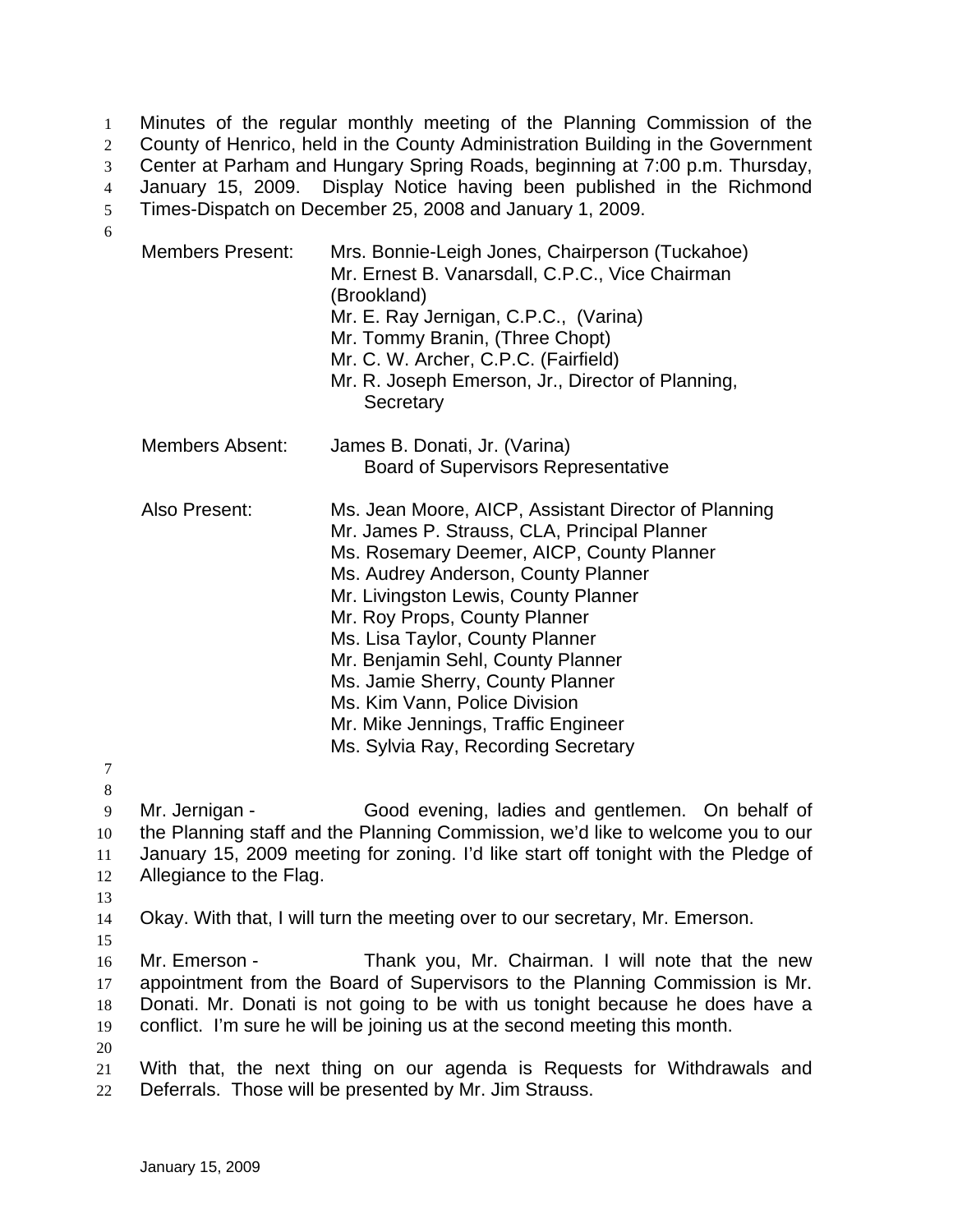Minutes of the regular monthly meeting of the Planning Commission of the County of Henrico, held in the County Administration Building in the Government Center at Parham and Hungary Spring Roads, beginning at 7:00 p.m. Thursday, January 15, 2009. Display Notice having been published in the Richmond Times-Dispatch on December 25, 2008 and January 1, 2009.

| | |
|---|---|
| Members Present: | Mrs. Bonnie-Leigh Jones, Chairperson (Tuckahoe)<br>Mr. Ernest B. Vanarsdall, C.P.C., Vice Chairman (Brookland)<br>Mr. E. Ray Jernigan, C.P.C., (Varina)<br>Mr. Tommy Branin, (Three Chopt)<br>Mr. C. W. Archer, C.P.C. (Fairfield)<br>Mr. R. Joseph Emerson, Jr., Director of Planning, Secretary |
| Members Absent: | James B. Donati, Jr. (Varina)<br>Board of Supervisors Representative |
| Also Present: | Ms. Jean Moore, AICP, Assistant Director of Planning<br>Mr. James P. Strauss, CLA, Principal Planner<br>Ms. Rosemary Deemer, AICP, County Planner<br>Ms. Audrey Anderson, County Planner<br>Mr. Livingston Lewis, County Planner<br>Mr. Roy Props, County Planner<br>Ms. Lisa Taylor, County Planner<br>Mr. Benjamin Sehl, County Planner<br>Ms. Jamie Sherry, County Planner<br>Ms. Kim Vann, Police Division<br>Mr. Mike Jennings, Traffic Engineer<br>Ms. Sylvia Ray, Recording Secretary |

Mr. Jernigan - Good evening, ladies and gentlemen. On behalf of the Planning staff and the Planning Commission, we'd like to welcome you to our January 15, 2009 meeting for zoning. I'd like start off tonight with the Pledge of Allegiance to the Flag.

Okay. With that, I will turn the meeting over to our secretary, Mr. Emerson.

Mr. Emerson - Thank you, Mr. Chairman. I will note that the new appointment from the Board of Supervisors to the Planning Commission is Mr. Donati. Mr. Donati is not going to be with us tonight because he does have a conflict. I'm sure he will be joining us at the second meeting this month.

With that, the next thing on our agenda is Requests for Withdrawals and Deferrals. Those will be presented by Mr. Jim Strauss.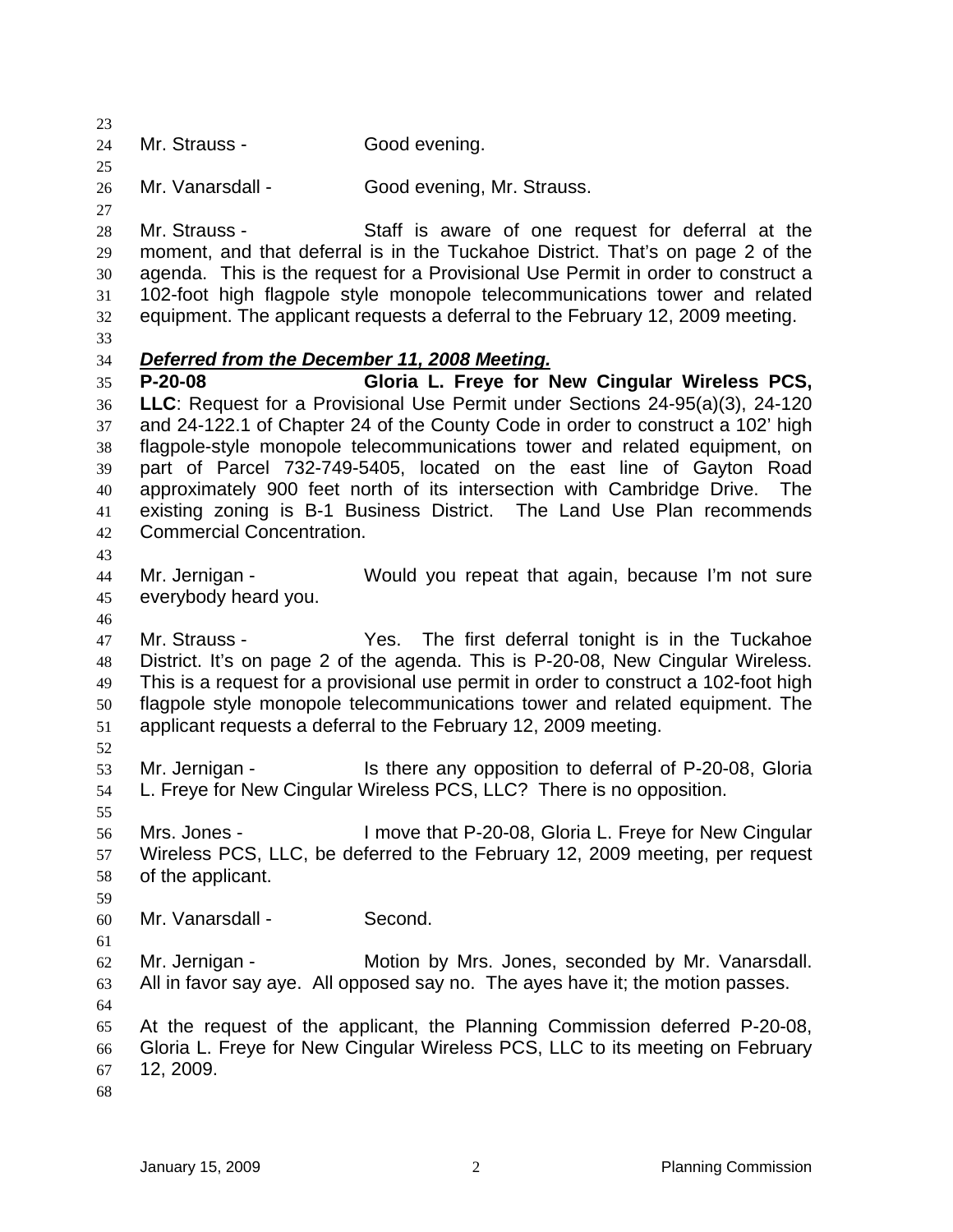Mr. Strauss - Good evening.

Mr. Vanarsdall - Good evening, Mr. Strauss.

Mr. Strauss - Staff is aware of one request for deferral at the moment, and that deferral is in the Tuckahoe District. That's on page 2 of the agenda. This is the request for a Provisional Use Permit in order to construct a 102-foot high flagpole style monopole telecommunications tower and related equipment. The applicant requests a deferral to the February 12, 2009 meeting.

***Deferred from the December 11, 2008 Meeting.***

**P-20-08 Gloria L. Freye for New Cingular Wireless PCS, LLC**: Request for a Provisional Use Permit under Sections 24-95(a)(3), 24-120 and 24-122.1 of Chapter 24 of the County Code in order to construct a 102' high flagpole-style monopole telecommunications tower and related equipment, on part of Parcel 732-749-5405, located on the east line of Gayton Road approximately 900 feet north of its intersection with Cambridge Drive. The existing zoning is B-1 Business District. The Land Use Plan recommends Commercial Concentration.

Mr. Jernigan - Would you repeat that again, because I'm not sure everybody heard you.

Mr. Strauss - Yes. The first deferral tonight is in the Tuckahoe District. It's on page 2 of the agenda. This is P-20-08, New Cingular Wireless. This is a request for a provisional use permit in order to construct a 102-foot high flagpole style monopole telecommunications tower and related equipment. The applicant requests a deferral to the February 12, 2009 meeting.

Mr. Jernigan - Is there any opposition to deferral of P-20-08, Gloria L. Freye for New Cingular Wireless PCS, LLC? There is no opposition.

Mrs. Jones - I move that P-20-08, Gloria L. Freye for New Cingular Wireless PCS, LLC, be deferred to the February 12, 2009 meeting, per request of the applicant.

Mr. Vanarsdall - Second.

Mr. Jernigan - Motion by Mrs. Jones, seconded by Mr. Vanarsdall. All in favor say aye. All opposed say no. The ayes have it; the motion passes.

At the request of the applicant, the Planning Commission deferred P-20-08, Gloria L. Freye for New Cingular Wireless PCS, LLC to its meeting on February 12, 2009.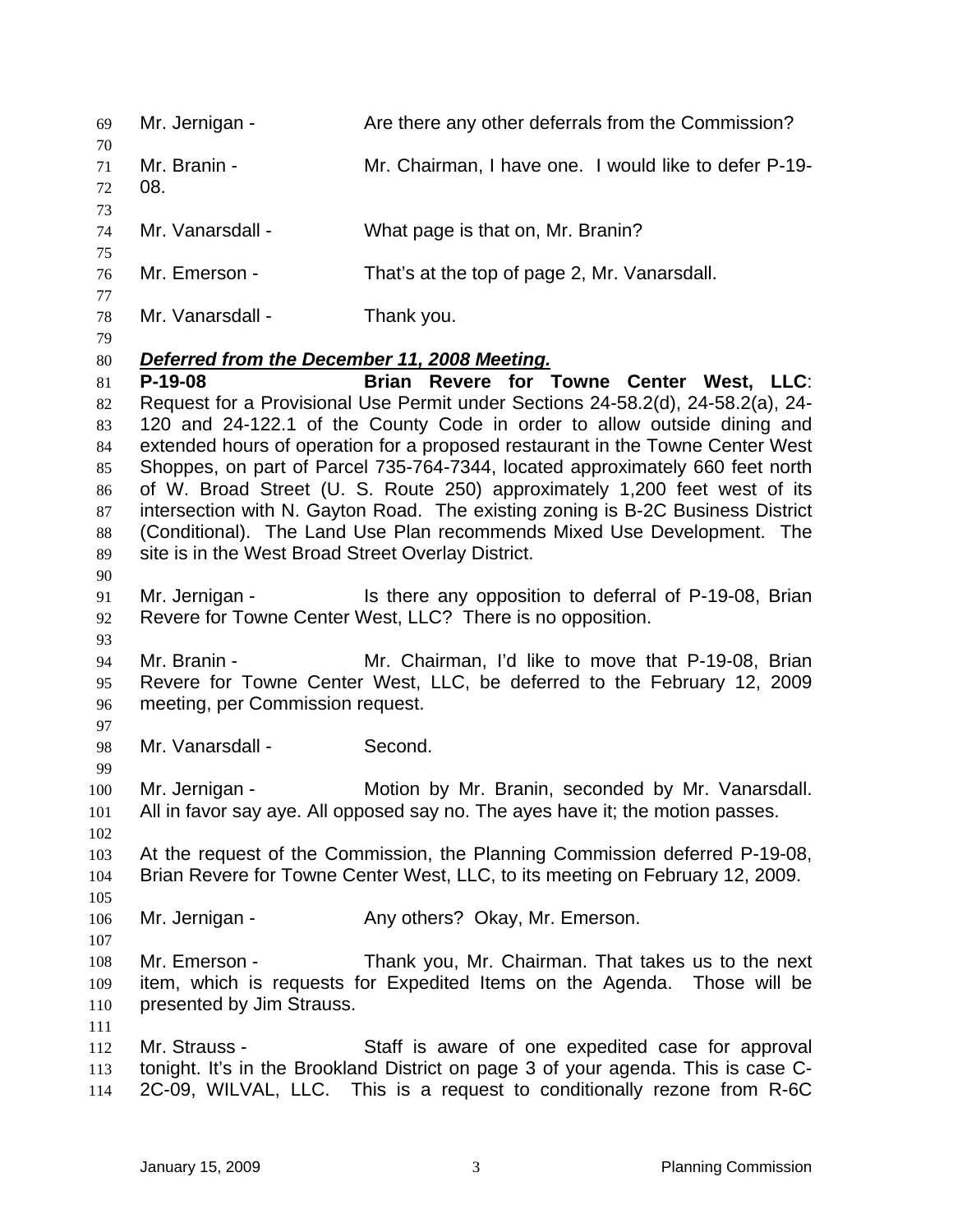Mr. Jernigan - Are there any other deferrals from the Commission?

Mr. Branin - Mr. Chairman, I have one. I would like to defer P-19-08.

Mr. Vanarsdall - What page is that on, Mr. Branin?

Mr. Emerson - That's at the top of page 2, Mr. Vanarsdall.

Mr. Vanarsdall - Thank you.

***Deferred from the December 11, 2008 Meeting.***

**P-19-08 Brian Revere for Towne Center West, LLC**: Request for a Provisional Use Permit under Sections 24-58.2(d), 24-58.2(a), 24-120 and 24-122.1 of the County Code in order to allow outside dining and extended hours of operation for a proposed restaurant in the Towne Center West Shoppes, on part of Parcel 735-764-7344, located approximately 660 feet north of W. Broad Street (U. S. Route 250) approximately 1,200 feet west of its intersection with N. Gayton Road. The existing zoning is B-2C Business District (Conditional). The Land Use Plan recommends Mixed Use Development. The site is in the West Broad Street Overlay District.

Mr. Jernigan - Is there any opposition to deferral of P-19-08, Brian Revere for Towne Center West, LLC? There is no opposition.

Mr. Branin - Mr. Chairman, I'd like to move that P-19-08, Brian Revere for Towne Center West, LLC, be deferred to the February 12, 2009 meeting, per Commission request.

Mr. Vanarsdall - Second.

Mr. Jernigan - Motion by Mr. Branin, seconded by Mr. Vanarsdall. All in favor say aye. All opposed say no. The ayes have it; the motion passes.

At the request of the Commission, the Planning Commission deferred P-19-08, Brian Revere for Towne Center West, LLC, to its meeting on February 12, 2009.

Mr. Jernigan - Any others? Okay, Mr. Emerson.

Mr. Emerson - Thank you, Mr. Chairman. That takes us to the next item, which is requests for Expedited Items on the Agenda. Those will be presented by Jim Strauss.

Mr. Strauss - Staff is aware of one expedited case for approval tonight. It's in the Brookland District on page 3 of your agenda. This is case C-2C-09, WILVAL, LLC. This is a request to conditionally rezone from R-6C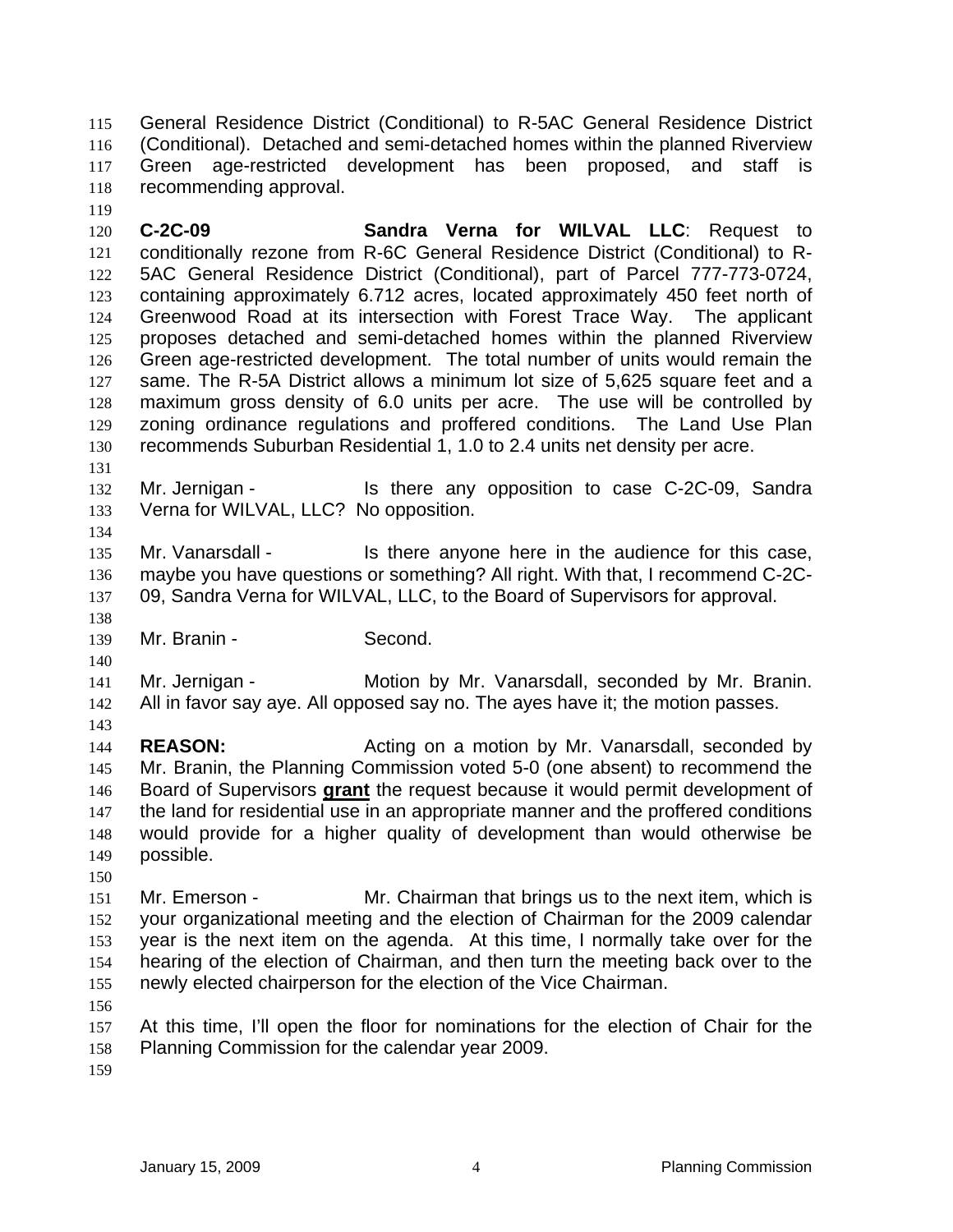General Residence District (Conditional) to R-5AC General Residence District (Conditional). Detached and semi-detached homes within the planned Riverview Green age-restricted development has been proposed, and staff is recommending approval.

**C-2C-09** **Sandra Verna for WILVAL LLC**: Request to conditionally rezone from R-6C General Residence District (Conditional) to R-5AC General Residence District (Conditional), part of Parcel 777-773-0724, containing approximately 6.712 acres, located approximately 450 feet north of Greenwood Road at its intersection with Forest Trace Way. The applicant proposes detached and semi-detached homes within the planned Riverview Green age-restricted development. The total number of units would remain the same. The R-5A District allows a minimum lot size of 5,625 square feet and a maximum gross density of 6.0 units per acre. The use will be controlled by zoning ordinance regulations and proffered conditions. The Land Use Plan recommends Suburban Residential 1, 1.0 to 2.4 units net density per acre.

Mr. Jernigan - Is there any opposition to case C-2C-09, Sandra Verna for WILVAL, LLC? No opposition.

Mr. Vanarsdall - Is there anyone here in the audience for this case, maybe you have questions or something? All right. With that, I recommend C-2C-09, Sandra Verna for WILVAL, LLC, to the Board of Supervisors for approval.

Mr. Branin - Second.

Mr. Jernigan - Motion by Mr. Vanarsdall, seconded by Mr. Branin. All in favor say aye. All opposed say no. The ayes have it; the motion passes.

**REASON:** Acting on a motion by Mr. Vanarsdall, seconded by Mr. Branin, the Planning Commission voted 5-0 (one absent) to recommend the Board of Supervisors **grant** the request because it would permit development of the land for residential use in an appropriate manner and the proffered conditions would provide for a higher quality of development than would otherwise be possible.

Mr. Emerson - Mr. Chairman that brings us to the next item, which is your organizational meeting and the election of Chairman for the 2009 calendar year is the next item on the agenda. At this time, I normally take over for the hearing of the election of Chairman, and then turn the meeting back over to the newly elected chairperson for the election of the Vice Chairman.

At this time, I'll open the floor for nominations for the election of Chair for the Planning Commission for the calendar year 2009.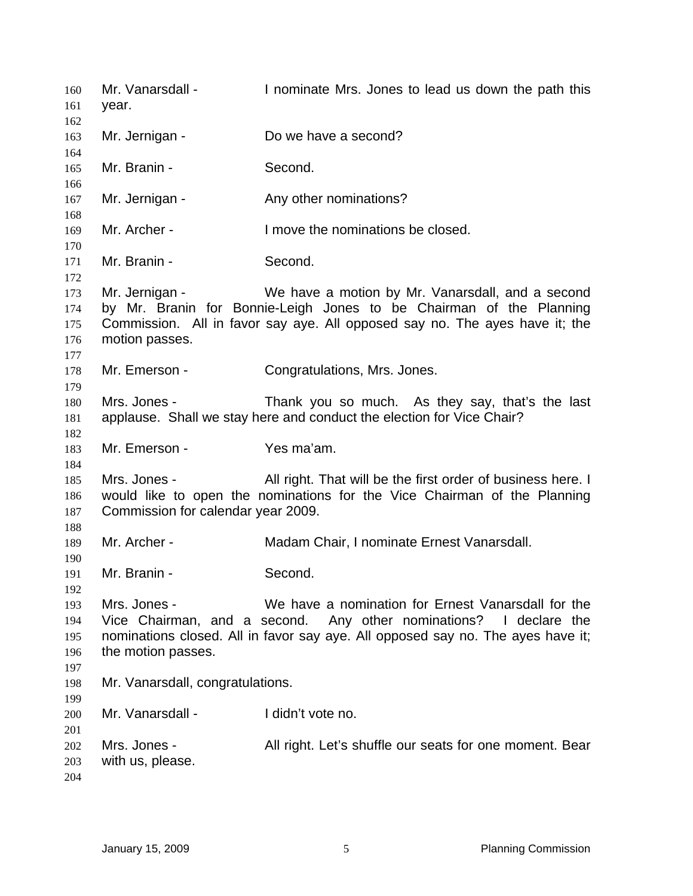Mr. Vanarsdall - I nominate Mrs. Jones to lead us down the path this year.

Mr. Jernigan - Do we have a second?

Mr. Branin - Second.

Mr. Jernigan - Any other nominations?

Mr. Archer - I move the nominations be closed.

Mr. Branin - Second.

Mr. Jernigan - We have a motion by Mr. Vanarsdall, and a second by Mr. Branin for Bonnie-Leigh Jones to be Chairman of the Planning Commission. All in favor say aye. All opposed say no. The ayes have it; the motion passes.

Mr. Emerson - Congratulations, Mrs. Jones.

Mrs. Jones - Thank you so much. As they say, that's the last applause. Shall we stay here and conduct the election for Vice Chair?

Mr. Emerson - Yes ma'am.

Mrs. Jones - All right. That will be the first order of business here. I would like to open the nominations for the Vice Chairman of the Planning Commission for calendar year 2009.

Mr. Archer - Madam Chair, I nominate Ernest Vanarsdall.

Mr. Branin - Second.

Mrs. Jones - We have a nomination for Ernest Vanarsdall for the Vice Chairman, and a second. Any other nominations? I declare the nominations closed. All in favor say aye. All opposed say no. The ayes have it; the motion passes.

Mr. Vanarsdall, congratulations.

Mr. Vanarsdall - I didn't vote no.

Mrs. Jones - All right. Let's shuffle our seats for one moment. Bear with us, please.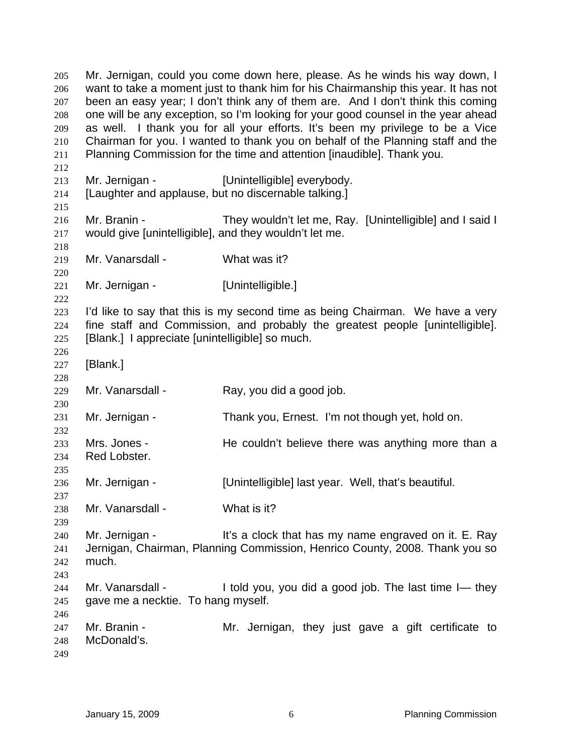Mr. Jernigan, could you come down here, please. As he winds his way down, I want to take a moment just to thank him for his Chairmanship this year. It has not been an easy year; I don't think any of them are. And I don't think this coming one will be any exception, so I'm looking for your good counsel in the year ahead as well. I thank you for all your efforts. It's been my privilege to be a Vice Chairman for you. I wanted to thank you on behalf of the Planning staff and the Planning Commission for the time and attention [inaudible]. Thank you.

Mr. Jernigan - [Unintelligible] everybody.
[Laughter and applause, but no discernable talking.]

Mr. Branin - They wouldn't let me, Ray. [Unintelligible] and I said I would give [unintelligible], and they wouldn't let me.

Mr. Vanarsdall - What was it?

Mr. Jernigan - [Unintelligible.]

I'd like to say that this is my second time as being Chairman. We have a very fine staff and Commission, and probably the greatest people [unintelligible]. [Blank.] I appreciate [unintelligible] so much.

[Blank.]

Mr. Vanarsdall - Ray, you did a good job.

Mr. Jernigan - Thank you, Ernest. I'm not though yet, hold on.

Mrs. Jones - He couldn't believe there was anything more than a Red Lobster.

Mr. Jernigan - [Unintelligible] last year. Well, that's beautiful.

Mr. Vanarsdall - What is it?

Mr. Jernigan - It's a clock that has my name engraved on it. E. Ray Jernigan, Chairman, Planning Commission, Henrico County, 2008. Thank you so much.

Mr. Vanarsdall - I told you, you did a good job. The last time I— they gave me a necktie. To hang myself.

Mr. Branin - Mr. Jernigan, they just gave a gift certificate to McDonald's.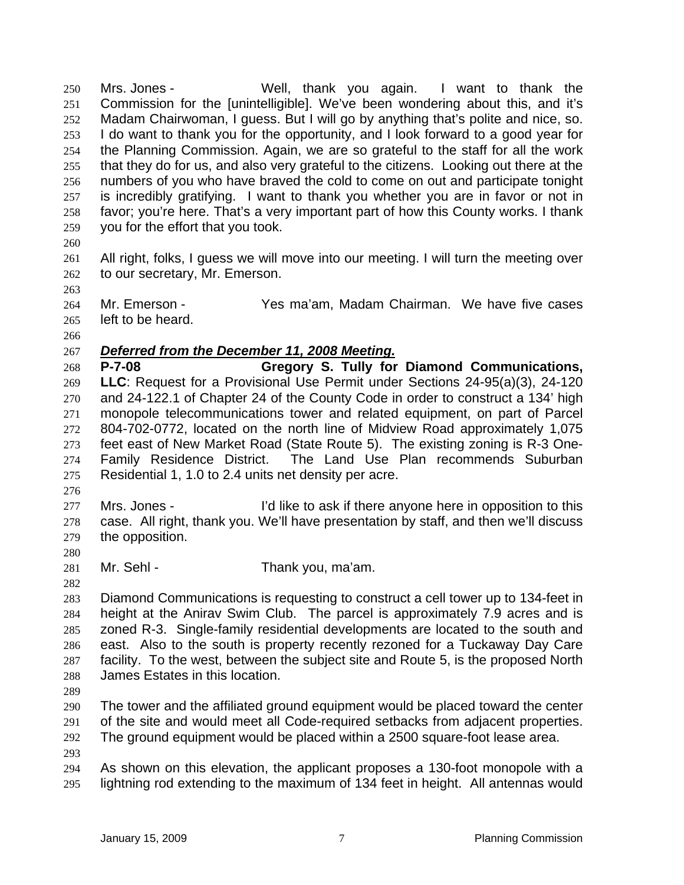Mrs. Jones - Well, thank you again. I want to thank the Commission for the [unintelligible]. We've been wondering about this, and it's Madam Chairwoman, I guess. But I will go by anything that's polite and nice, so. I do want to thank you for the opportunity, and I look forward to a good year for the Planning Commission. Again, we are so grateful to the staff for all the work that they do for us, and also very grateful to the citizens. Looking out there at the numbers of you who have braved the cold to come on out and participate tonight is incredibly gratifying. I want to thank you whether you are in favor or not in favor; you're here. That's a very important part of how this County works. I thank you for the effort that you took.

All right, folks, I guess we will move into our meeting. I will turn the meeting over to our secretary, Mr. Emerson.

Mr. Emerson - Yes ma'am, Madam Chairman. We have five cases left to be heard.

***Deferred from the December 11, 2008 Meeting.***

**P-7-08 Gregory S. Tully for Diamond Communications, LLC**: Request for a Provisional Use Permit under Sections 24-95(a)(3), 24-120 and 24-122.1 of Chapter 24 of the County Code in order to construct a 134' high monopole telecommunications tower and related equipment, on part of Parcel 804-702-0772, located on the north line of Midview Road approximately 1,075 feet east of New Market Road (State Route 5). The existing zoning is R-3 One-Family Residence District. The Land Use Plan recommends Suburban Residential 1, 1.0 to 2.4 units net density per acre.

Mrs. Jones - I'd like to ask if there anyone here in opposition to this case. All right, thank you. We'll have presentation by staff, and then we'll discuss the opposition.

Mr. Sehl - Thank you, ma'am.

Diamond Communications is requesting to construct a cell tower up to 134-feet in height at the Anirav Swim Club. The parcel is approximately 7.9 acres and is zoned R-3. Single-family residential developments are located to the south and east. Also to the south is property recently rezoned for a Tuckaway Day Care facility. To the west, between the subject site and Route 5, is the proposed North James Estates in this location.

The tower and the affiliated ground equipment would be placed toward the center of the site and would meet all Code-required setbacks from adjacent properties. The ground equipment would be placed within a 2500 square-foot lease area.

As shown on this elevation, the applicant proposes a 130-foot monopole with a lightning rod extending to the maximum of 134 feet in height. All antennas would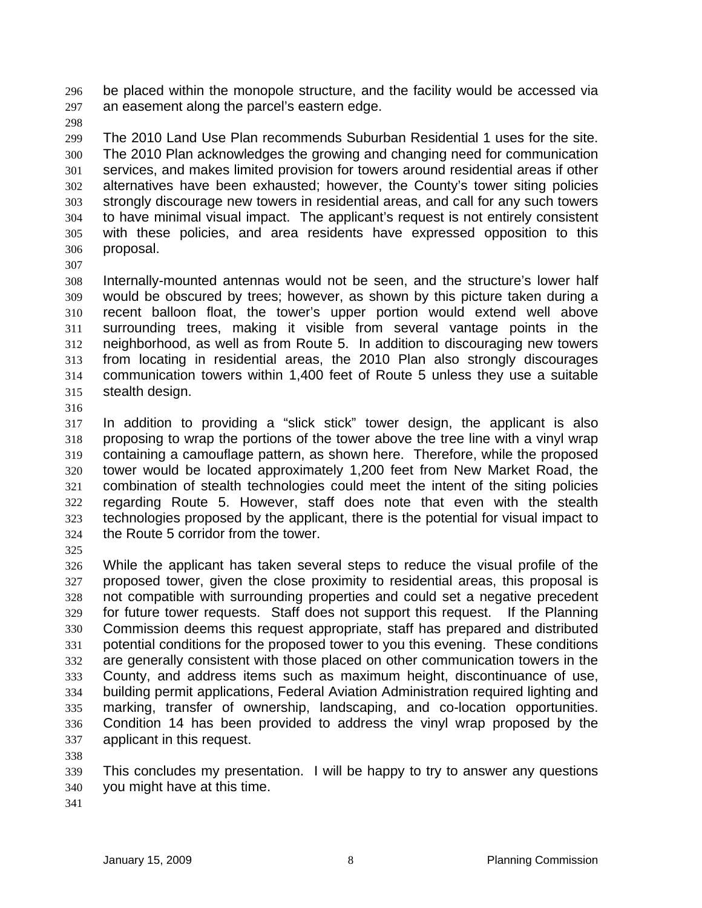be placed within the monopole structure, and the facility would be accessed via an easement along the parcel's eastern edge.

The 2010 Land Use Plan recommends Suburban Residential 1 uses for the site. The 2010 Plan acknowledges the growing and changing need for communication services, and makes limited provision for towers around residential areas if other alternatives have been exhausted; however, the County's tower siting policies strongly discourage new towers in residential areas, and call for any such towers to have minimal visual impact. The applicant's request is not entirely consistent with these policies, and area residents have expressed opposition to this proposal.

Internally-mounted antennas would not be seen, and the structure's lower half would be obscured by trees; however, as shown by this picture taken during a recent balloon float, the tower's upper portion would extend well above surrounding trees, making it visible from several vantage points in the neighborhood, as well as from Route 5. In addition to discouraging new towers from locating in residential areas, the 2010 Plan also strongly discourages communication towers within 1,400 feet of Route 5 unless they use a suitable stealth design.

In addition to providing a "slick stick" tower design, the applicant is also proposing to wrap the portions of the tower above the tree line with a vinyl wrap containing a camouflage pattern, as shown here. Therefore, while the proposed tower would be located approximately 1,200 feet from New Market Road, the combination of stealth technologies could meet the intent of the siting policies regarding Route 5. However, staff does note that even with the stealth technologies proposed by the applicant, there is the potential for visual impact to the Route 5 corridor from the tower.

While the applicant has taken several steps to reduce the visual profile of the proposed tower, given the close proximity to residential areas, this proposal is not compatible with surrounding properties and could set a negative precedent for future tower requests. Staff does not support this request. If the Planning Commission deems this request appropriate, staff has prepared and distributed potential conditions for the proposed tower to you this evening. These conditions are generally consistent with those placed on other communication towers in the County, and address items such as maximum height, discontinuance of use, building permit applications, Federal Aviation Administration required lighting and marking, transfer of ownership, landscaping, and co-location opportunities. Condition 14 has been provided to address the vinyl wrap proposed by the applicant in this request.

This concludes my presentation. I will be happy to try to answer any questions you might have at this time.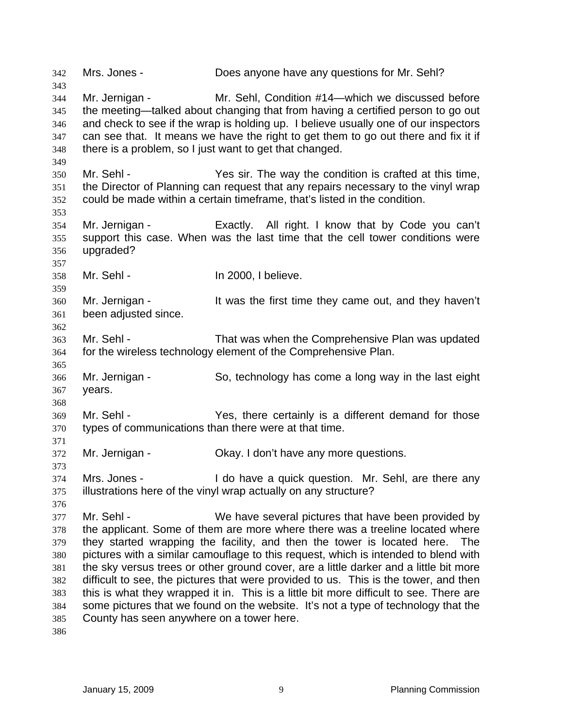Mrs. Jones - Does anyone have any questions for Mr. Sehl?

Mr. Jernigan - Mr. Sehl, Condition #14—which we discussed before the meeting—talked about changing that from having a certified person to go out and check to see if the wrap is holding up. I believe usually one of our inspectors can see that. It means we have the right to get them to go out there and fix it if there is a problem, so I just want to get that changed.

Mr. Sehl - Yes sir. The way the condition is crafted at this time, the Director of Planning can request that any repairs necessary to the vinyl wrap could be made within a certain timeframe, that's listed in the condition.

Mr. Jernigan - Exactly. All right. I know that by Code you can't support this case. When was the last time that the cell tower conditions were upgraded?

Mr. Sehl - In 2000, I believe.

Mr. Jernigan - It was the first time they came out, and they haven't been adjusted since.

Mr. Sehl - That was when the Comprehensive Plan was updated for the wireless technology element of the Comprehensive Plan.

Mr. Jernigan - So, technology has come a long way in the last eight years.

Mr. Sehl - Yes, there certainly is a different demand for those types of communications than there were at that time.

Mr. Jernigan - Okay. I don't have any more questions.

Mrs. Jones - I do have a quick question. Mr. Sehl, are there any illustrations here of the vinyl wrap actually on any structure?

Mr. Sehl - We have several pictures that have been provided by the applicant. Some of them are more where there was a treeline located where they started wrapping the facility, and then the tower is located here. The pictures with a similar camouflage to this request, which is intended to blend with the sky versus trees or other ground cover, are a little darker and a little bit more difficult to see, the pictures that were provided to us. This is the tower, and then this is what they wrapped it in. This is a little bit more difficult to see. There are some pictures that we found on the website. It's not a type of technology that the County has seen anywhere on a tower here.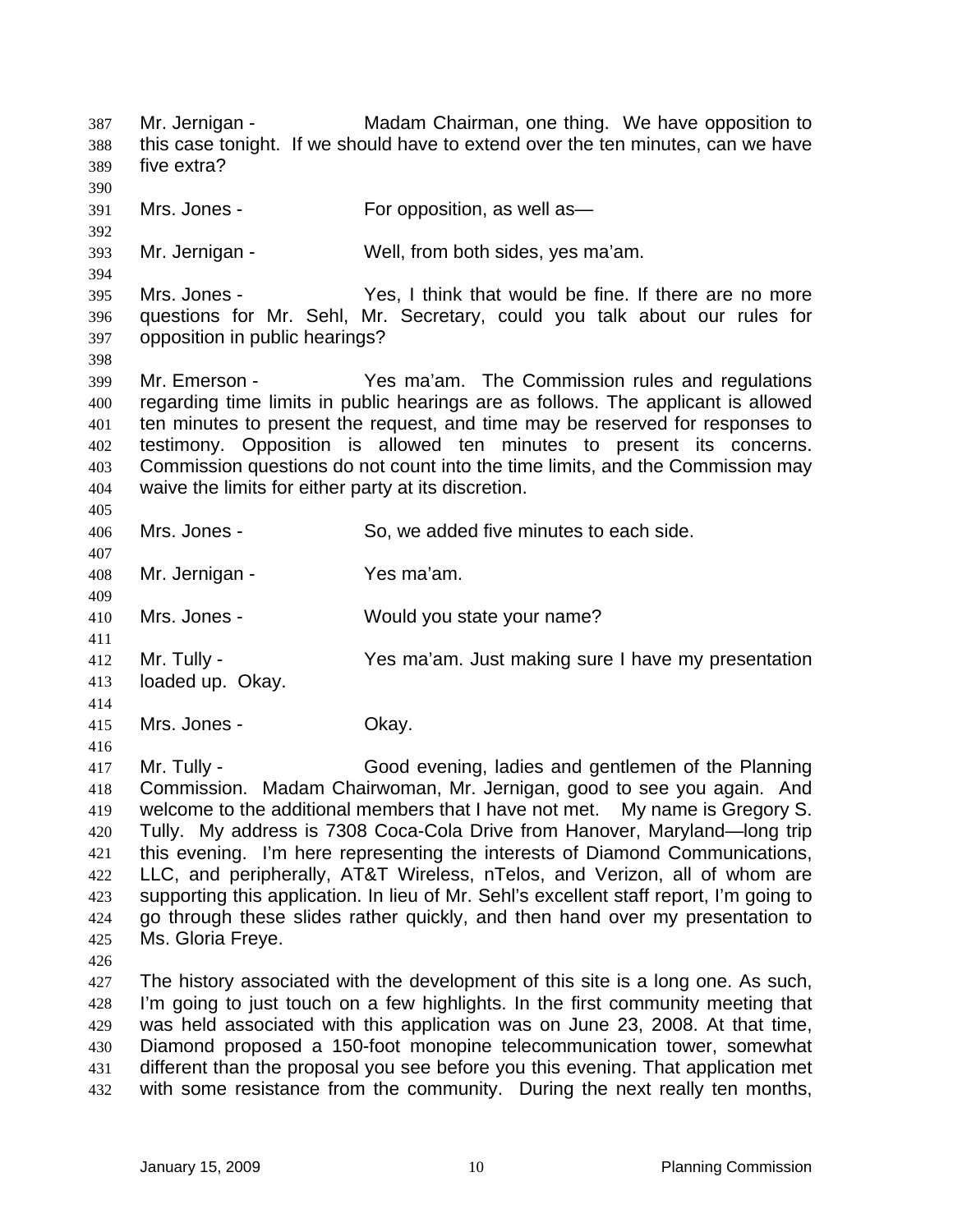Mr. Jernigan - Madam Chairman, one thing. We have opposition to this case tonight. If we should have to extend over the ten minutes, can we have five extra?

Mrs. Jones - For opposition, as well as—

Mr. Jernigan - Well, from both sides, yes ma'am.

Mrs. Jones - Yes, I think that would be fine. If there are no more questions for Mr. Sehl, Mr. Secretary, could you talk about our rules for opposition in public hearings?

Mr. Emerson - Yes ma'am. The Commission rules and regulations regarding time limits in public hearings are as follows. The applicant is allowed ten minutes to present the request, and time may be reserved for responses to testimony. Opposition is allowed ten minutes to present its concerns. Commission questions do not count into the time limits, and the Commission may waive the limits for either party at its discretion.

Mrs. Jones - So, we added five minutes to each side.

Mr. Jernigan - Yes ma'am.

Mrs. Jones - Would you state your name?

Mr. Tully - Yes ma'am. Just making sure I have my presentation loaded up. Okay.

Mrs. Jones - Okay.

Mr. Tully - Good evening, ladies and gentlemen of the Planning Commission. Madam Chairwoman, Mr. Jernigan, good to see you again. And welcome to the additional members that I have not met. My name is Gregory S. Tully. My address is 7308 Coca-Cola Drive from Hanover, Maryland—long trip this evening. I'm here representing the interests of Diamond Communications, LLC, and peripherally, AT&T Wireless, nTelos, and Verizon, all of whom are supporting this application. In lieu of Mr. Sehl's excellent staff report, I'm going to go through these slides rather quickly, and then hand over my presentation to Ms. Gloria Freye.

The history associated with the development of this site is a long one. As such, I'm going to just touch on a few highlights. In the first community meeting that was held associated with this application was on June 23, 2008. At that time, Diamond proposed a 150-foot monopine telecommunication tower, somewhat different than the proposal you see before you this evening. That application met with some resistance from the community. During the next really ten months,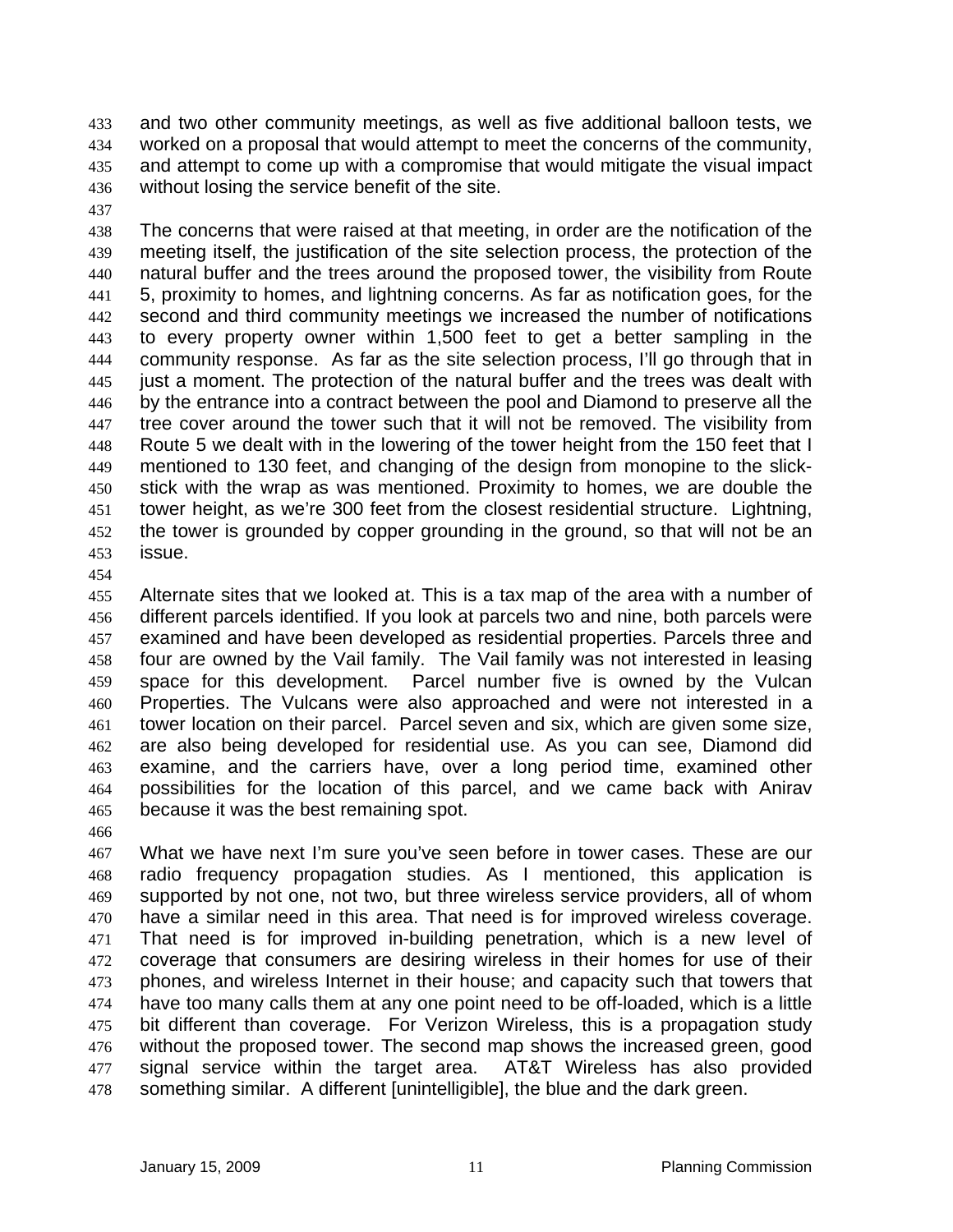and two other community meetings, as well as five additional balloon tests, we worked on a proposal that would attempt to meet the concerns of the community, and attempt to come up with a compromise that would mitigate the visual impact without losing the service benefit of the site.

The concerns that were raised at that meeting, in order are the notification of the meeting itself, the justification of the site selection process, the protection of the natural buffer and the trees around the proposed tower, the visibility from Route 5, proximity to homes, and lightning concerns. As far as notification goes, for the second and third community meetings we increased the number of notifications to every property owner within 1,500 feet to get a better sampling in the community response. As far as the site selection process, I'll go through that in just a moment. The protection of the natural buffer and the trees was dealt with by the entrance into a contract between the pool and Diamond to preserve all the tree cover around the tower such that it will not be removed. The visibility from Route 5 we dealt with in the lowering of the tower height from the 150 feet that I mentioned to 130 feet, and changing of the design from monopine to the slick-stick with the wrap as was mentioned. Proximity to homes, we are double the tower height, as we're 300 feet from the closest residential structure. Lightning, the tower is grounded by copper grounding in the ground, so that will not be an issue.

Alternate sites that we looked at. This is a tax map of the area with a number of different parcels identified. If you look at parcels two and nine, both parcels were examined and have been developed as residential properties. Parcels three and four are owned by the Vail family. The Vail family was not interested in leasing space for this development. Parcel number five is owned by the Vulcan Properties. The Vulcans were also approached and were not interested in a tower location on their parcel. Parcel seven and six, which are given some size, are also being developed for residential use. As you can see, Diamond did examine, and the carriers have, over a long period time, examined other possibilities for the location of this parcel, and we came back with Anirav because it was the best remaining spot.

What we have next I'm sure you've seen before in tower cases. These are our radio frequency propagation studies. As I mentioned, this application is supported by not one, not two, but three wireless service providers, all of whom have a similar need in this area. That need is for improved wireless coverage. That need is for improved in-building penetration, which is a new level of coverage that consumers are desiring wireless in their homes for use of their phones, and wireless Internet in their house; and capacity such that towers that have too many calls them at any one point need to be off-loaded, which is a little bit different than coverage. For Verizon Wireless, this is a propagation study without the proposed tower. The second map shows the increased green, good signal service within the target area. AT&T Wireless has also provided something similar. A different [unintelligible], the blue and the dark green.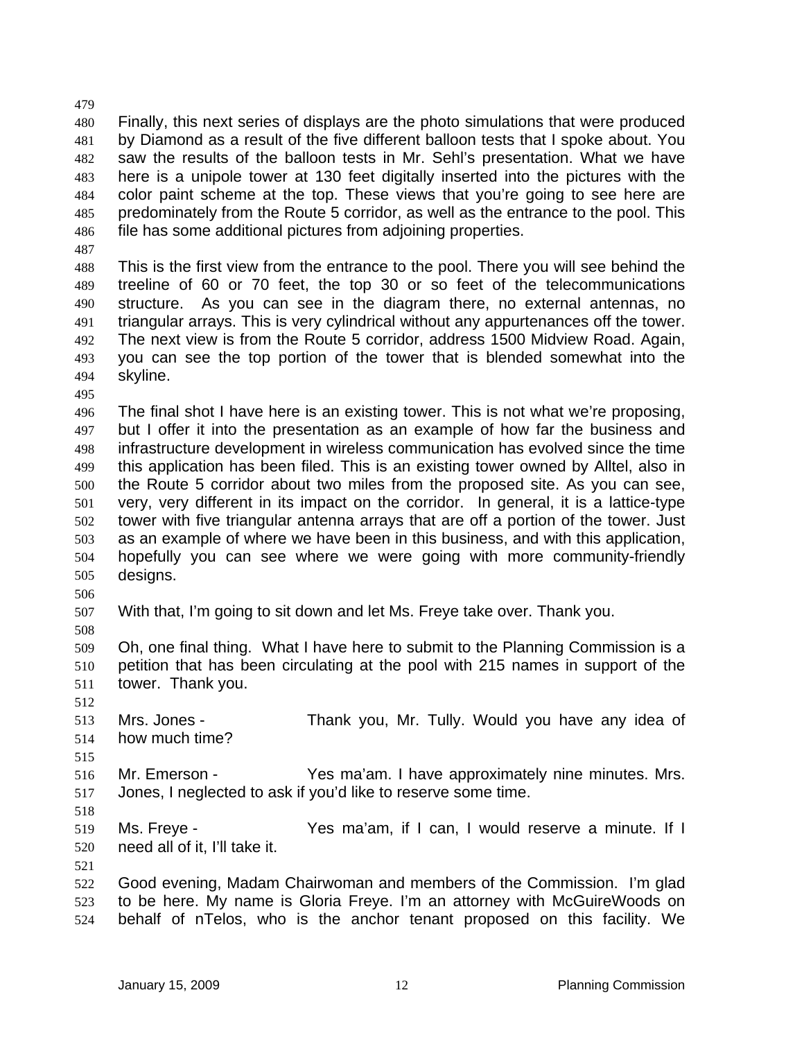Finally, this next series of displays are the photo simulations that were produced by Diamond as a result of the five different balloon tests that I spoke about. You saw the results of the balloon tests in Mr. Sehl's presentation. What we have here is a unipole tower at 130 feet digitally inserted into the pictures with the color paint scheme at the top. These views that you're going to see here are predominately from the Route 5 corridor, as well as the entrance to the pool. This file has some additional pictures from adjoining properties.

This is the first view from the entrance to the pool. There you will see behind the treeline of 60 or 70 feet, the top 30 or so feet of the telecommunications structure. As you can see in the diagram there, no external antennas, no triangular arrays. This is very cylindrical without any appurtenances off the tower. The next view is from the Route 5 corridor, address 1500 Midview Road. Again, you can see the top portion of the tower that is blended somewhat into the skyline.

The final shot I have here is an existing tower. This is not what we're proposing, but I offer it into the presentation as an example of how far the business and infrastructure development in wireless communication has evolved since the time this application has been filed. This is an existing tower owned by Alltel, also in the Route 5 corridor about two miles from the proposed site. As you can see, very, very different in its impact on the corridor. In general, it is a lattice-type tower with five triangular antenna arrays that are off a portion of the tower. Just as an example of where we have been in this business, and with this application, hopefully you can see where we were going with more community-friendly designs.

With that, I'm going to sit down and let Ms. Freye take over. Thank you.

Oh, one final thing. What I have here to submit to the Planning Commission is a petition that has been circulating at the pool with 215 names in support of the tower. Thank you.

Mrs. Jones - Thank you, Mr. Tully. Would you have any idea of how much time?

Mr. Emerson - Yes ma'am. I have approximately nine minutes. Mrs. Jones, I neglected to ask if you'd like to reserve some time.

Ms. Freye - Yes ma'am, if I can, I would reserve a minute. If I need all of it, I'll take it.

Good evening, Madam Chairwoman and members of the Commission. I'm glad to be here. My name is Gloria Freye. I'm an attorney with McGuireWoods on behalf of nTelos, who is the anchor tenant proposed on this facility. We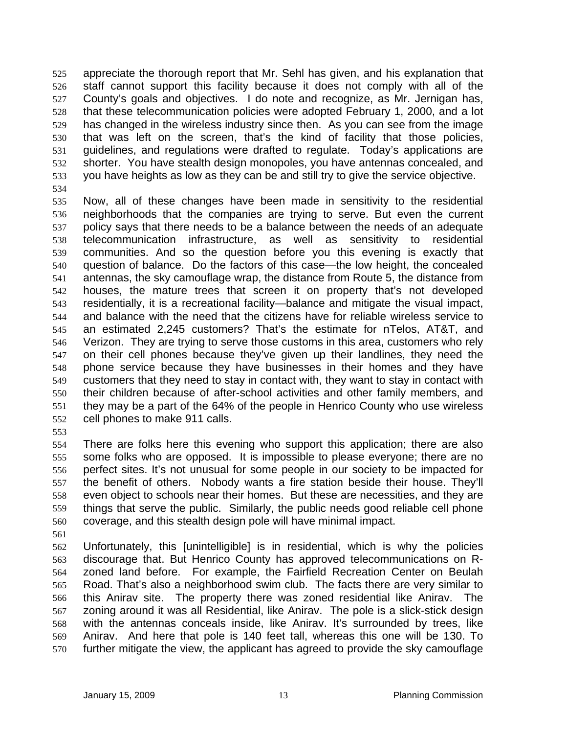appreciate the thorough report that Mr. Sehl has given, and his explanation that staff cannot support this facility because it does not comply with all of the County's goals and objectives. I do note and recognize, as Mr. Jernigan has, that these telecommunication policies were adopted February 1, 2000, and a lot has changed in the wireless industry since then. As you can see from the image that was left on the screen, that's the kind of facility that those policies, guidelines, and regulations were drafted to regulate. Today's applications are shorter. You have stealth design monopoles, you have antennas concealed, and you have heights as low as they can be and still try to give the service objective.

Now, all of these changes have been made in sensitivity to the residential neighborhoods that the companies are trying to serve. But even the current policy says that there needs to be a balance between the needs of an adequate telecommunication infrastructure, as well as sensitivity to residential communities. And so the question before you this evening is exactly that question of balance. Do the factors of this case—the low height, the concealed antennas, the sky camouflage wrap, the distance from Route 5, the distance from houses, the mature trees that screen it on property that's not developed residentially, it is a recreational facility—balance and mitigate the visual impact, and balance with the need that the citizens have for reliable wireless service to an estimated 2,245 customers? That's the estimate for nTelos, AT&T, and Verizon. They are trying to serve those customs in this area, customers who rely on their cell phones because they've given up their landlines, they need the phone service because they have businesses in their homes and they have customers that they need to stay in contact with, they want to stay in contact with their children because of after-school activities and other family members, and they may be a part of the 64% of the people in Henrico County who use wireless cell phones to make 911 calls.

There are folks here this evening who support this application; there are also some folks who are opposed. It is impossible to please everyone; there are no perfect sites. It's not unusual for some people in our society to be impacted for the benefit of others. Nobody wants a fire station beside their house. They'll even object to schools near their homes. But these are necessities, and they are things that serve the public. Similarly, the public needs good reliable cell phone coverage, and this stealth design pole will have minimal impact.

Unfortunately, this [unintelligible] is in residential, which is why the policies discourage that. But Henrico County has approved telecommunications on R-zoned land before. For example, the Fairfield Recreation Center on Beulah Road. That's also a neighborhood swim club. The facts there are very similar to this Anirav site. The property there was zoned residential like Anirav. The zoning around it was all Residential, like Anirav. The pole is a slick-stick design with the antennas conceals inside, like Anirav. It's surrounded by trees, like Anirav. And here that pole is 140 feet tall, whereas this one will be 130. To further mitigate the view, the applicant has agreed to provide the sky camouflage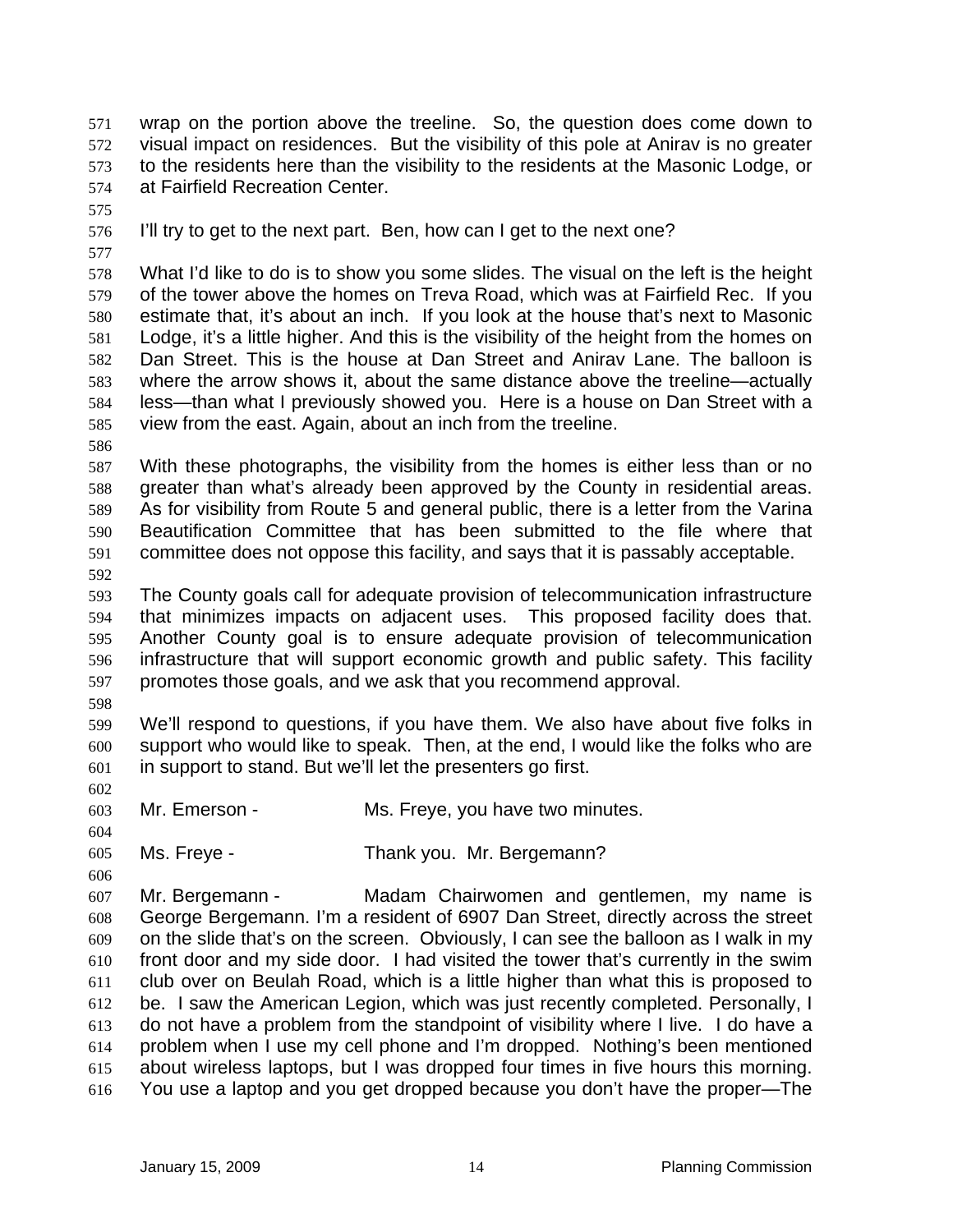wrap on the portion above the treeline. So, the question does come down to visual impact on residences. But the visibility of this pole at Anirav is no greater to the residents here than the visibility to the residents at the Masonic Lodge, or at Fairfield Recreation Center.

I'll try to get to the next part. Ben, how can I get to the next one?

What I'd like to do is to show you some slides. The visual on the left is the height of the tower above the homes on Treva Road, which was at Fairfield Rec. If you estimate that, it's about an inch. If you look at the house that's next to Masonic Lodge, it's a little higher. And this is the visibility of the height from the homes on Dan Street. This is the house at Dan Street and Anirav Lane. The balloon is where the arrow shows it, about the same distance above the treeline—actually less—than what I previously showed you. Here is a house on Dan Street with a view from the east. Again, about an inch from the treeline.

With these photographs, the visibility from the homes is either less than or no greater than what's already been approved by the County in residential areas. As for visibility from Route 5 and general public, there is a letter from the Varina Beautification Committee that has been submitted to the file where that committee does not oppose this facility, and says that it is passably acceptable.

The County goals call for adequate provision of telecommunication infrastructure that minimizes impacts on adjacent uses. This proposed facility does that. Another County goal is to ensure adequate provision of telecommunication infrastructure that will support economic growth and public safety. This facility promotes those goals, and we ask that you recommend approval.

We'll respond to questions, if you have them. We also have about five folks in support who would like to speak. Then, at the end, I would like the folks who are in support to stand. But we'll let the presenters go first.

Mr. Emerson - Ms. Freye, you have two minutes.

Ms. Freye - Thank you. Mr. Bergemann?

Mr. Bergemann - Madam Chairwomen and gentlemen, my name is George Bergemann. I'm a resident of 6907 Dan Street, directly across the street on the slide that's on the screen. Obviously, I can see the balloon as I walk in my front door and my side door. I had visited the tower that's currently in the swim club over on Beulah Road, which is a little higher than what this is proposed to be. I saw the American Legion, which was just recently completed. Personally, I do not have a problem from the standpoint of visibility where I live. I do have a problem when I use my cell phone and I'm dropped. Nothing's been mentioned about wireless laptops, but I was dropped four times in five hours this morning. You use a laptop and you get dropped because you don't have the proper—The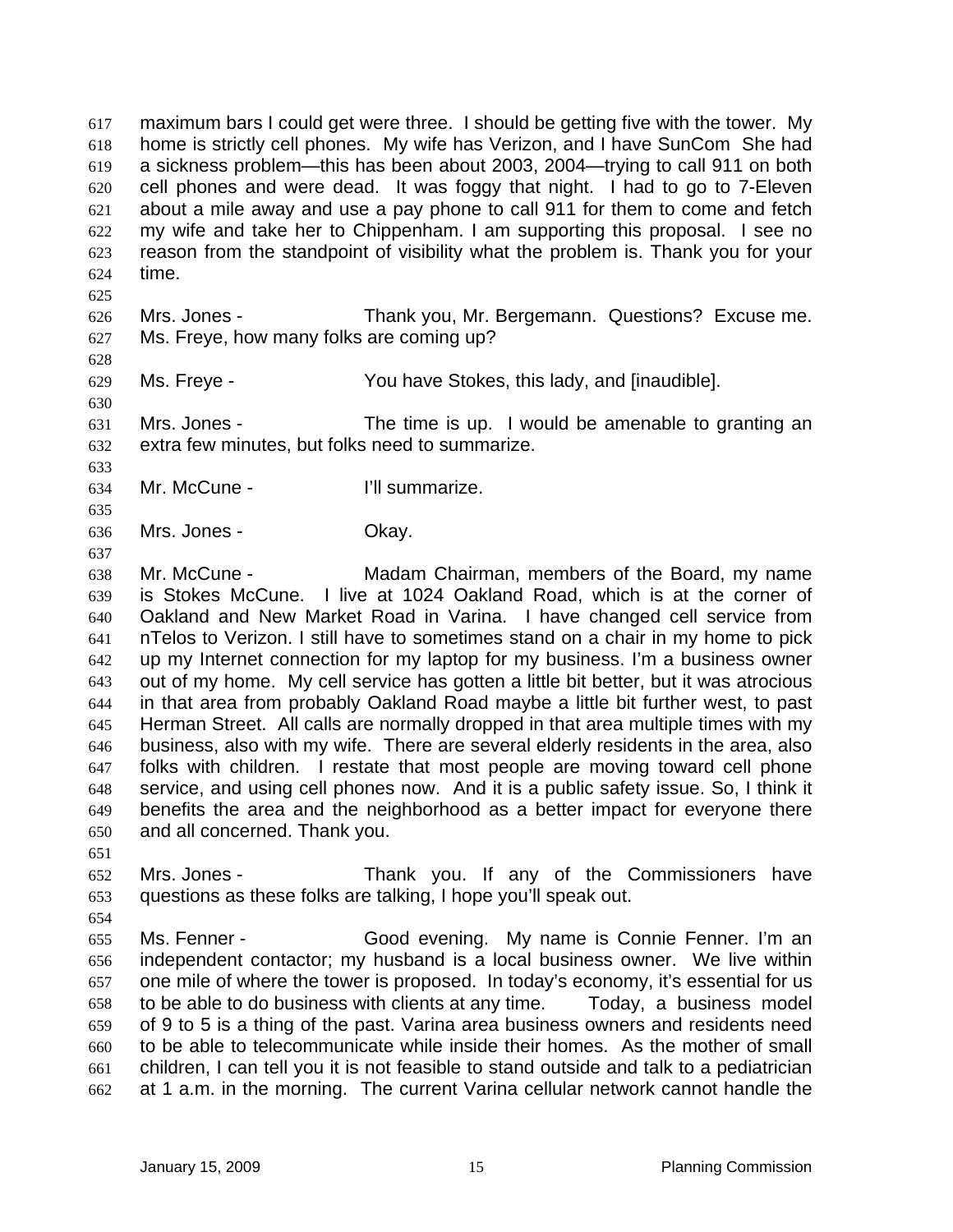maximum bars I could get were three. I should be getting five with the tower. My home is strictly cell phones. My wife has Verizon, and I have SunCom She had a sickness problem—this has been about 2003, 2004—trying to call 911 on both cell phones and were dead. It was foggy that night. I had to go to 7-Eleven about a mile away and use a pay phone to call 911 for them to come and fetch my wife and take her to Chippenham. I am supporting this proposal. I see no reason from the standpoint of visibility what the problem is. Thank you for your time.

Mrs. Jones - Thank you, Mr. Bergemann. Questions? Excuse me. Ms. Freye, how many folks are coming up?

Ms. Freye - You have Stokes, this lady, and [inaudible].

Mrs. Jones - The time is up. I would be amenable to granting an extra few minutes, but folks need to summarize.

Mr. McCune - I'll summarize.

Mrs. Jones - Okay.

Mr. McCune - Madam Chairman, members of the Board, my name is Stokes McCune. I live at 1024 Oakland Road, which is at the corner of Oakland and New Market Road in Varina. I have changed cell service from nTelos to Verizon. I still have to sometimes stand on a chair in my home to pick up my Internet connection for my laptop for my business. I'm a business owner out of my home. My cell service has gotten a little bit better, but it was atrocious in that area from probably Oakland Road maybe a little bit further west, to past Herman Street. All calls are normally dropped in that area multiple times with my business, also with my wife. There are several elderly residents in the area, also folks with children. I restate that most people are moving toward cell phone service, and using cell phones now. And it is a public safety issue. So, I think it benefits the area and the neighborhood as a better impact for everyone there and all concerned. Thank you.

Mrs. Jones - Thank you. If any of the Commissioners have questions as these folks are talking, I hope you'll speak out.

Ms. Fenner - Good evening. My name is Connie Fenner. I'm an independent contactor; my husband is a local business owner. We live within one mile of where the tower is proposed. In today's economy, it's essential for us to be able to do business with clients at any time. Today, a business model of 9 to 5 is a thing of the past. Varina area business owners and residents need to be able to telecommunicate while inside their homes. As the mother of small children, I can tell you it is not feasible to stand outside and talk to a pediatrician at 1 a.m. in the morning. The current Varina cellular network cannot handle the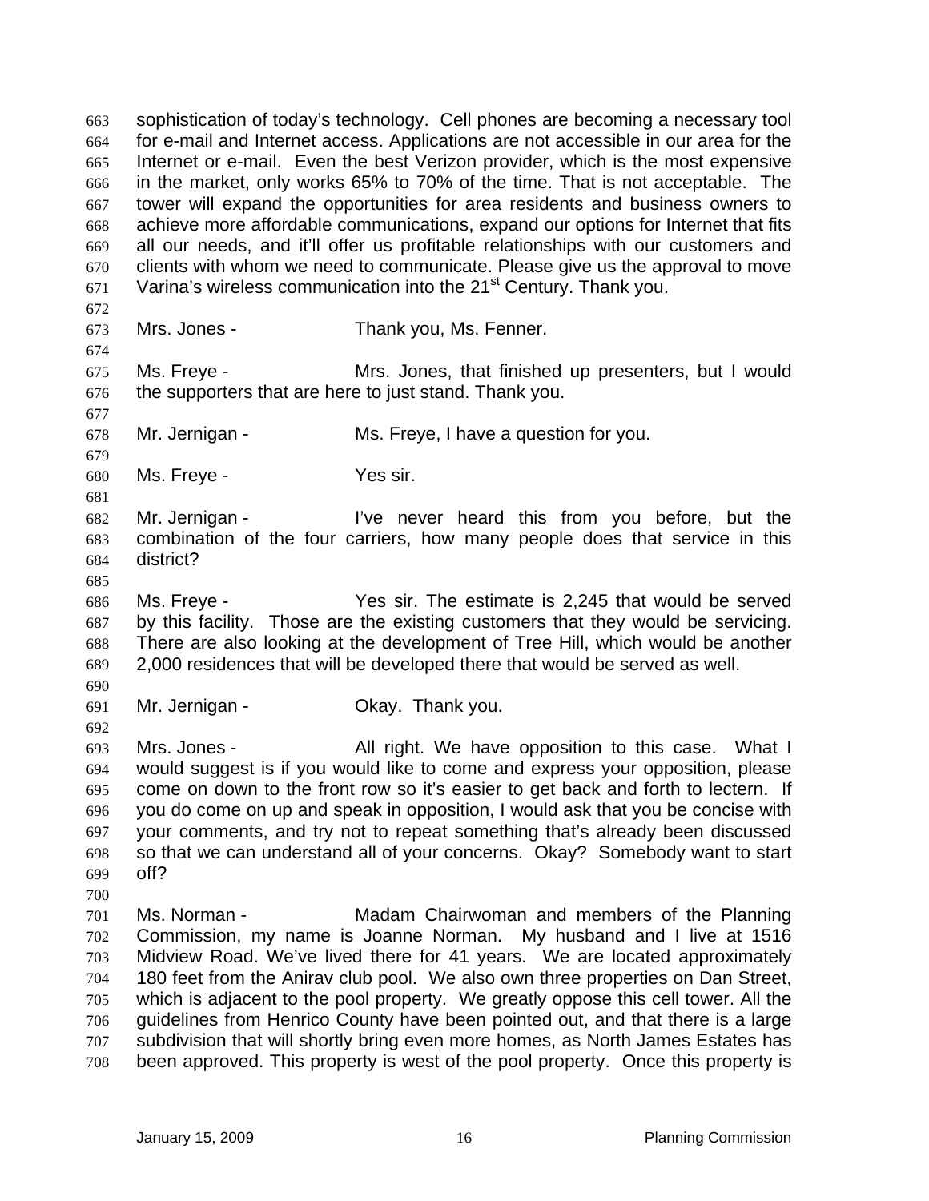sophistication of today's technology. Cell phones are becoming a necessary tool for e-mail and Internet access. Applications are not accessible in our area for the Internet or e-mail. Even the best Verizon provider, which is the most expensive in the market, only works 65% to 70% of the time. That is not acceptable. The tower will expand the opportunities for area residents and business owners to achieve more affordable communications, expand our options for Internet that fits all our needs, and it'll offer us profitable relationships with our customers and clients with whom we need to communicate. Please give us the approval to move Varina's wireless communication into the 21st Century. Thank you.

Mrs. Jones - Thank you, Ms. Fenner.

Ms. Freye - Mrs. Jones, that finished up presenters, but I would the supporters that are here to just stand. Thank you.

Mr. Jernigan - Ms. Freye, I have a question for you.

Ms. Freye - Yes sir.

Mr. Jernigan - I've never heard this from you before, but the combination of the four carriers, how many people does that service in this district?

Ms. Freye - Yes sir. The estimate is 2,245 that would be served by this facility. Those are the existing customers that they would be servicing. There are also looking at the development of Tree Hill, which would be another 2,000 residences that will be developed there that would be served as well.

Mr. Jernigan - Okay. Thank you.

Mrs. Jones - All right. We have opposition to this case. What I would suggest is if you would like to come and express your opposition, please come on down to the front row so it's easier to get back and forth to lectern. If you do come on up and speak in opposition, I would ask that you be concise with your comments, and try not to repeat something that's already been discussed so that we can understand all of your concerns. Okay? Somebody want to start off?

Ms. Norman - Madam Chairwoman and members of the Planning Commission, my name is Joanne Norman. My husband and I live at 1516 Midview Road. We've lived there for 41 years. We are located approximately 180 feet from the Anirav club pool. We also own three properties on Dan Street, which is adjacent to the pool property. We greatly oppose this cell tower. All the guidelines from Henrico County have been pointed out, and that there is a large subdivision that will shortly bring even more homes, as North James Estates has been approved. This property is west of the pool property. Once this property is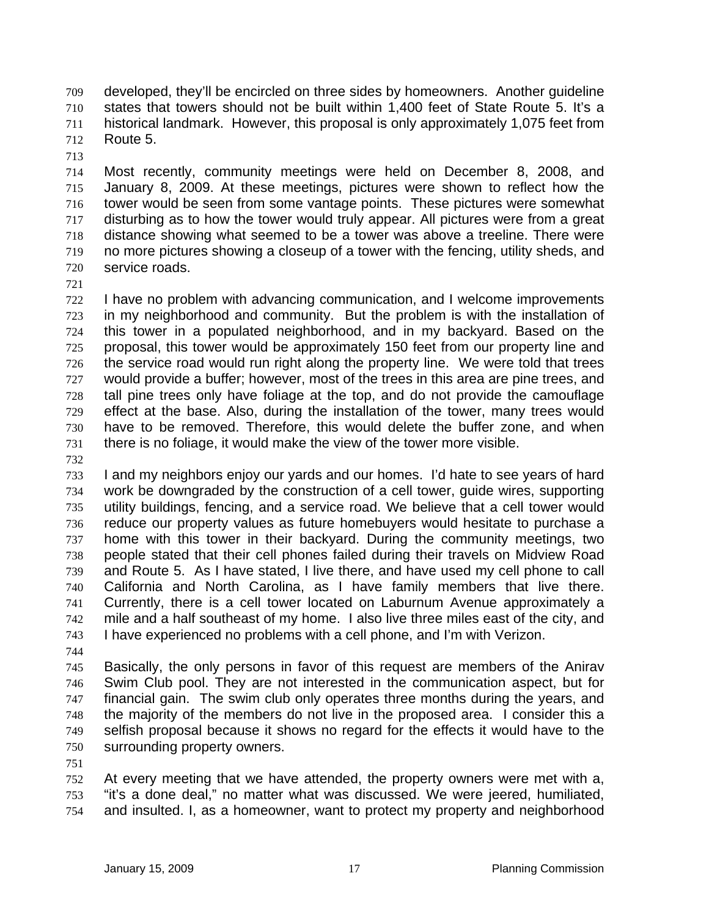developed, they'll be encircled on three sides by homeowners. Another guideline states that towers should not be built within 1,400 feet of State Route 5. It's a historical landmark. However, this proposal is only approximately 1,075 feet from Route 5.

Most recently, community meetings were held on December 8, 2008, and January 8, 2009. At these meetings, pictures were shown to reflect how the tower would be seen from some vantage points. These pictures were somewhat disturbing as to how the tower would truly appear. All pictures were from a great distance showing what seemed to be a tower was above a treeline. There were no more pictures showing a closeup of a tower with the fencing, utility sheds, and service roads.

I have no problem with advancing communication, and I welcome improvements in my neighborhood and community. But the problem is with the installation of this tower in a populated neighborhood, and in my backyard. Based on the proposal, this tower would be approximately 150 feet from our property line and the service road would run right along the property line. We were told that trees would provide a buffer; however, most of the trees in this area are pine trees, and tall pine trees only have foliage at the top, and do not provide the camouflage effect at the base. Also, during the installation of the tower, many trees would have to be removed. Therefore, this would delete the buffer zone, and when there is no foliage, it would make the view of the tower more visible.

I and my neighbors enjoy our yards and our homes. I'd hate to see years of hard work be downgraded by the construction of a cell tower, guide wires, supporting utility buildings, fencing, and a service road. We believe that a cell tower would reduce our property values as future homebuyers would hesitate to purchase a home with this tower in their backyard. During the community meetings, two people stated that their cell phones failed during their travels on Midview Road and Route 5. As I have stated, I live there, and have used my cell phone to call California and North Carolina, as I have family members that live there. Currently, there is a cell tower located on Laburnum Avenue approximately a mile and a half southeast of my home. I also live three miles east of the city, and I have experienced no problems with a cell phone, and I'm with Verizon.

Basically, the only persons in favor of this request are members of the Anirav Swim Club pool. They are not interested in the communication aspect, but for financial gain. The swim club only operates three months during the years, and the majority of the members do not live in the proposed area. I consider this a selfish proposal because it shows no regard for the effects it would have to the surrounding property owners.

At every meeting that we have attended, the property owners were met with a, "it's a done deal," no matter what was discussed. We were jeered, humiliated, and insulted. I, as a homeowner, want to protect my property and neighborhood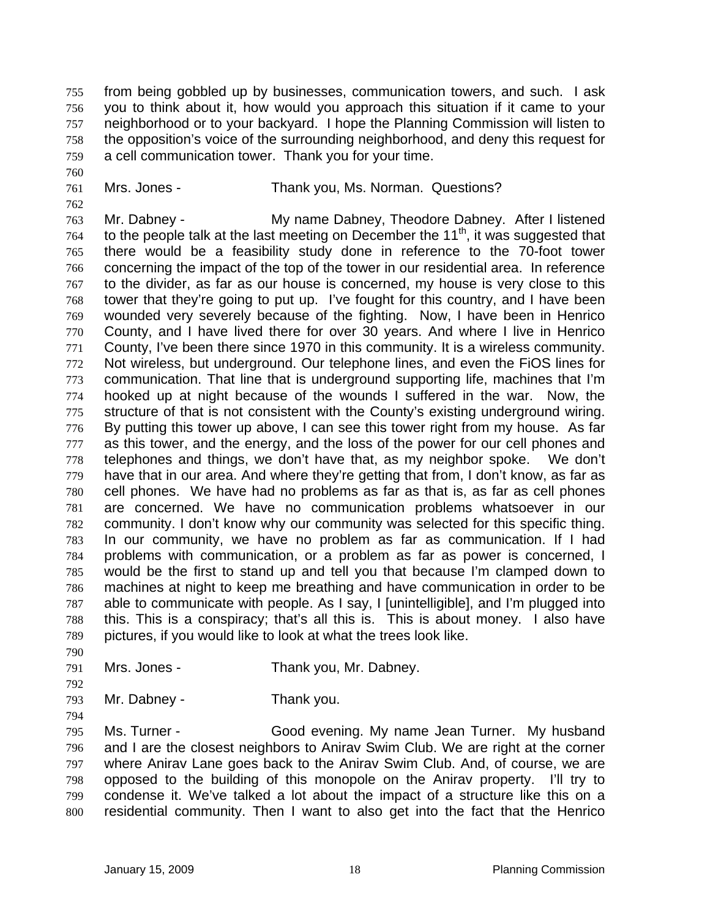from being gobbled up by businesses, communication towers, and such. I ask you to think about it, how would you approach this situation if it came to your neighborhood or to your backyard. I hope the Planning Commission will listen to the opposition's voice of the surrounding neighborhood, and deny this request for a cell communication tower. Thank you for your time.

Mrs. Jones - Thank you, Ms. Norman. Questions?

Mr. Dabney - My name Dabney, Theodore Dabney. After I listened to the people talk at the last meeting on December the 11th, it was suggested that there would be a feasibility study done in reference to the 70-foot tower concerning the impact of the top of the tower in our residential area. In reference to the divider, as far as our house is concerned, my house is very close to this tower that they're going to put up. I've fought for this country, and I have been wounded very severely because of the fighting. Now, I have been in Henrico County, and I have lived there for over 30 years. And where I live in Henrico County, I've been there since 1970 in this community. It is a wireless community. Not wireless, but underground. Our telephone lines, and even the FiOS lines for communication. That line that is underground supporting life, machines that I'm hooked up at night because of the wounds I suffered in the war. Now, the structure of that is not consistent with the County's existing underground wiring. By putting this tower up above, I can see this tower right from my house. As far as this tower, and the energy, and the loss of the power for our cell phones and telephones and things, we don't have that, as my neighbor spoke. We don't have that in our area. And where they're getting that from, I don't know, as far as cell phones. We have had no problems as far as that is, as far as cell phones are concerned. We have no communication problems whatsoever in our community. I don't know why our community was selected for this specific thing. In our community, we have no problem as far as communication. If I had problems with communication, or a problem as far as power is concerned, I would be the first to stand up and tell you that because I'm clamped down to machines at night to keep me breathing and have communication in order to be able to communicate with people. As I say, I [unintelligible], and I'm plugged into this. This is a conspiracy; that's all this is. This is about money. I also have pictures, if you would like to look at what the trees look like.

Mrs. Jones - Thank you, Mr. Dabney.

Mr. Dabney - Thank you.

Ms. Turner - Good evening. My name Jean Turner. My husband and I are the closest neighbors to Anirav Swim Club. We are right at the corner where Anirav Lane goes back to the Anirav Swim Club. And, of course, we are opposed to the building of this monopole on the Anirav property. I'll try to condense it. We've talked a lot about the impact of a structure like this on a residential community. Then I want to also get into the fact that the Henrico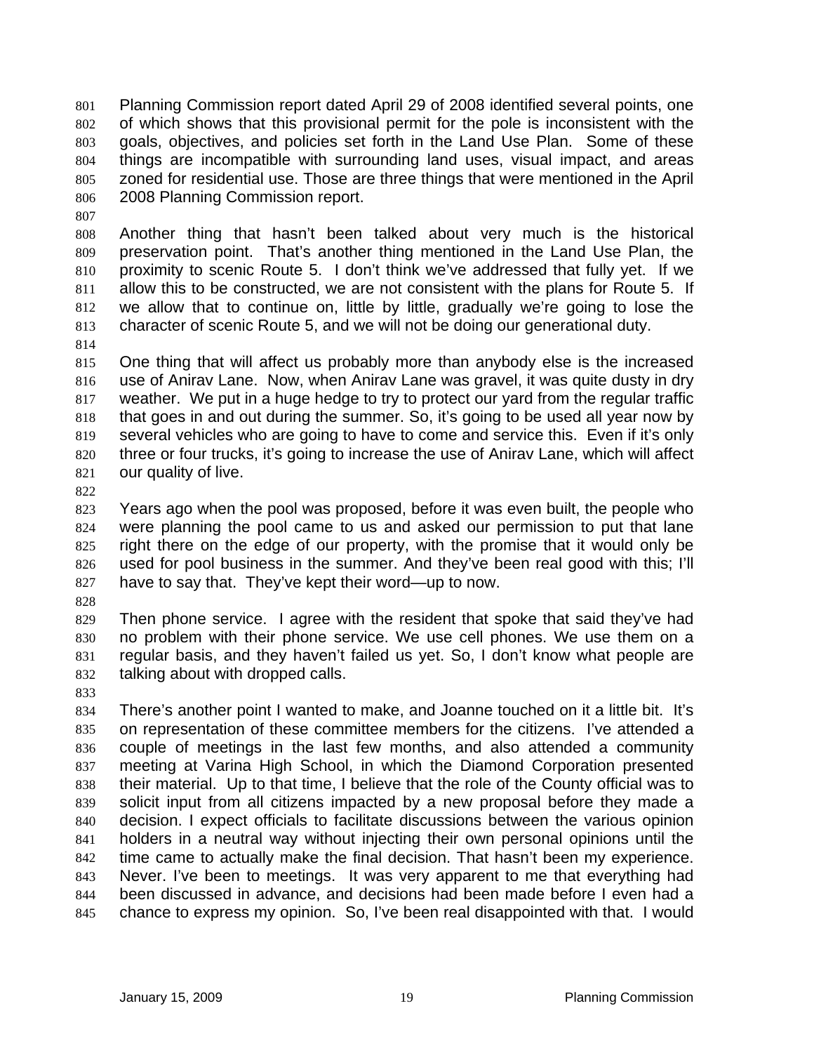Planning Commission report dated April 29 of 2008 identified several points, one of which shows that this provisional permit for the pole is inconsistent with the goals, objectives, and policies set forth in the Land Use Plan. Some of these things are incompatible with surrounding land uses, visual impact, and areas zoned for residential use. Those are three things that were mentioned in the April 2008 Planning Commission report.

Another thing that hasn't been talked about very much is the historical preservation point. That's another thing mentioned in the Land Use Plan, the proximity to scenic Route 5. I don't think we've addressed that fully yet. If we allow this to be constructed, we are not consistent with the plans for Route 5. If we allow that to continue on, little by little, gradually we're going to lose the character of scenic Route 5, and we will not be doing our generational duty.

One thing that will affect us probably more than anybody else is the increased use of Anirav Lane. Now, when Anirav Lane was gravel, it was quite dusty in dry weather. We put in a huge hedge to try to protect our yard from the regular traffic that goes in and out during the summer. So, it's going to be used all year now by several vehicles who are going to have to come and service this. Even if it's only three or four trucks, it's going to increase the use of Anirav Lane, which will affect our quality of live.

Years ago when the pool was proposed, before it was even built, the people who were planning the pool came to us and asked our permission to put that lane right there on the edge of our property, with the promise that it would only be used for pool business in the summer. And they've been real good with this; I'll have to say that. They've kept their word—up to now.

Then phone service. I agree with the resident that spoke that said they've had no problem with their phone service. We use cell phones. We use them on a regular basis, and they haven't failed us yet. So, I don't know what people are talking about with dropped calls.

There's another point I wanted to make, and Joanne touched on it a little bit. It's on representation of these committee members for the citizens. I've attended a couple of meetings in the last few months, and also attended a community meeting at Varina High School, in which the Diamond Corporation presented their material. Up to that time, I believe that the role of the County official was to solicit input from all citizens impacted by a new proposal before they made a decision. I expect officials to facilitate discussions between the various opinion holders in a neutral way without injecting their own personal opinions until the time came to actually make the final decision. That hasn't been my experience. Never. I've been to meetings. It was very apparent to me that everything had been discussed in advance, and decisions had been made before I even had a chance to express my opinion. So, I've been real disappointed with that. I would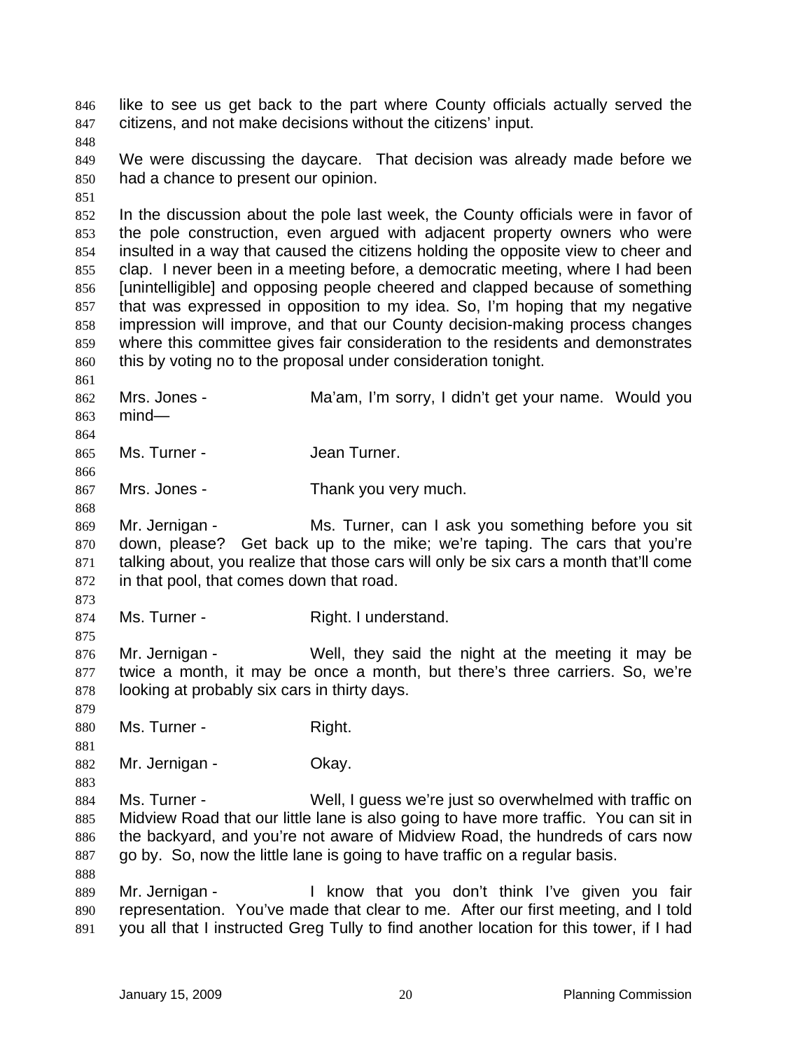like to see us get back to the part where County officials actually served the citizens, and not make decisions without the citizens' input.

We were discussing the daycare. That decision was already made before we had a chance to present our opinion.

In the discussion about the pole last week, the County officials were in favor of the pole construction, even argued with adjacent property owners who were insulted in a way that caused the citizens holding the opposite view to cheer and clap. I never been in a meeting before, a democratic meeting, where I had been [unintelligible] and opposing people cheered and clapped because of something that was expressed in opposition to my idea. So, I'm hoping that my negative impression will improve, and that our County decision-making process changes where this committee gives fair consideration to the residents and demonstrates this by voting no to the proposal under consideration tonight.

Mrs. Jones - Ma'am, I'm sorry, I didn't get your name. Would you mind—

Ms. Turner - Jean Turner.

Mrs. Jones - Thank you very much.

Mr. Jernigan - Ms. Turner, can I ask you something before you sit down, please? Get back up to the mike; we're taping. The cars that you're talking about, you realize that those cars will only be six cars a month that'll come in that pool, that comes down that road.

Ms. Turner - Right. I understand.

Mr. Jernigan - Well, they said the night at the meeting it may be twice a month, it may be once a month, but there's three carriers. So, we're looking at probably six cars in thirty days.

Ms. Turner - Right.

Mr. Jernigan - Okay.

Ms. Turner - Well, I guess we're just so overwhelmed with traffic on Midview Road that our little lane is also going to have more traffic. You can sit in the backyard, and you're not aware of Midview Road, the hundreds of cars now go by. So, now the little lane is going to have traffic on a regular basis.

Mr. Jernigan - I know that you don't think I've given you fair representation. You've made that clear to me. After our first meeting, and I told you all that I instructed Greg Tully to find another location for this tower, if I had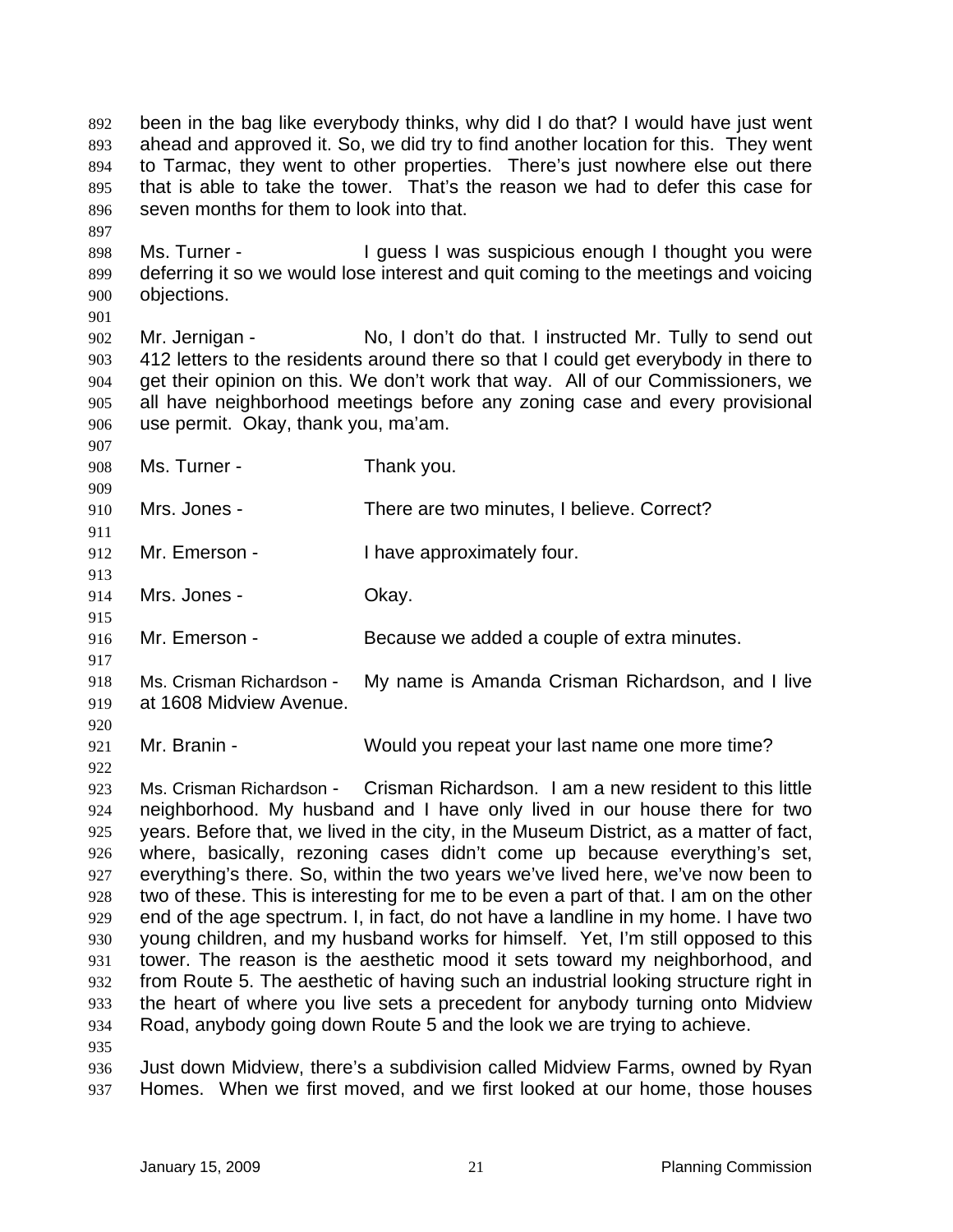been in the bag like everybody thinks, why did I do that? I would have just went ahead and approved it. So, we did try to find another location for this. They went to Tarmac, they went to other properties. There's just nowhere else out there that is able to take the tower. That's the reason we had to defer this case for seven months for them to look into that.

Ms. Turner - I guess I was suspicious enough I thought you were deferring it so we would lose interest and quit coming to the meetings and voicing objections.

Mr. Jernigan - No, I don't do that. I instructed Mr. Tully to send out 412 letters to the residents around there so that I could get everybody in there to get their opinion on this. We don't work that way. All of our Commissioners, we all have neighborhood meetings before any zoning case and every provisional use permit. Okay, thank you, ma'am.

Ms. Turner - Thank you.

Mrs. Jones - There are two minutes, I believe. Correct?

Mr. Emerson - I have approximately four.

Mrs. Jones - Okay.

Mr. Emerson - Because we added a couple of extra minutes.

Ms. Crisman Richardson - My name is Amanda Crisman Richardson, and I live at 1608 Midview Avenue.

Mr. Branin - Would you repeat your last name one more time?

Ms. Crisman Richardson - Crisman Richardson. I am a new resident to this little neighborhood. My husband and I have only lived in our house there for two years. Before that, we lived in the city, in the Museum District, as a matter of fact, where, basically, rezoning cases didn't come up because everything's set, everything's there. So, within the two years we've lived here, we've now been to two of these. This is interesting for me to be even a part of that. I am on the other end of the age spectrum. I, in fact, do not have a landline in my home. I have two young children, and my husband works for himself. Yet, I'm still opposed to this tower. The reason is the aesthetic mood it sets toward my neighborhood, and from Route 5. The aesthetic of having such an industrial looking structure right in the heart of where you live sets a precedent for anybody turning onto Midview Road, anybody going down Route 5 and the look we are trying to achieve.

Just down Midview, there's a subdivision called Midview Farms, owned by Ryan Homes. When we first moved, and we first looked at our home, those houses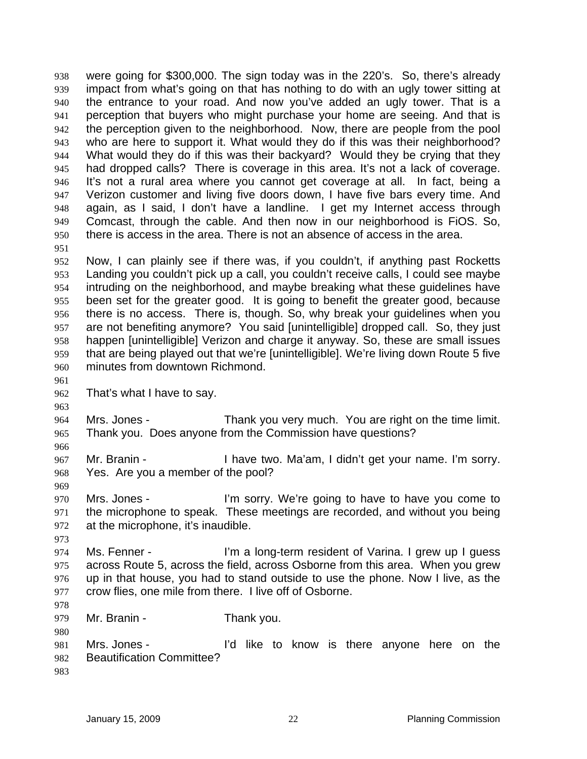were going for $300,000. The sign today was in the 220's. So, there's already impact from what's going on that has nothing to do with an ugly tower sitting at the entrance to your road. And now you've added an ugly tower. That is a perception that buyers who might purchase your home are seeing. And that is the perception given to the neighborhood. Now, there are people from the pool who are here to support it. What would they do if this was their neighborhood? What would they do if this was their backyard? Would they be crying that they had dropped calls? There is coverage in this area. It's not a lack of coverage. It's not a rural area where you cannot get coverage at all. In fact, being a Verizon customer and living five doors down, I have five bars every time. And again, as I said, I don't have a landline. I get my Internet access through Comcast, through the cable. And then now in our neighborhood is FiOS. So, there is access in the area. There is not an absence of access in the area.

Now, I can plainly see if there was, if you couldn't, if anything past Rocketts Landing you couldn't pick up a call, you couldn't receive calls, I could see maybe intruding on the neighborhood, and maybe breaking what these guidelines have been set for the greater good. It is going to benefit the greater good, because there is no access. There is, though. So, why break your guidelines when you are not benefiting anymore? You said [unintelligible] dropped call. So, they just happen [unintelligible] Verizon and charge it anyway. So, these are small issues that are being played out that we're [unintelligible]. We're living down Route 5 five minutes from downtown Richmond.

That's what I have to say.

Mrs. Jones - Thank you very much. You are right on the time limit. Thank you. Does anyone from the Commission have questions?

Mr. Branin - I have two. Ma'am, I didn't get your name. I'm sorry. Yes. Are you a member of the pool?

Mrs. Jones - I'm sorry. We're going to have to have you come to the microphone to speak. These meetings are recorded, and without you being at the microphone, it's inaudible.

Ms. Fenner - I'm a long-term resident of Varina. I grew up I guess across Route 5, across the field, across Osborne from this area. When you grew up in that house, you had to stand outside to use the phone. Now I live, as the crow flies, one mile from there. I live off of Osborne.

Mr. Branin - Thank you.

Mrs. Jones - I'd like to know is there anyone here on the Beautification Committee?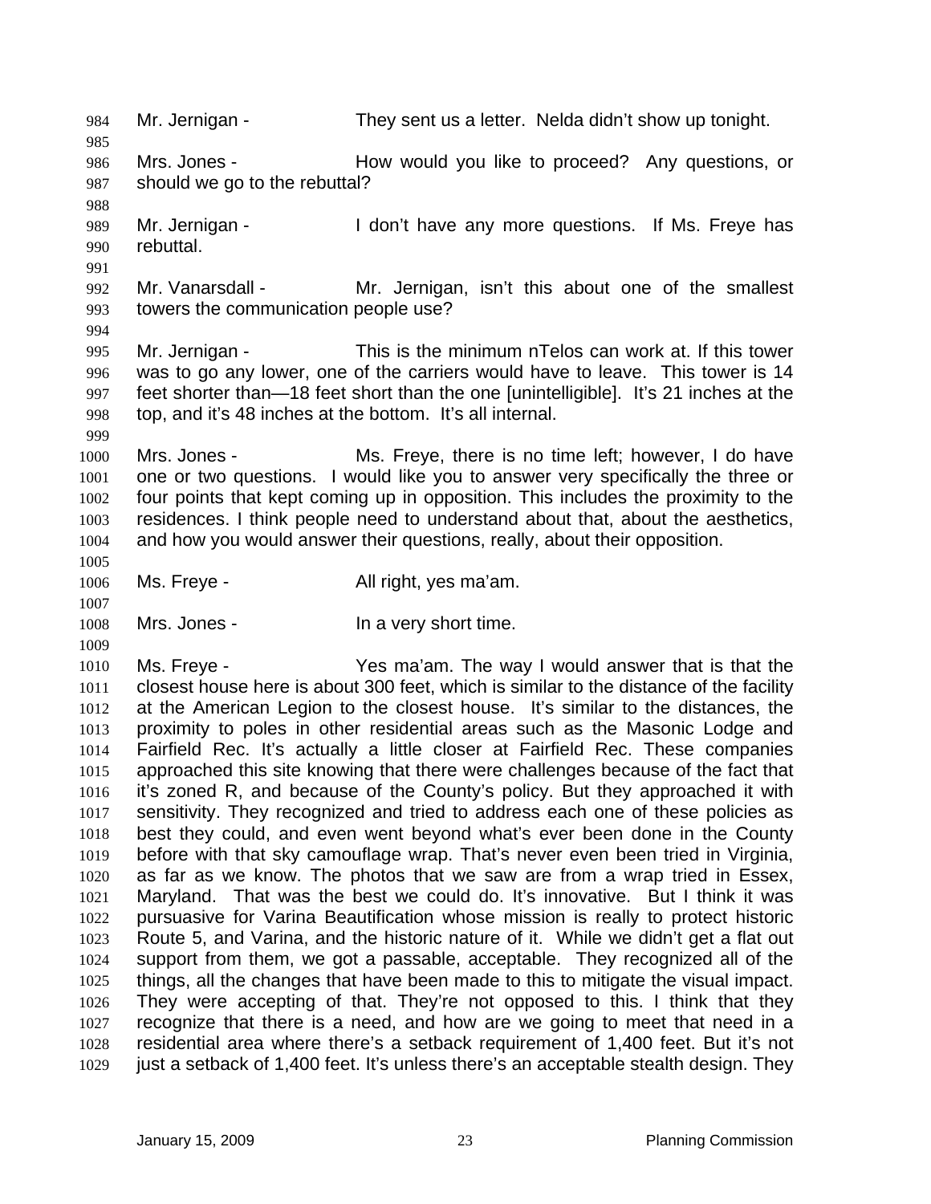Mr. Jernigan - They sent us a letter. Nelda didn't show up tonight.

Mrs. Jones - How would you like to proceed? Any questions, or should we go to the rebuttal?

Mr. Jernigan - I don't have any more questions. If Ms. Freye has rebuttal.

Mr. Vanarsdall - Mr. Jernigan, isn't this about one of the smallest towers the communication people use?

Mr. Jernigan - This is the minimum nTelos can work at. If this tower was to go any lower, one of the carriers would have to leave. This tower is 14 feet shorter than—18 feet short than the one [unintelligible]. It's 21 inches at the top, and it's 48 inches at the bottom. It's all internal.

Mrs. Jones - Ms. Freye, there is no time left; however, I do have one or two questions. I would like you to answer very specifically the three or four points that kept coming up in opposition. This includes the proximity to the residences. I think people need to understand about that, about the aesthetics, and how you would answer their questions, really, about their opposition.

Ms. Freye - All right, yes ma'am.

Mrs. Jones - In a very short time.

Ms. Freye - Yes ma'am. The way I would answer that is that the closest house here is about 300 feet, which is similar to the distance of the facility at the American Legion to the closest house. It's similar to the distances, the proximity to poles in other residential areas such as the Masonic Lodge and Fairfield Rec. It's actually a little closer at Fairfield Rec. These companies approached this site knowing that there were challenges because of the fact that it's zoned R, and because of the County's policy. But they approached it with sensitivity. They recognized and tried to address each one of these policies as best they could, and even went beyond what's ever been done in the County before with that sky camouflage wrap. That's never even been tried in Virginia, as far as we know. The photos that we saw are from a wrap tried in Essex, Maryland. That was the best we could do. It's innovative. But I think it was pursuasive for Varina Beautification whose mission is really to protect historic Route 5, and Varina, and the historic nature of it. While we didn't get a flat out support from them, we got a passable, acceptable. They recognized all of the things, all the changes that have been made to this to mitigate the visual impact. They were accepting of that. They're not opposed to this. I think that they recognize that there is a need, and how are we going to meet that need in a residential area where there's a setback requirement of 1,400 feet. But it's not just a setback of 1,400 feet. It's unless there's an acceptable stealth design. They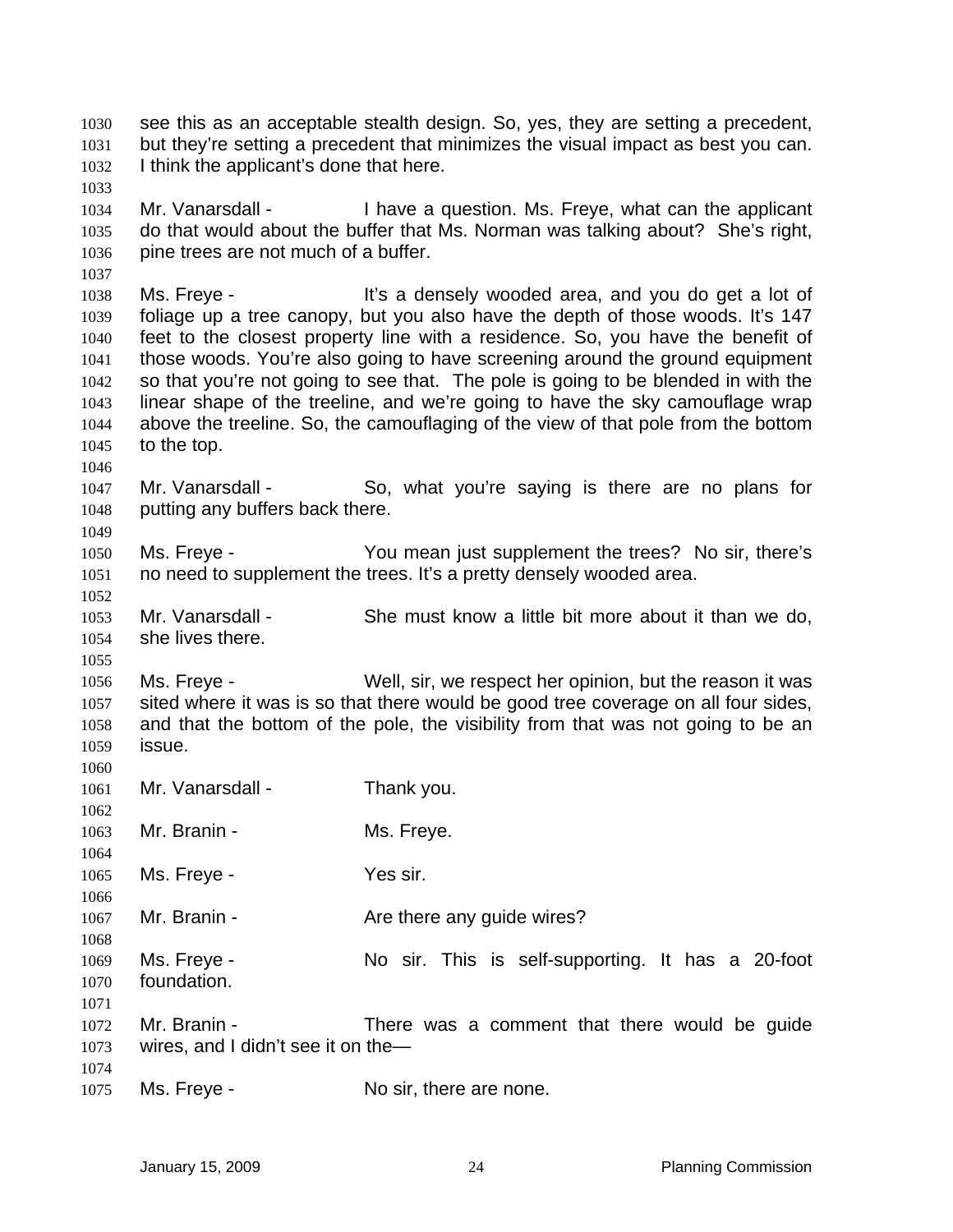see this as an acceptable stealth design. So, yes, they are setting a precedent, but they're setting a precedent that minimizes the visual impact as best you can. I think the applicant's done that here.

Mr. Vanarsdall - I have a question. Ms. Freye, what can the applicant do that would about the buffer that Ms. Norman was talking about? She's right, pine trees are not much of a buffer.

Ms. Freye - It's a densely wooded area, and you do get a lot of foliage up a tree canopy, but you also have the depth of those woods. It's 147 feet to the closest property line with a residence. So, you have the benefit of those woods. You're also going to have screening around the ground equipment so that you're not going to see that. The pole is going to be blended in with the linear shape of the treeline, and we're going to have the sky camouflage wrap above the treeline. So, the camouflaging of the view of that pole from the bottom to the top.

Mr. Vanarsdall - So, what you're saying is there are no plans for putting any buffers back there.

Ms. Freye - You mean just supplement the trees? No sir, there's no need to supplement the trees. It's a pretty densely wooded area.

Mr. Vanarsdall - She must know a little bit more about it than we do, she lives there.

Ms. Freye - Well, sir, we respect her opinion, but the reason it was sited where it was is so that there would be good tree coverage on all four sides, and that the bottom of the pole, the visibility from that was not going to be an issue.

Mr. Vanarsdall - Thank you.

Mr. Branin - Ms. Freye.

Ms. Freye - Yes sir.

Mr. Branin - Are there any guide wires?

Ms. Freye - No sir. This is self-supporting. It has a 20-foot foundation.

Mr. Branin - There was a comment that there would be guide wires, and I didn't see it on the—

Ms. Freye - No sir, there are none.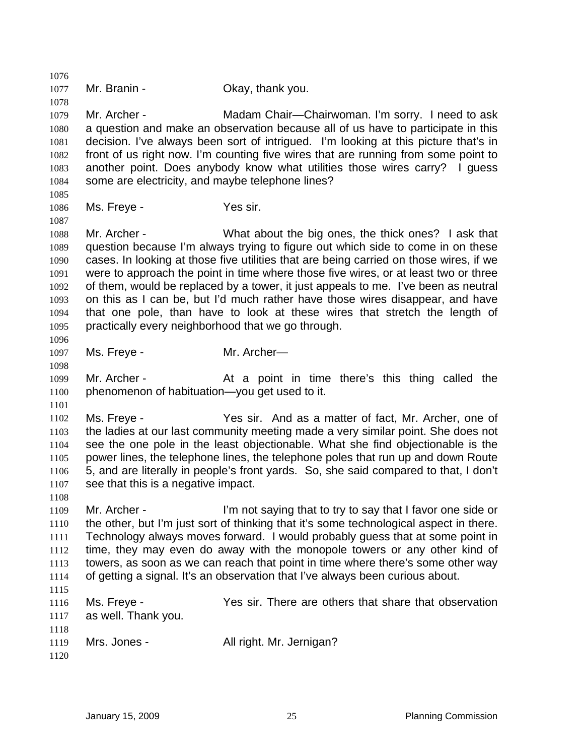Mr. Branin - Okay, thank you.

Mr. Archer - Madam Chair—Chairwoman. I'm sorry. I need to ask a question and make an observation because all of us have to participate in this decision. I've always been sort of intrigued. I'm looking at this picture that's in front of us right now. I'm counting five wires that are running from some point to another point. Does anybody know what utilities those wires carry? I guess some are electricity, and maybe telephone lines?

Ms. Freye - Yes sir.

Mr. Archer - What about the big ones, the thick ones? I ask that question because I'm always trying to figure out which side to come in on these cases. In looking at those five utilities that are being carried on those wires, if we were to approach the point in time where those five wires, or at least two or three of them, would be replaced by a tower, it just appeals to me. I've been as neutral on this as I can be, but I'd much rather have those wires disappear, and have that one pole, than have to look at these wires that stretch the length of practically every neighborhood that we go through.

Ms. Freye - Mr. Archer—

Mr. Archer - At a point in time there's this thing called the phenomenon of habituation—you get used to it.

Ms. Freye - Yes sir. And as a matter of fact, Mr. Archer, one of the ladies at our last community meeting made a very similar point. She does not see the one pole in the least objectionable. What she find objectionable is the power lines, the telephone lines, the telephone poles that run up and down Route 5, and are literally in people's front yards. So, she said compared to that, I don't see that this is a negative impact.

Mr. Archer - I'm not saying that to try to say that I favor one side or the other, but I'm just sort of thinking that it's some technological aspect in there. Technology always moves forward. I would probably guess that at some point in time, they may even do away with the monopole towers or any other kind of towers, as soon as we can reach that point in time where there's some other way of getting a signal. It's an observation that I've always been curious about.

Ms. Freye - Yes sir. There are others that share that observation as well. Thank you.

Mrs. Jones - All right. Mr. Jernigan?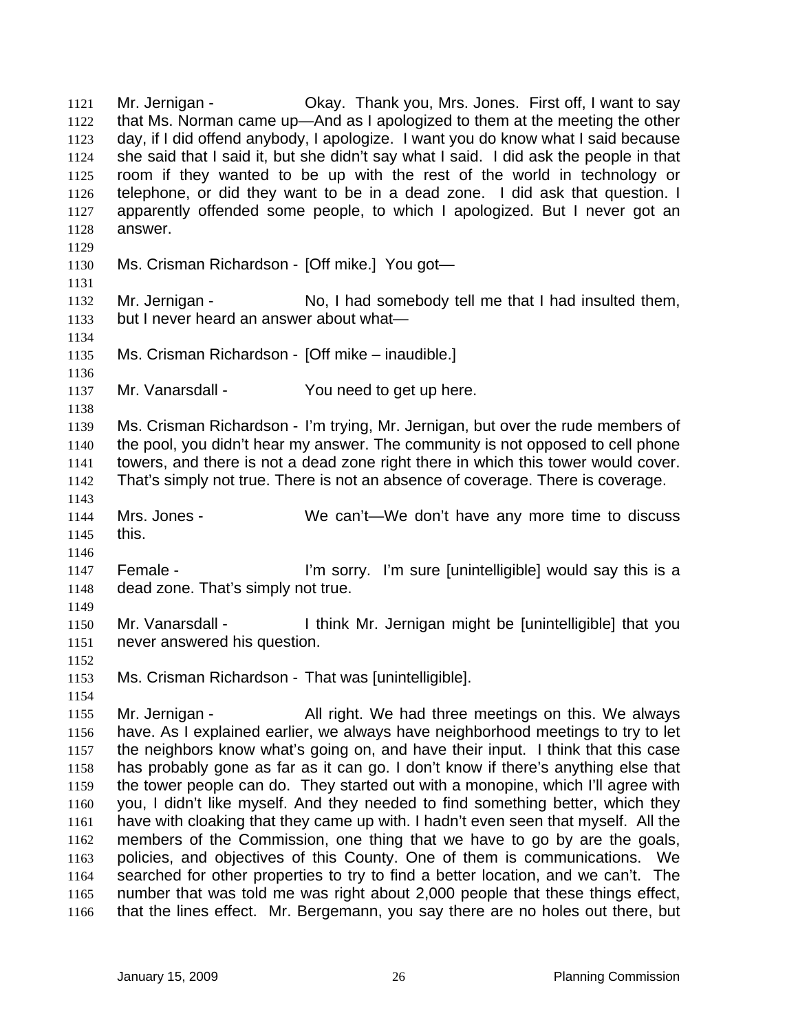Mr. Jernigan - Okay. Thank you, Mrs. Jones. First off, I want to say that Ms. Norman came up—And as I apologized to them at the meeting the other day, if I did offend anybody, I apologize. I want you do know what I said because she said that I said it, but she didn't say what I said. I did ask the people in that room if they wanted to be up with the rest of the world in technology or telephone, or did they want to be in a dead zone. I did ask that question. I apparently offended some people, to which I apologized. But I never got an answer.

Ms. Crisman Richardson - [Off mike.] You got—

Mr. Jernigan - No, I had somebody tell me that I had insulted them, but I never heard an answer about what—

Ms. Crisman Richardson - [Off mike – inaudible.]

Mr. Vanarsdall - You need to get up here.

Ms. Crisman Richardson - I'm trying, Mr. Jernigan, but over the rude members of the pool, you didn't hear my answer. The community is not opposed to cell phone towers, and there is not a dead zone right there in which this tower would cover. That's simply not true. There is not an absence of coverage. There is coverage.

Mrs. Jones - We can't—We don't have any more time to discuss this.

Female - I'm sorry. I'm sure [unintelligible] would say this is a dead zone. That's simply not true.

Mr. Vanarsdall - I think Mr. Jernigan might be [unintelligible] that you never answered his question.

Ms. Crisman Richardson - That was [unintelligible].

Mr. Jernigan - All right. We had three meetings on this. We always have. As I explained earlier, we always have neighborhood meetings to try to let the neighbors know what's going on, and have their input. I think that this case has probably gone as far as it can go. I don't know if there's anything else that the tower people can do. They started out with a monopine, which I'll agree with you, I didn't like myself. And they needed to find something better, which they have with cloaking that they came up with. I hadn't even seen that myself. All the members of the Commission, one thing that we have to go by are the goals, policies, and objectives of this County. One of them is communications. We searched for other properties to try to find a better location, and we can't. The number that was told me was right about 2,000 people that these things effect, that the lines effect. Mr. Bergemann, you say there are no holes out there, but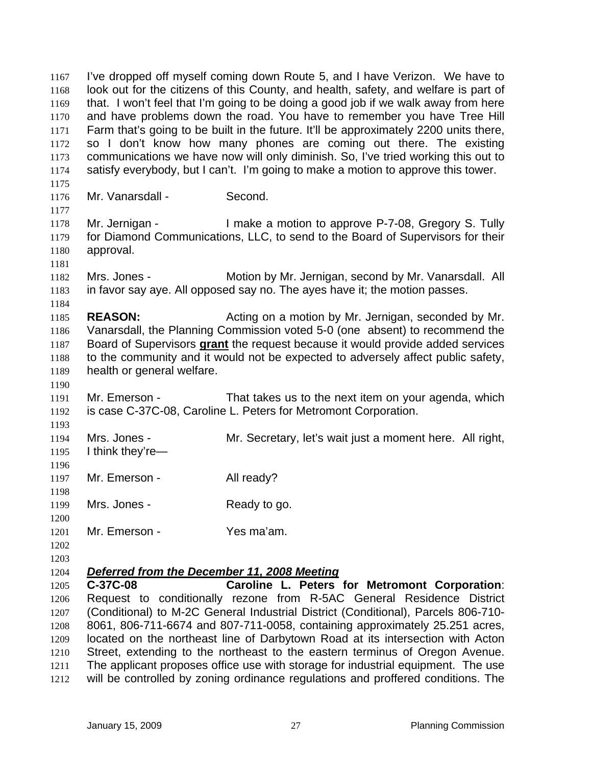I've dropped off myself coming down Route 5, and I have Verizon. We have to look out for the citizens of this County, and health, safety, and welfare is part of that. I won't feel that I'm going to be doing a good job if we walk away from here and have problems down the road. You have to remember you have Tree Hill Farm that's going to be built in the future. It'll be approximately 2200 units there, so I don't know how many phones are coming out there. The existing communications we have now will only diminish. So, I've tried working this out to satisfy everybody, but I can't. I'm going to make a motion to approve this tower.

Mr. Vanarsdall - Second.

Mr. Jernigan - I make a motion to approve P-7-08, Gregory S. Tully for Diamond Communications, LLC, to send to the Board of Supervisors for their approval.

Mrs. Jones - Motion by Mr. Jernigan, second by Mr. Vanarsdall. All in favor say aye. All opposed say no. The ayes have it; the motion passes.

**REASON:** Acting on a motion by Mr. Jernigan, seconded by Mr. Vanarsdall, the Planning Commission voted 5-0 (one absent) to recommend the Board of Supervisors **grant** the request because it would provide added services to the community and it would not be expected to adversely affect public safety, health or general welfare.

Mr. Emerson - That takes us to the next item on your agenda, which is case C-37C-08, Caroline L. Peters for Metromont Corporation.

Mrs. Jones - Mr. Secretary, let's wait just a moment here. All right, I think they're—

Mr. Emerson - All ready?

Mrs. Jones - Ready to go.

Mr. Emerson - Yes ma'am.

***Deferred from the December 11, 2008 Meeting***

**C-37C-08 Caroline L. Peters for Metromont Corporation**: Request to conditionally rezone from R-5AC General Residence District (Conditional) to M-2C General Industrial District (Conditional), Parcels 806-710-8061, 806-711-6674 and 807-711-0058, containing approximately 25.251 acres, located on the northeast line of Darbytown Road at its intersection with Acton Street, extending to the northeast to the eastern terminus of Oregon Avenue. The applicant proposes office use with storage for industrial equipment. The use will be controlled by zoning ordinance regulations and proffered conditions. The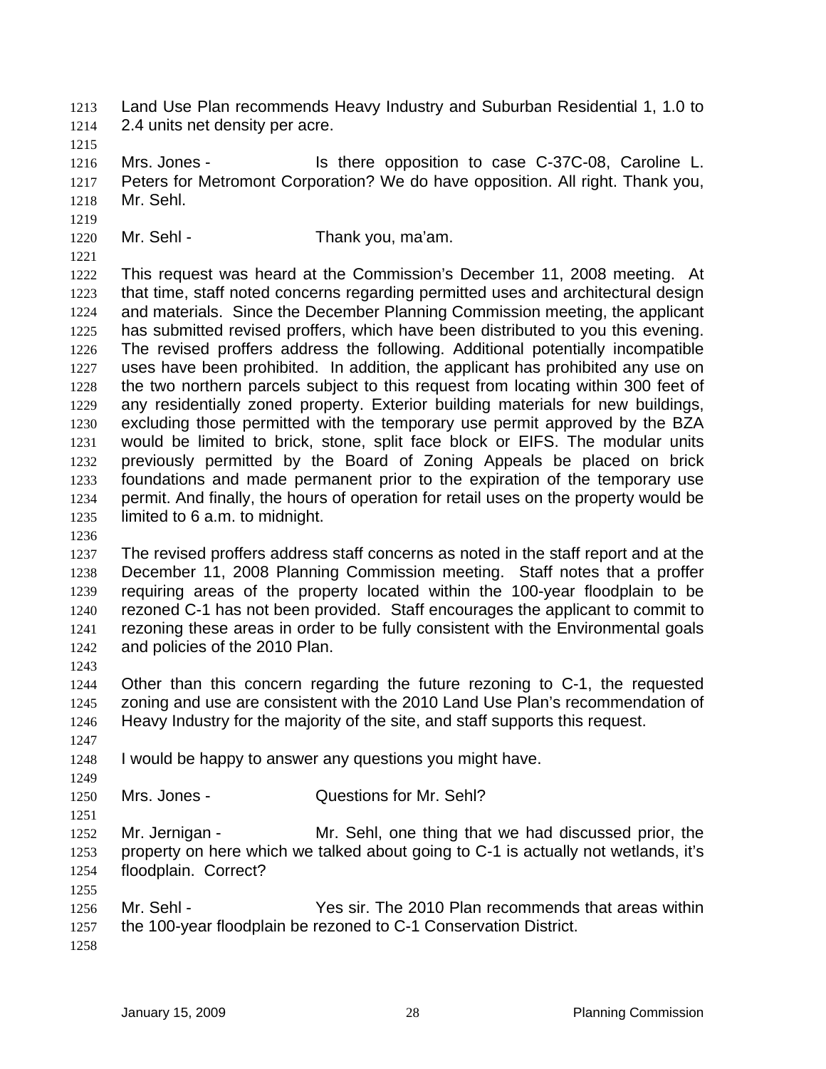Land Use Plan recommends Heavy Industry and Suburban Residential 1, 1.0 to 2.4 units net density per acre.

Mrs. Jones - Is there opposition to case C-37C-08, Caroline L. Peters for Metromont Corporation? We do have opposition. All right. Thank you, Mr. Sehl.

Mr. Sehl - Thank you, ma'am.

This request was heard at the Commission's December 11, 2008 meeting. At that time, staff noted concerns regarding permitted uses and architectural design and materials. Since the December Planning Commission meeting, the applicant has submitted revised proffers, which have been distributed to you this evening. The revised proffers address the following. Additional potentially incompatible uses have been prohibited. In addition, the applicant has prohibited any use on the two northern parcels subject to this request from locating within 300 feet of any residentially zoned property. Exterior building materials for new buildings, excluding those permitted with the temporary use permit approved by the BZA would be limited to brick, stone, split face block or EIFS. The modular units previously permitted by the Board of Zoning Appeals be placed on brick foundations and made permanent prior to the expiration of the temporary use permit. And finally, the hours of operation for retail uses on the property would be limited to 6 a.m. to midnight.

The revised proffers address staff concerns as noted in the staff report and at the December 11, 2008 Planning Commission meeting. Staff notes that a proffer requiring areas of the property located within the 100-year floodplain to be rezoned C-1 has not been provided. Staff encourages the applicant to commit to rezoning these areas in order to be fully consistent with the Environmental goals and policies of the 2010 Plan.

Other than this concern regarding the future rezoning to C-1, the requested zoning and use are consistent with the 2010 Land Use Plan's recommendation of Heavy Industry for the majority of the site, and staff supports this request.

I would be happy to answer any questions you might have.

Mrs. Jones - Questions for Mr. Sehl?

Mr. Jernigan - Mr. Sehl, one thing that we had discussed prior, the property on here which we talked about going to C-1 is actually not wetlands, it's floodplain. Correct?

Mr. Sehl - Yes sir. The 2010 Plan recommends that areas within the 100-year floodplain be rezoned to C-1 Conservation District.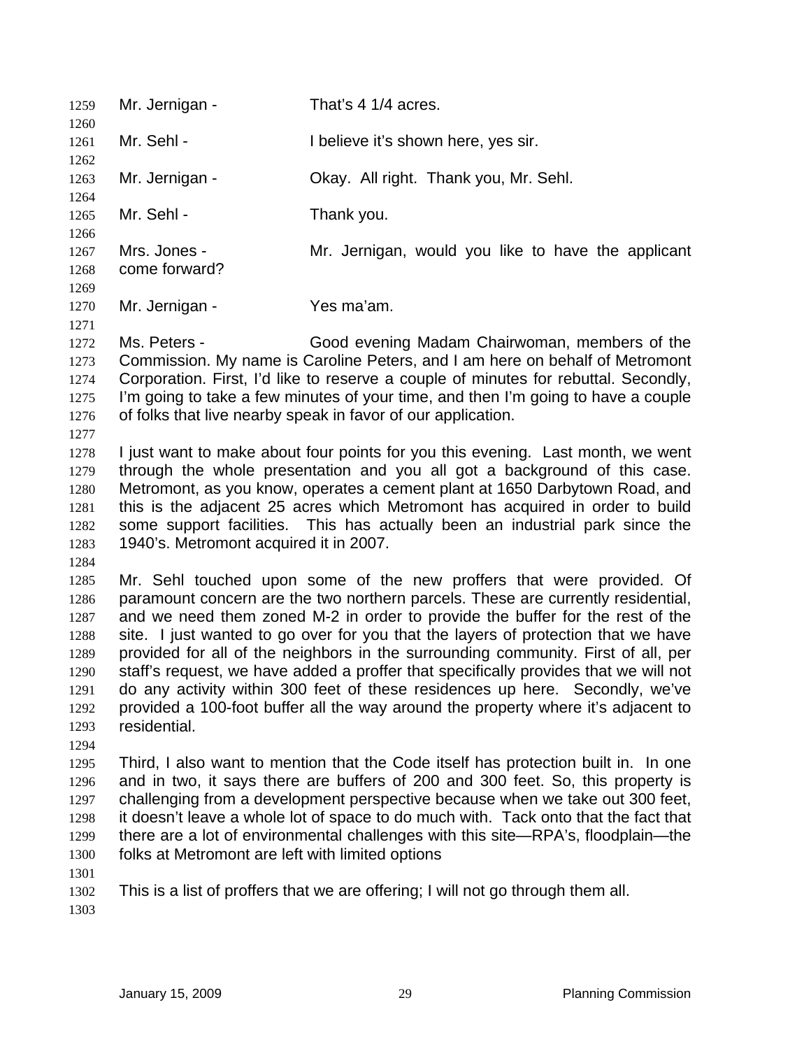Mr. Jernigan - That's 4 1/4 acres.

Mr. Sehl - I believe it's shown here, yes sir.

Mr. Jernigan - Okay. All right. Thank you, Mr. Sehl.

Mr. Sehl - Thank you.

Mrs. Jones - Mr. Jernigan, would you like to have the applicant come forward?

Mr. Jernigan - Yes ma'am.

Ms. Peters - Good evening Madam Chairwoman, members of the Commission. My name is Caroline Peters, and I am here on behalf of Metromont Corporation. First, I'd like to reserve a couple of minutes for rebuttal. Secondly, I'm going to take a few minutes of your time, and then I'm going to have a couple of folks that live nearby speak in favor of our application.

I just want to make about four points for you this evening. Last month, we went through the whole presentation and you all got a background of this case. Metromont, as you know, operates a cement plant at 1650 Darbytown Road, and this is the adjacent 25 acres which Metromont has acquired in order to build some support facilities. This has actually been an industrial park since the 1940's. Metromont acquired it in 2007.

Mr. Sehl touched upon some of the new proffers that were provided. Of paramount concern are the two northern parcels. These are currently residential, and we need them zoned M-2 in order to provide the buffer for the rest of the site. I just wanted to go over for you that the layers of protection that we have provided for all of the neighbors in the surrounding community. First of all, per staff's request, we have added a proffer that specifically provides that we will not do any activity within 300 feet of these residences up here. Secondly, we've provided a 100-foot buffer all the way around the property where it's adjacent to residential.

Third, I also want to mention that the Code itself has protection built in. In one and in two, it says there are buffers of 200 and 300 feet. So, this property is challenging from a development perspective because when we take out 300 feet, it doesn't leave a whole lot of space to do much with. Tack onto that the fact that there are a lot of environmental challenges with this site—RPA's, floodplain—the folks at Metromont are left with limited options

This is a list of proffers that we are offering; I will not go through them all.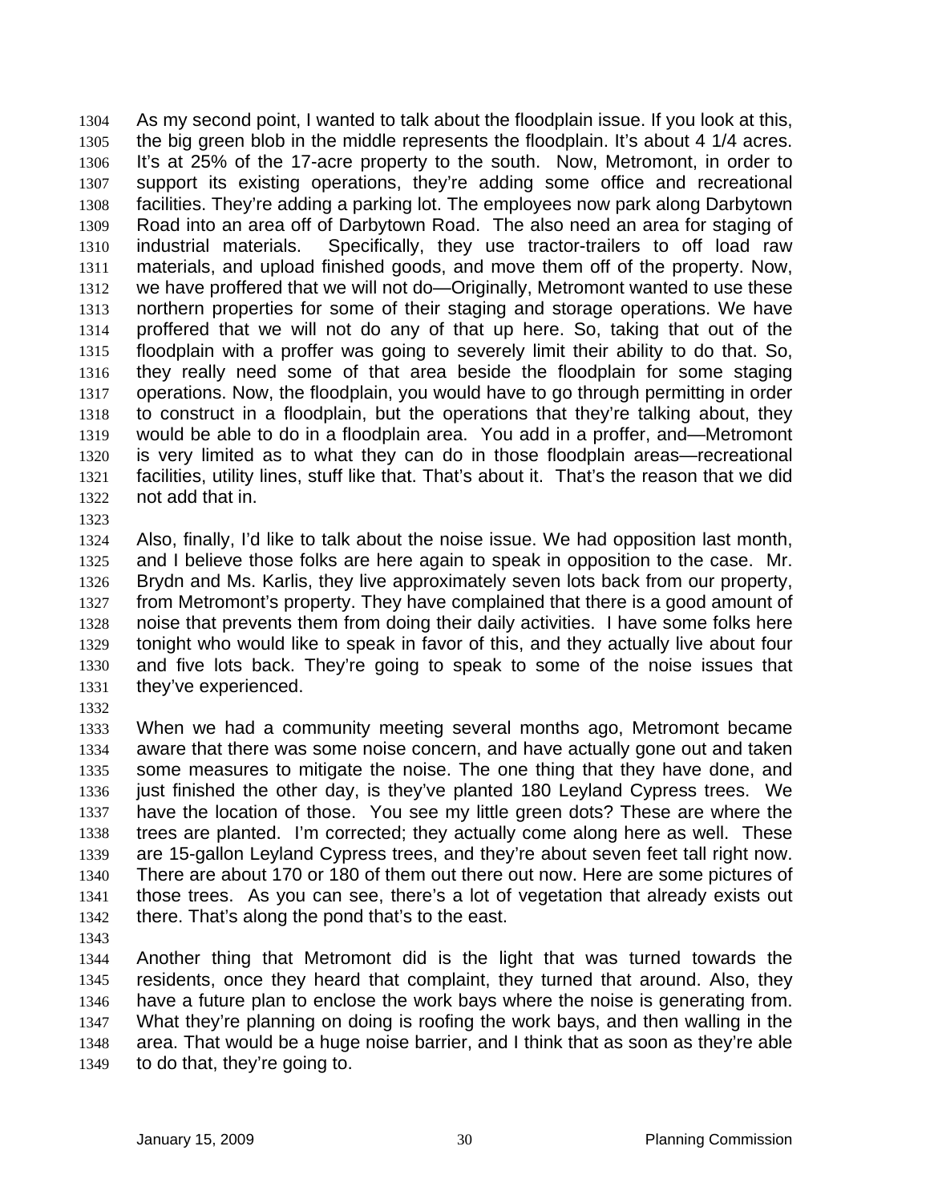As my second point, I wanted to talk about the floodplain issue. If you look at this, the big green blob in the middle represents the floodplain. It's about 4 1/4 acres. It's at 25% of the 17-acre property to the south. Now, Metromont, in order to support its existing operations, they're adding some office and recreational facilities. They're adding a parking lot. The employees now park along Darbytown Road into an area off of Darbytown Road. The also need an area for staging of industrial materials. Specifically, they use tractor-trailers to off load raw materials, and upload finished goods, and move them off of the property. Now, we have proffered that we will not do—Originally, Metromont wanted to use these northern properties for some of their staging and storage operations. We have proffered that we will not do any of that up here. So, taking that out of the floodplain with a proffer was going to severely limit their ability to do that. So, they really need some of that area beside the floodplain for some staging operations. Now, the floodplain, you would have to go through permitting in order to construct in a floodplain, but the operations that they're talking about, they would be able to do in a floodplain area. You add in a proffer, and—Metromont is very limited as to what they can do in those floodplain areas—recreational facilities, utility lines, stuff like that. That's about it. That's the reason that we did not add that in.

Also, finally, I'd like to talk about the noise issue. We had opposition last month, and I believe those folks are here again to speak in opposition to the case. Mr. Brydn and Ms. Karlis, they live approximately seven lots back from our property, from Metromont's property. They have complained that there is a good amount of noise that prevents them from doing their daily activities. I have some folks here tonight who would like to speak in favor of this, and they actually live about four and five lots back. They're going to speak to some of the noise issues that they've experienced.

When we had a community meeting several months ago, Metromont became aware that there was some noise concern, and have actually gone out and taken some measures to mitigate the noise. The one thing that they have done, and just finished the other day, is they've planted 180 Leyland Cypress trees. We have the location of those. You see my little green dots? These are where the trees are planted. I'm corrected; they actually come along here as well. These are 15-gallon Leyland Cypress trees, and they're about seven feet tall right now. There are about 170 or 180 of them out there out now. Here are some pictures of those trees. As you can see, there's a lot of vegetation that already exists out there. That's along the pond that's to the east.

Another thing that Metromont did is the light that was turned towards the residents, once they heard that complaint, they turned that around. Also, they have a future plan to enclose the work bays where the noise is generating from. What they're planning on doing is roofing the work bays, and then walling in the area. That would be a huge noise barrier, and I think that as soon as they're able to do that, they're going to.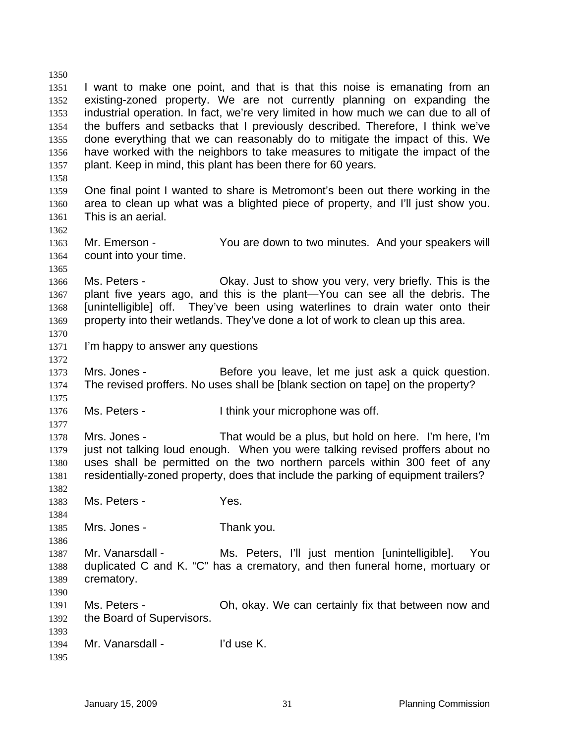I want to make one point, and that is that this noise is emanating from an existing-zoned property. We are not currently planning on expanding the industrial operation. In fact, we're very limited in how much we can due to all of the buffers and setbacks that I previously described. Therefore, I think we've done everything that we can reasonably do to mitigate the impact of this. We have worked with the neighbors to take measures to mitigate the impact of the plant. Keep in mind, this plant has been there for 60 years.

One final point I wanted to share is Metromont's been out there working in the area to clean up what was a blighted piece of property, and I'll just show you. This is an aerial.

Mr. Emerson - You are down to two minutes. And your speakers will count into your time.

Ms. Peters - Okay. Just to show you very, very briefly. This is the plant five years ago, and this is the plant—You can see all the debris. The [unintelligible] off. They've been using waterlines to drain water onto their property into their wetlands. They've done a lot of work to clean up this area.

I'm happy to answer any questions

Mrs. Jones - Before you leave, let me just ask a quick question. The revised proffers. No uses shall be [blank section on tape] on the property?

Ms. Peters - I think your microphone was off.

Mrs. Jones - That would be a plus, but hold on here. I'm here, I'm just not talking loud enough. When you were talking revised proffers about no uses shall be permitted on the two northern parcels within 300 feet of any residentially-zoned property, does that include the parking of equipment trailers?

Ms. Peters - Yes.

Mrs. Jones - Thank you.

Mr. Vanarsdall - Ms. Peters, I'll just mention [unintelligible]. You duplicated C and K. "C" has a crematory, and then funeral home, mortuary or crematory.

Ms. Peters - Oh, okay. We can certainly fix that between now and the Board of Supervisors.

Mr. Vanarsdall - I'd use K.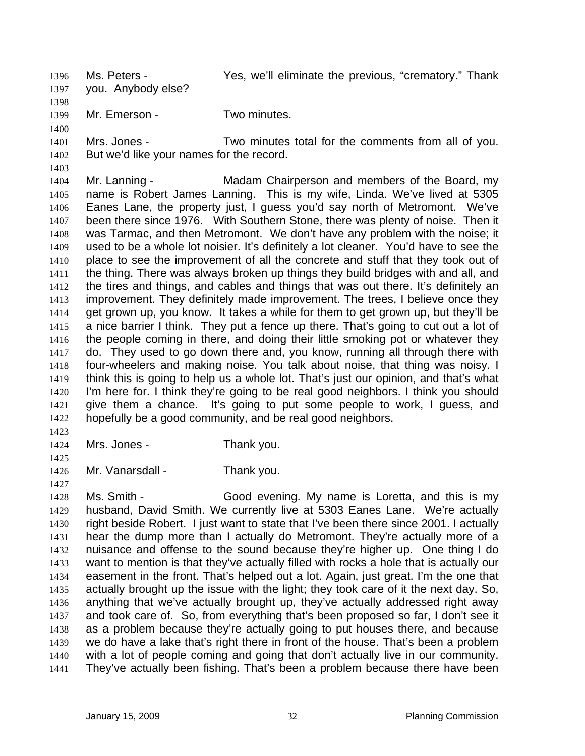Ms. Peters - Yes, we'll eliminate the previous, "crematory." Thank you. Anybody else?

Mr. Emerson - Two minutes.

Mrs. Jones - Two minutes total for the comments from all of you. But we'd like your names for the record.

Mr. Lanning - Madam Chairperson and members of the Board, my name is Robert James Lanning. This is my wife, Linda. We've lived at 5305 Eanes Lane, the property just, I guess you'd say north of Metromont. We've been there since 1976. With Southern Stone, there was plenty of noise. Then it was Tarmac, and then Metromont. We don't have any problem with the noise; it used to be a whole lot noisier. It's definitely a lot cleaner. You'd have to see the place to see the improvement of all the concrete and stuff that they took out of the thing. There was always broken up things they build bridges with and all, and the tires and things, and cables and things that was out there. It's definitely an improvement. They definitely made improvement. The trees, I believe once they get grown up, you know. It takes a while for them to get grown up, but they'll be a nice barrier I think. They put a fence up there. That's going to cut out a lot of the people coming in there, and doing their little smoking pot or whatever they do. They used to go down there and, you know, running all through there with four-wheelers and making noise. You talk about noise, that thing was noisy. I think this is going to help us a whole lot. That's just our opinion, and that's what I'm here for. I think they're going to be real good neighbors. I think you should give them a chance. It's going to put some people to work, I guess, and hopefully be a good community, and be real good neighbors.

Mrs. Jones - Thank you.

Mr. Vanarsdall - Thank you.

Ms. Smith - Good evening. My name is Loretta, and this is my husband, David Smith. We currently live at 5303 Eanes Lane. We're actually right beside Robert. I just want to state that I've been there since 2001. I actually hear the dump more than I actually do Metromont. They're actually more of a nuisance and offense to the sound because they're higher up. One thing I do want to mention is that they've actually filled with rocks a hole that is actually our easement in the front. That's helped out a lot. Again, just great. I'm the one that actually brought up the issue with the light; they took care of it the next day. So, anything that we've actually brought up, they've actually addressed right away and took care of. So, from everything that's been proposed so far, I don't see it as a problem because they're actually going to put houses there, and because we do have a lake that's right there in front of the house. That's been a problem with a lot of people coming and going that don't actually live in our community. They've actually been fishing. That's been a problem because there have been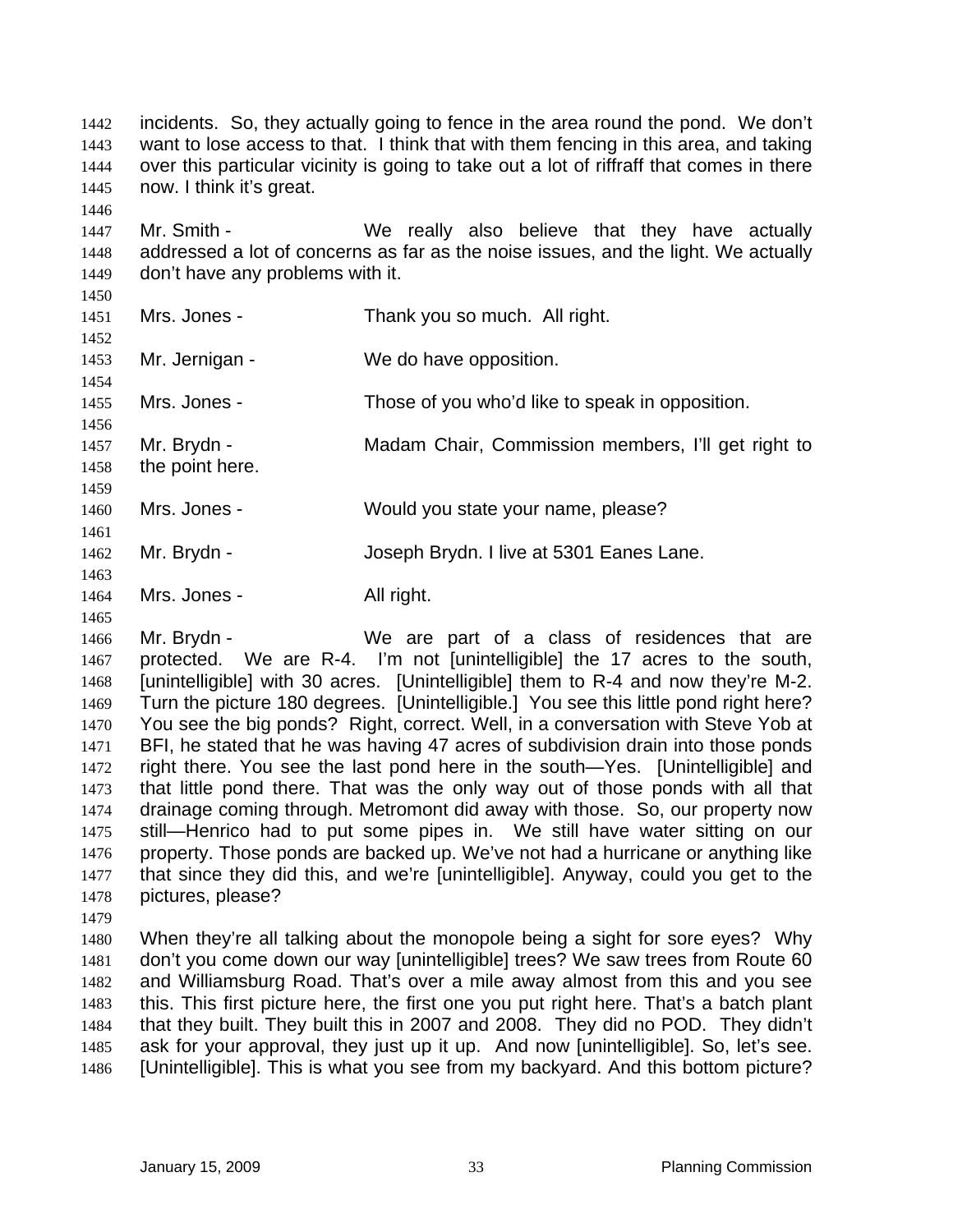incidents. So, they actually going to fence in the area round the pond. We don't want to lose access to that. I think that with them fencing in this area, and taking over this particular vicinity is going to take out a lot of riffraff that comes in there now. I think it's great.

Mr. Smith - We really also believe that they have actually addressed a lot of concerns as far as the noise issues, and the light. We actually don't have any problems with it.

Mrs. Jones - Thank you so much. All right.

Mr. Jernigan - We do have opposition.

Mrs. Jones - Those of you who'd like to speak in opposition.

Mr. Brydn - Madam Chair, Commission members, I'll get right to the point here.

Mrs. Jones - Would you state your name, please?

Mr. Brydn - Joseph Brydn. I live at 5301 Eanes Lane.

Mrs. Jones - All right.

Mr. Brydn - We are part of a class of residences that are protected. We are R-4. I'm not [unintelligible] the 17 acres to the south, [unintelligible] with 30 acres. [Unintelligible] them to R-4 and now they're M-2. Turn the picture 180 degrees. [Unintelligible.] You see this little pond right here? You see the big ponds? Right, correct. Well, in a conversation with Steve Yob at BFI, he stated that he was having 47 acres of subdivision drain into those ponds right there. You see the last pond here in the south—Yes. [Unintelligible] and that little pond there. That was the only way out of those ponds with all that drainage coming through. Metromont did away with those. So, our property now still—Henrico had to put some pipes in. We still have water sitting on our property. Those ponds are backed up. We've not had a hurricane or anything like that since they did this, and we're [unintelligible]. Anyway, could you get to the pictures, please?

When they're all talking about the monopole being a sight for sore eyes? Why don't you come down our way [unintelligible] trees? We saw trees from Route 60 and Williamsburg Road. That's over a mile away almost from this and you see this. This first picture here, the first one you put right here. That's a batch plant that they built. They built this in 2007 and 2008. They did no POD. They didn't ask for your approval, they just up it up. And now [unintelligible]. So, let's see. [Unintelligible]. This is what you see from my backyard. And this bottom picture?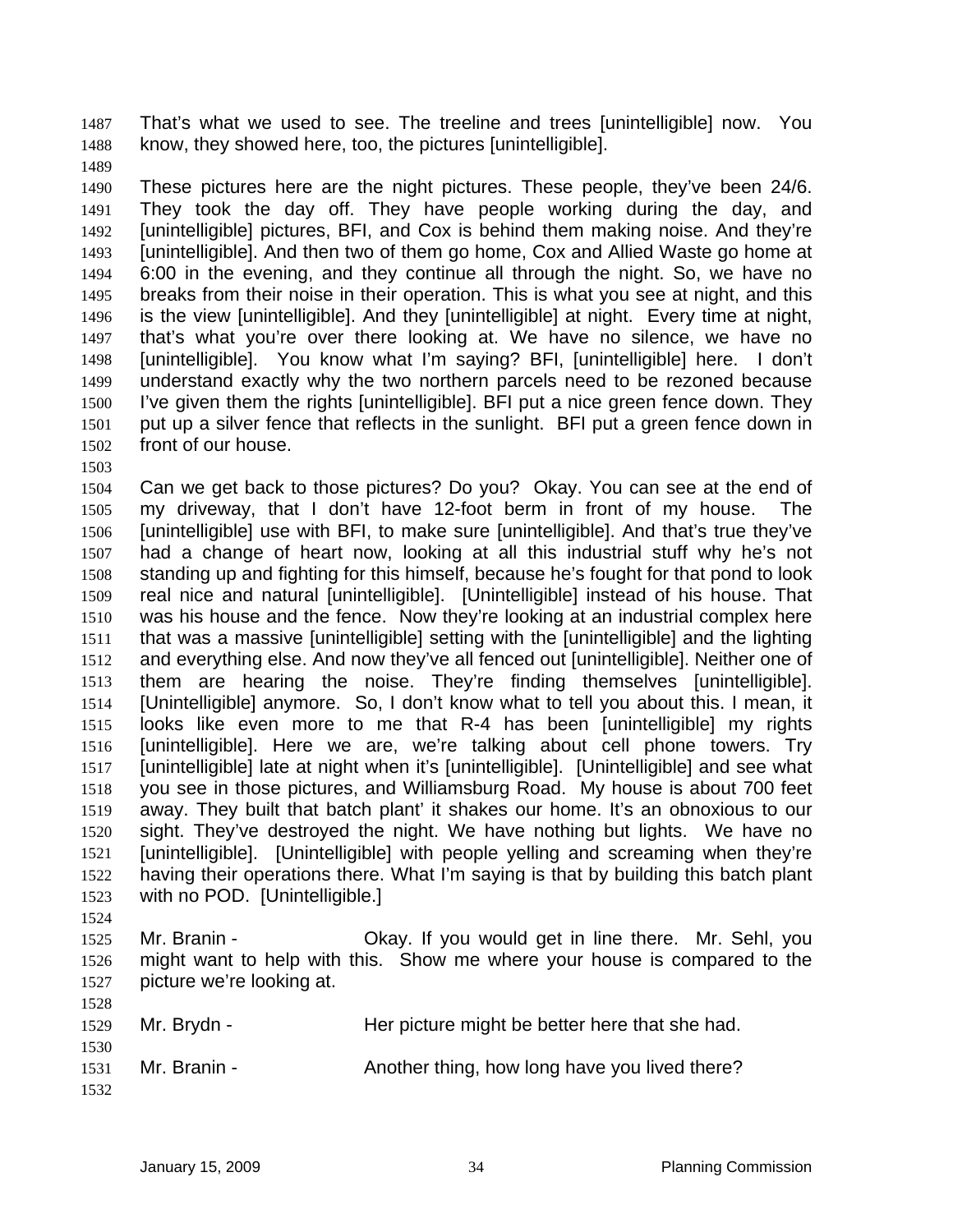That's what we used to see. The treeline and trees [unintelligible] now. You know, they showed here, too, the pictures [unintelligible].

These pictures here are the night pictures. These people, they've been 24/6. They took the day off. They have people working during the day, and [unintelligible] pictures, BFI, and Cox is behind them making noise. And they're [unintelligible]. And then two of them go home, Cox and Allied Waste go home at 6:00 in the evening, and they continue all through the night. So, we have no breaks from their noise in their operation. This is what you see at night, and this is the view [unintelligible]. And they [unintelligible] at night. Every time at night, that's what you're over there looking at. We have no silence, we have no [unintelligible]. You know what I'm saying? BFI, [unintelligible] here. I don't understand exactly why the two northern parcels need to be rezoned because I've given them the rights [unintelligible]. BFI put a nice green fence down. They put up a silver fence that reflects in the sunlight. BFI put a green fence down in front of our house.

Can we get back to those pictures? Do you? Okay. You can see at the end of my driveway, that I don't have 12-foot berm in front of my house. The [unintelligible] use with BFI, to make sure [unintelligible]. And that's true they've had a change of heart now, looking at all this industrial stuff why he's not standing up and fighting for this himself, because he's fought for that pond to look real nice and natural [unintelligible]. [Unintelligible] instead of his house. That was his house and the fence. Now they're looking at an industrial complex here that was a massive [unintelligible] setting with the [unintelligible] and the lighting and everything else. And now they've all fenced out [unintelligible]. Neither one of them are hearing the noise. They're finding themselves [unintelligible]. [Unintelligible] anymore. So, I don't know what to tell you about this. I mean, it looks like even more to me that R-4 has been [unintelligible] my rights [unintelligible]. Here we are, we're talking about cell phone towers. Try [unintelligible] late at night when it's [unintelligible]. [Unintelligible] and see what you see in those pictures, and Williamsburg Road. My house is about 700 feet away. They built that batch plant' it shakes our home. It's an obnoxious to our sight. They've destroyed the night. We have nothing but lights. We have no [unintelligible]. [Unintelligible] with people yelling and screaming when they're having their operations there. What I'm saying is that by building this batch plant with no POD. [Unintelligible.]

Mr. Branin - Okay. If you would get in line there. Mr. Sehl, you might want to help with this. Show me where your house is compared to the picture we're looking at.

Mr. Brydn - Her picture might be better here that she had.

Mr. Branin - Another thing, how long have you lived there?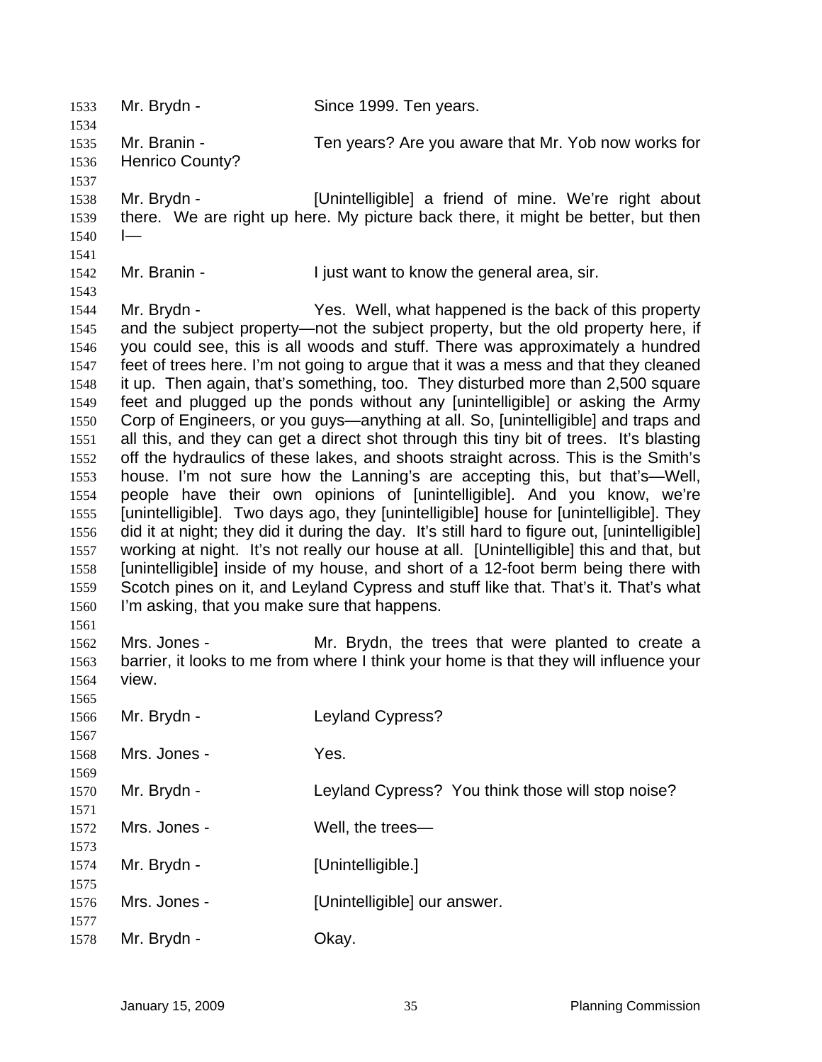Mr. Brydn - Since 1999. Ten years.

Mr. Branin - Ten years? Are you aware that Mr. Yob now works for Henrico County?

Mr. Brydn - [Unintelligible] a friend of mine. We're right about there. We are right up here. My picture back there, it might be better, but then I—

Mr. Branin - I just want to know the general area, sir.

Mr. Brydn - Yes. Well, what happened is the back of this property and the subject property—not the subject property, but the old property here, if you could see, this is all woods and stuff. There was approximately a hundred feet of trees here. I'm not going to argue that it was a mess and that they cleaned it up. Then again, that's something, too. They disturbed more than 2,500 square feet and plugged up the ponds without any [unintelligible] or asking the Army Corp of Engineers, or you guys—anything at all. So, [unintelligible] and traps and all this, and they can get a direct shot through this tiny bit of trees. It's blasting off the hydraulics of these lakes, and shoots straight across. This is the Smith's house. I'm not sure how the Lanning's are accepting this, but that's—Well, people have their own opinions of [unintelligible]. And you know, we're [unintelligible]. Two days ago, they [unintelligible] house for [unintelligible]. They did it at night; they did it during the day. It's still hard to figure out, [unintelligible] working at night. It's not really our house at all. [Unintelligible] this and that, but [unintelligible] inside of my house, and short of a 12-foot berm being there with Scotch pines on it, and Leyland Cypress and stuff like that. That's it. That's what I'm asking, that you make sure that happens.

Mrs. Jones - Mr. Brydn, the trees that were planted to create a barrier, it looks to me from where I think your home is that they will influence your view.

Mr. Brydn - Leyland Cypress?

Mrs. Jones - Yes.

Mr. Brydn - Leyland Cypress? You think those will stop noise?

Mrs. Jones - Well, the trees—

Mr. Brydn - [Unintelligible.]

Mrs. Jones - [Unintelligible] our answer.

Mr. Brydn - Okay.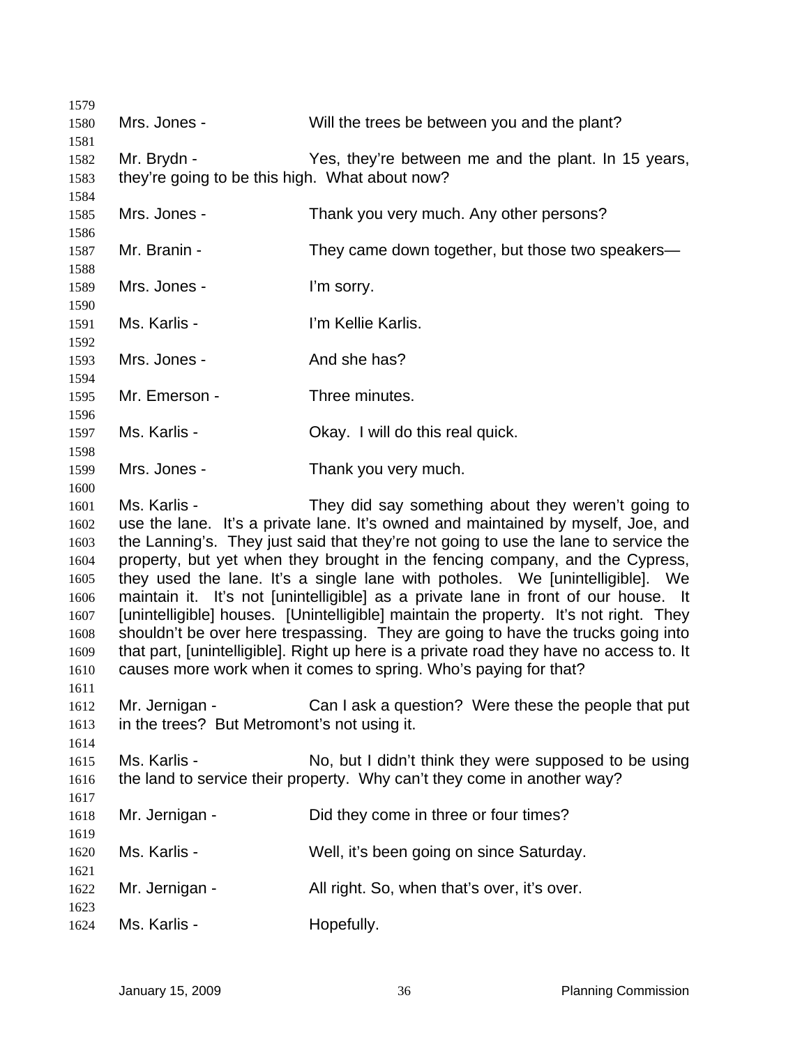Mrs. Jones - Will the trees be between you and the plant?

Mr. Brydn - Yes, they're between me and the plant. In 15 years, they're going to be this high. What about now?

Mrs. Jones - Thank you very much. Any other persons?

Mr. Branin - They came down together, but those two speakers—

Mrs. Jones - I'm sorry.

Ms. Karlis - I'm Kellie Karlis.

Mrs. Jones - And she has?

Mr. Emerson - Three minutes.

Ms. Karlis - Okay. I will do this real quick.

Mrs. Jones - Thank you very much.

Ms. Karlis - They did say something about they weren't going to use the lane. It's a private lane. It's owned and maintained by myself, Joe, and the Lanning's. They just said that they're not going to use the lane to service the property, but yet when they brought in the fencing company, and the Cypress, they used the lane. It's a single lane with potholes. We [unintelligible]. We maintain it. It's not [unintelligible] as a private lane in front of our house. It [unintelligible] houses. [Unintelligible] maintain the property. It's not right. They shouldn't be over here trespassing. They are going to have the trucks going into that part, [unintelligible]. Right up here is a private road they have no access to. It causes more work when it comes to spring. Who's paying for that?

Mr. Jernigan - Can I ask a question? Were these the people that put in the trees? But Metromont's not using it.

Ms. Karlis - No, but I didn't think they were supposed to be using the land to service their property. Why can't they come in another way?

Mr. Jernigan - Did they come in three or four times?

Ms. Karlis - Well, it's been going on since Saturday.

Mr. Jernigan - All right. So, when that's over, it's over.

Ms. Karlis - Hopefully.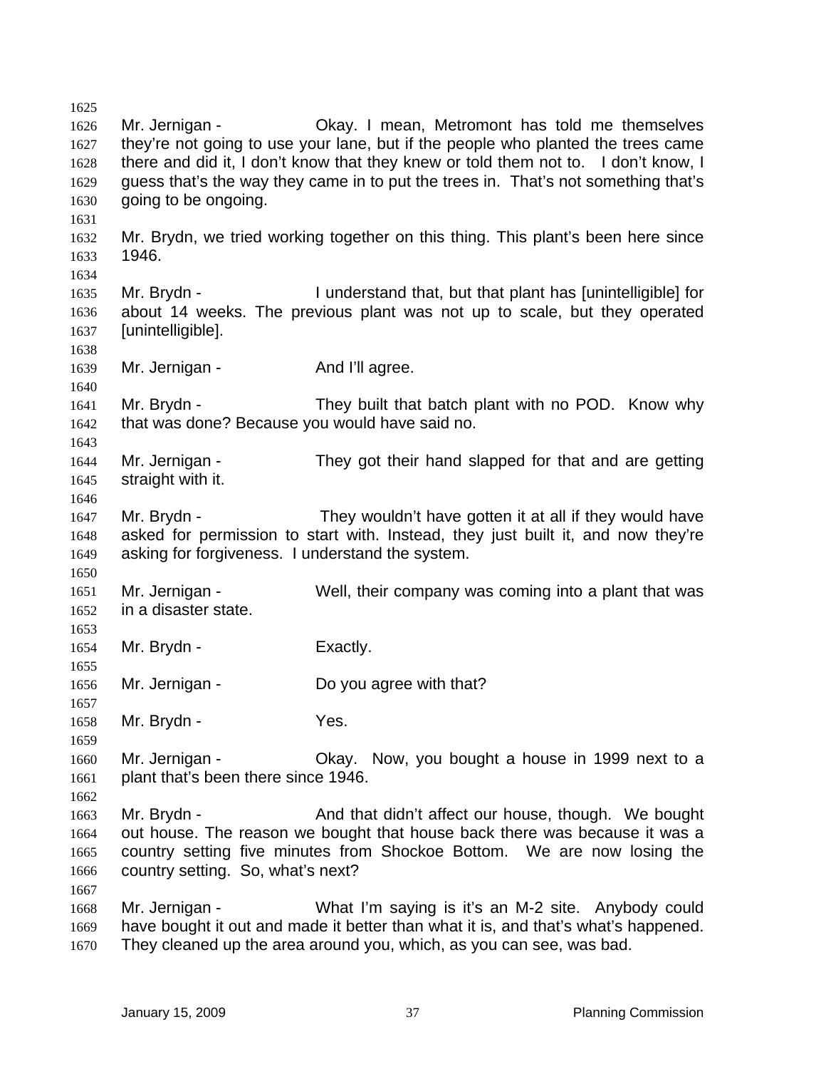Mr. Jernigan - Okay. I mean, Metromont has told me themselves they're not going to use your lane, but if the people who planted the trees came there and did it, I don't know that they knew or told them not to. I don't know, I guess that's the way they came in to put the trees in. That's not something that's going to be ongoing.

Mr. Brydn, we tried working together on this thing. This plant's been here since 1946.

Mr. Brydn - I understand that, but that plant has [unintelligible] for about 14 weeks. The previous plant was not up to scale, but they operated [unintelligible].

Mr. Jernigan - And I'll agree.

Mr. Brydn - They built that batch plant with no POD. Know why that was done? Because you would have said no.

Mr. Jernigan - They got their hand slapped for that and are getting straight with it.

Mr. Brydn - They wouldn't have gotten it at all if they would have asked for permission to start with. Instead, they just built it, and now they're asking for forgiveness. I understand the system.

Mr. Jernigan - Well, their company was coming into a plant that was in a disaster state.

Mr. Brydn - Exactly.

Mr. Jernigan - Do you agree with that?

Mr. Brydn - Yes.

Mr. Jernigan - Okay. Now, you bought a house in 1999 next to a plant that's been there since 1946.

Mr. Brydn - And that didn't affect our house, though. We bought out house. The reason we bought that house back there was because it was a country setting five minutes from Shockoe Bottom. We are now losing the country setting. So, what's next?

Mr. Jernigan - What I'm saying is it's an M-2 site. Anybody could have bought it out and made it better than what it is, and that's what's happened. They cleaned up the area around you, which, as you can see, was bad.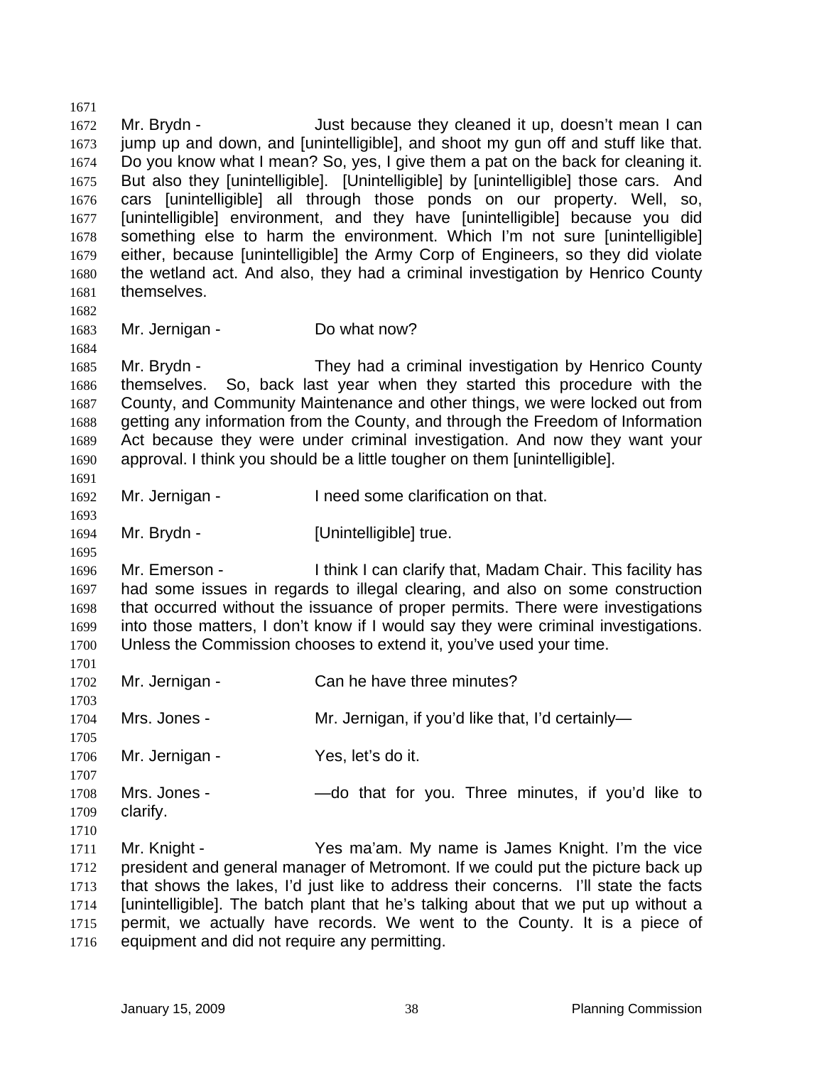Mr. Brydn - Just because they cleaned it up, doesn't mean I can jump up and down, and [unintelligible], and shoot my gun off and stuff like that. Do you know what I mean? So, yes, I give them a pat on the back for cleaning it. But also they [unintelligible]. [Unintelligible] by [unintelligible] those cars. And cars [unintelligible] all through those ponds on our property. Well, so, [unintelligible] environment, and they have [unintelligible] because you did something else to harm the environment. Which I'm not sure [unintelligible] either, because [unintelligible] the Army Corp of Engineers, so they did violate the wetland act. And also, they had a criminal investigation by Henrico County themselves.

Mr. Jernigan - Do what now?

Mr. Brydn - They had a criminal investigation by Henrico County themselves. So, back last year when they started this procedure with the County, and Community Maintenance and other things, we were locked out from getting any information from the County, and through the Freedom of Information Act because they were under criminal investigation. And now they want your approval. I think you should be a little tougher on them [unintelligible].

Mr. Jernigan - I need some clarification on that.

Mr. Brydn - [Unintelligible] true.

Mr. Emerson - I think I can clarify that, Madam Chair. This facility has had some issues in regards to illegal clearing, and also on some construction that occurred without the issuance of proper permits. There were investigations into those matters, I don't know if I would say they were criminal investigations. Unless the Commission chooses to extend it, you've used your time.

Mr. Jernigan - Can he have three minutes?

Mrs. Jones - Mr. Jernigan, if you'd like that, I'd certainly—

Mr. Jernigan - Yes, let's do it.

Mrs. Jones - —do that for you. Three minutes, if you'd like to clarify.

Mr. Knight - Yes ma'am. My name is James Knight. I'm the vice president and general manager of Metromont. If we could put the picture back up that shows the lakes, I'd just like to address their concerns. I'll state the facts [unintelligible]. The batch plant that he's talking about that we put up without a permit, we actually have records. We went to the County. It is a piece of equipment and did not require any permitting.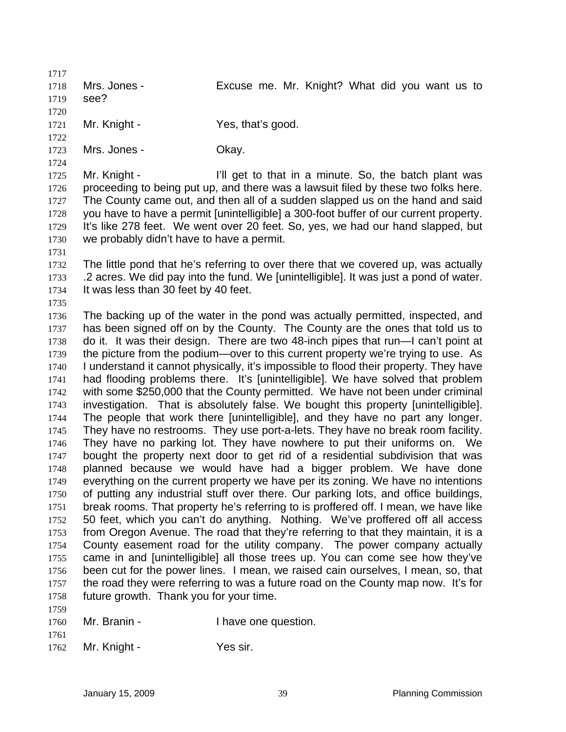Mrs. Jones - Excuse me. Mr. Knight? What did you want us to see?

Mr. Knight - Yes, that's good.

Mrs. Jones - Okay.

Mr. Knight - I'll get to that in a minute. So, the batch plant was proceeding to being put up, and there was a lawsuit filed by these two folks here. The County came out, and then all of a sudden slapped us on the hand and said you have to have a permit [unintelligible] a 300-foot buffer of our current property. It's like 278 feet. We went over 20 feet. So, yes, we had our hand slapped, but we probably didn't have to have a permit.

The little pond that he's referring to over there that we covered up, was actually .2 acres. We did pay into the fund. We [unintelligible]. It was just a pond of water. It was less than 30 feet by 40 feet.

The backing up of the water in the pond was actually permitted, inspected, and has been signed off on by the County. The County are the ones that told us to do it. It was their design. There are two 48-inch pipes that run—I can't point at the picture from the podium—over to this current property we're trying to use. As I understand it cannot physically, it's impossible to flood their property. They have had flooding problems there. It's [unintelligible]. We have solved that problem with some $250,000 that the County permitted. We have not been under criminal investigation. That is absolutely false. We bought this property [unintelligible]. The people that work there [unintelligible], and they have no part any longer. They have no restrooms. They use port-a-lets. They have no break room facility. They have no parking lot. They have nowhere to put their uniforms on. We bought the property next door to get rid of a residential subdivision that was planned because we would have had a bigger problem. We have done everything on the current property we have per its zoning. We have no intentions of putting any industrial stuff over there. Our parking lots, and office buildings, break rooms. That property he's referring to is proffered off. I mean, we have like 50 feet, which you can't do anything. Nothing. We've proffered off all access from Oregon Avenue. The road that they're referring to that they maintain, it is a County easement road for the utility company. The power company actually came in and [unintelligible] all those trees up. You can come see how they've been cut for the power lines. I mean, we raised cain ourselves, I mean, so, that the road they were referring to was a future road on the County map now. It's for future growth. Thank you for your time.

Mr. Branin - I have one question.

Mr. Knight - Yes sir.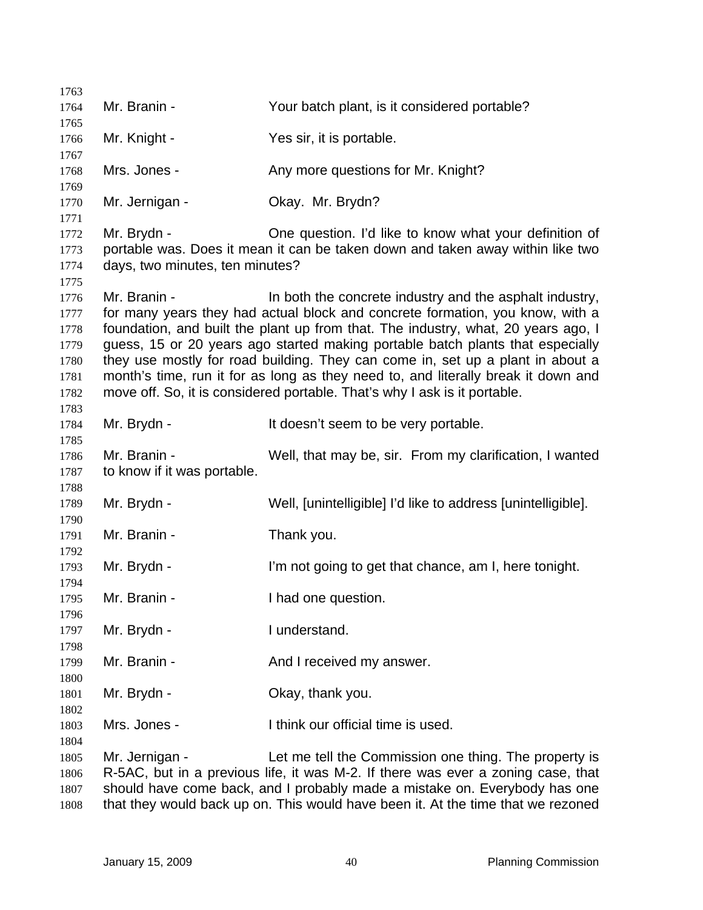Mr. Branin - Your batch plant, is it considered portable?

Mr. Knight - Yes sir, it is portable.

Mrs. Jones - Any more questions for Mr. Knight?

Mr. Jernigan - Okay. Mr. Brydn?

Mr. Brydn - One question. I'd like to know what your definition of portable was. Does it mean it can be taken down and taken away within like two days, two minutes, ten minutes?

Mr. Branin - In both the concrete industry and the asphalt industry, for many years they had actual block and concrete formation, you know, with a foundation, and built the plant up from that. The industry, what, 20 years ago, I guess, 15 or 20 years ago started making portable batch plants that especially they use mostly for road building. They can come in, set up a plant in about a month's time, run it for as long as they need to, and literally break it down and move off. So, it is considered portable. That's why I ask is it portable.

Mr. Brydn - It doesn't seem to be very portable.

Mr. Branin - Well, that may be, sir. From my clarification, I wanted to know if it was portable.

Mr. Brydn - Well, [unintelligible] I'd like to address [unintelligible].

Mr. Branin - Thank you.

Mr. Brydn - I'm not going to get that chance, am I, here tonight.

Mr. Branin - I had one question.

Mr. Brydn - I understand.

Mr. Branin - And I received my answer.

Mr. Brydn - Okay, thank you.

Mrs. Jones - I think our official time is used.

Mr. Jernigan - Let me tell the Commission one thing. The property is R-5AC, but in a previous life, it was M-2. If there was ever a zoning case, that should have come back, and I probably made a mistake on. Everybody has one that they would back up on. This would have been it. At the time that we rezoned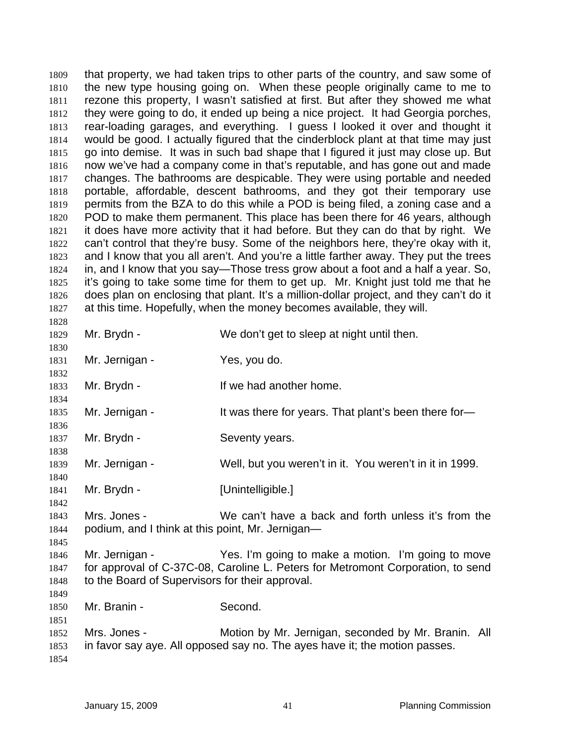that property, we had taken trips to other parts of the country, and saw some of the new type housing going on. When these people originally came to me to rezone this property, I wasn't satisfied at first. But after they showed me what they were going to do, it ended up being a nice project. It had Georgia porches, rear-loading garages, and everything. I guess I looked it over and thought it would be good. I actually figured that the cinderblock plant at that time may just go into demise. It was in such bad shape that I figured it just may close up. But now we've had a company come in that's reputable, and has gone out and made changes. The bathrooms are despicable. They were using portable and needed portable, affordable, descent bathrooms, and they got their temporary use permits from the BZA to do this while a POD is being filed, a zoning case and a POD to make them permanent. This place has been there for 46 years, although it does have more activity that it had before. But they can do that by right. We can't control that they're busy. Some of the neighbors here, they're okay with it, and I know that you all aren't. And you're a little farther away. They put the trees in, and I know that you say—Those tress grow about a foot and a half a year. So, it's going to take some time for them to get up. Mr. Knight just told me that he does plan on enclosing that plant. It's a million-dollar project, and they can't do it at this time. Hopefully, when the money becomes available, they will.

Mr. Brydn - We don't get to sleep at night until then.

Mr. Jernigan - Yes, you do.

Mr. Brydn - If we had another home.

Mr. Jernigan - It was there for years. That plant's been there for—

Mr. Brydn - Seventy years.

Mr. Jernigan - Well, but you weren't in it. You weren't in it in 1999.

Mr. Brydn - [Unintelligible.]

Mrs. Jones - We can't have a back and forth unless it's from the podium, and I think at this point, Mr. Jernigan—

Mr. Jernigan - Yes. I'm going to make a motion. I'm going to move for approval of C-37C-08, Caroline L. Peters for Metromont Corporation, to send to the Board of Supervisors for their approval.

Mr. Branin - Second.

Mrs. Jones - Motion by Mr. Jernigan, seconded by Mr. Branin. All in favor say aye. All opposed say no. The ayes have it; the motion passes.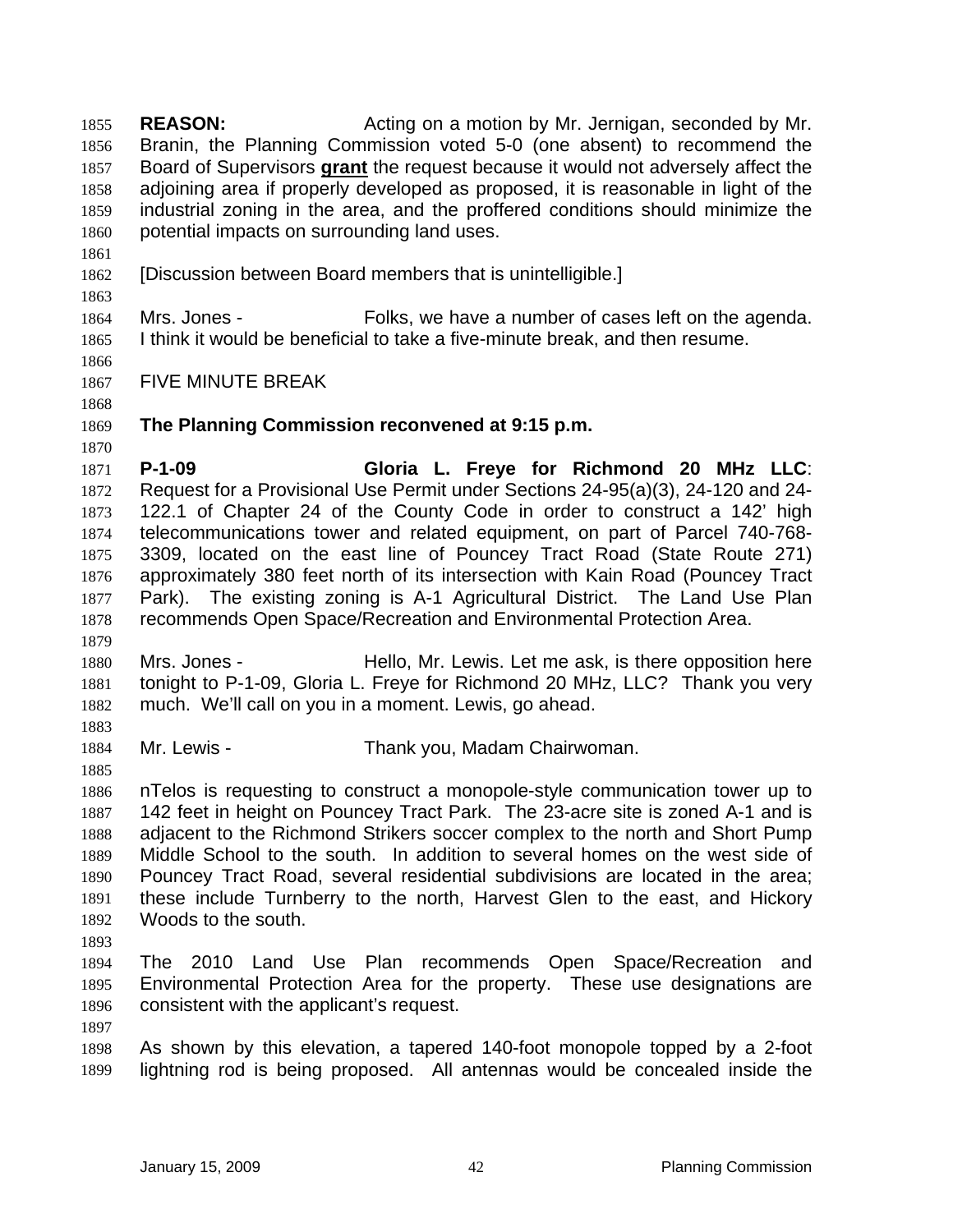**REASON:** Acting on a motion by Mr. Jernigan, seconded by Mr. Branin, the Planning Commission voted 5-0 (one absent) to recommend the Board of Supervisors **grant** the request because it would not adversely affect the adjoining area if properly developed as proposed, it is reasonable in light of the industrial zoning in the area, and the proffered conditions should minimize the potential impacts on surrounding land uses.

[Discussion between Board members that is unintelligible.]

Mrs. Jones - Folks, we have a number of cases left on the agenda. I think it would be beneficial to take a five-minute break, and then resume.

FIVE MINUTE BREAK

**The Planning Commission reconvened at 9:15 p.m.**

**P-1-09 Gloria L. Freye for Richmond 20 MHz LLC**: Request for a Provisional Use Permit under Sections 24-95(a)(3), 24-120 and 24-122.1 of Chapter 24 of the County Code in order to construct a 142' high telecommunications tower and related equipment, on part of Parcel 740-768-3309, located on the east line of Pouncey Tract Road (State Route 271) approximately 380 feet north of its intersection with Kain Road (Pouncey Tract Park). The existing zoning is A-1 Agricultural District. The Land Use Plan recommends Open Space/Recreation and Environmental Protection Area.

Mrs. Jones - Hello, Mr. Lewis. Let me ask, is there opposition here tonight to P-1-09, Gloria L. Freye for Richmond 20 MHz, LLC? Thank you very much. We'll call on you in a moment. Lewis, go ahead.

Mr. Lewis - Thank you, Madam Chairwoman.

nTelos is requesting to construct a monopole-style communication tower up to 142 feet in height on Pouncey Tract Park. The 23-acre site is zoned A-1 and is adjacent to the Richmond Strikers soccer complex to the north and Short Pump Middle School to the south. In addition to several homes on the west side of Pouncey Tract Road, several residential subdivisions are located in the area; these include Turnberry to the north, Harvest Glen to the east, and Hickory Woods to the south.

The 2010 Land Use Plan recommends Open Space/Recreation and Environmental Protection Area for the property. These use designations are consistent with the applicant's request.

As shown by this elevation, a tapered 140-foot monopole topped by a 2-foot lightning rod is being proposed. All antennas would be concealed inside the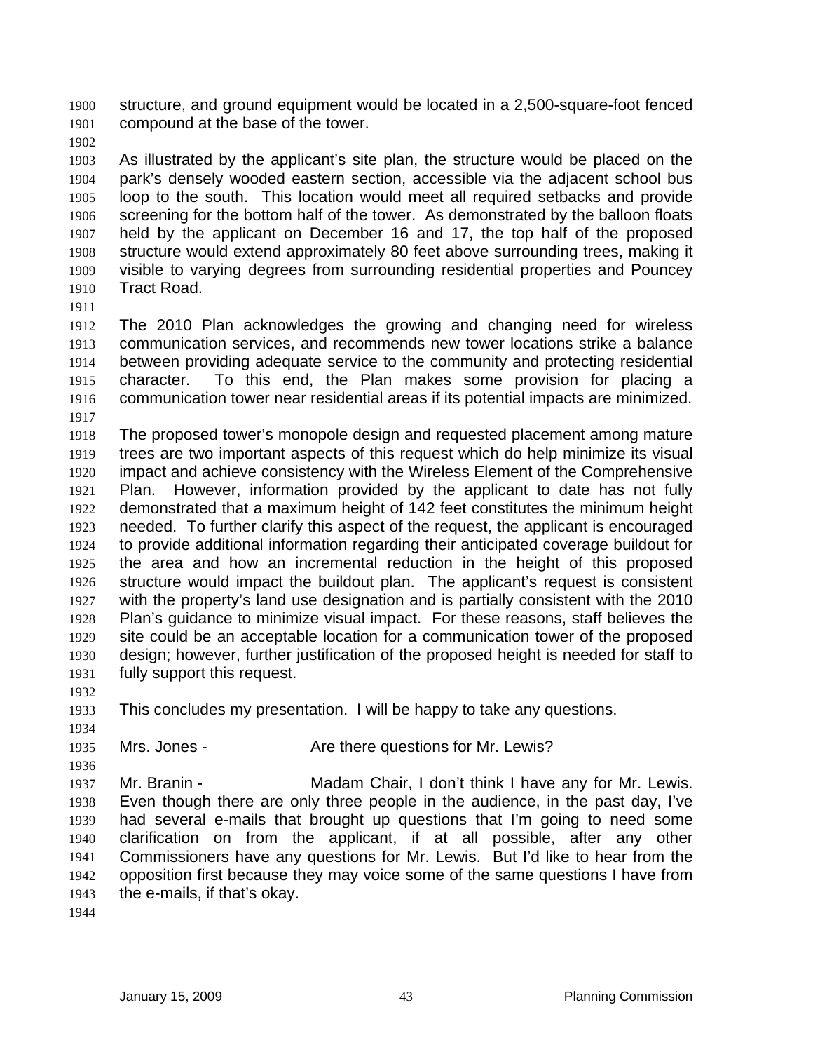structure, and ground equipment would be located in a 2,500-square-foot fenced compound at the base of the tower.

As illustrated by the applicant's site plan, the structure would be placed on the park's densely wooded eastern section, accessible via the adjacent school bus loop to the south. This location would meet all required setbacks and provide screening for the bottom half of the tower. As demonstrated by the balloon floats held by the applicant on December 16 and 17, the top half of the proposed structure would extend approximately 80 feet above surrounding trees, making it visible to varying degrees from surrounding residential properties and Pouncey Tract Road.

The 2010 Plan acknowledges the growing and changing need for wireless communication services, and recommends new tower locations strike a balance between providing adequate service to the community and protecting residential character. To this end, the Plan makes some provision for placing a communication tower near residential areas if its potential impacts are minimized.

The proposed tower's monopole design and requested placement among mature trees are two important aspects of this request which do help minimize its visual impact and achieve consistency with the Wireless Element of the Comprehensive Plan. However, information provided by the applicant to date has not fully demonstrated that a maximum height of 142 feet constitutes the minimum height needed. To further clarify this aspect of the request, the applicant is encouraged to provide additional information regarding their anticipated coverage buildout for the area and how an incremental reduction in the height of this proposed structure would impact the buildout plan. The applicant's request is consistent with the property's land use designation and is partially consistent with the 2010 Plan's guidance to minimize visual impact. For these reasons, staff believes the site could be an acceptable location for a communication tower of the proposed design; however, further justification of the proposed height is needed for staff to fully support this request.

This concludes my presentation. I will be happy to take any questions.

Mrs. Jones - Are there questions for Mr. Lewis?

Mr. Branin - Madam Chair, I don't think I have any for Mr. Lewis. Even though there are only three people in the audience, in the past day, I've had several e-mails that brought up questions that I'm going to need some clarification on from the applicant, if at all possible, after any other Commissioners have any questions for Mr. Lewis. But I'd like to hear from the opposition first because they may voice some of the same questions I have from the e-mails, if that's okay.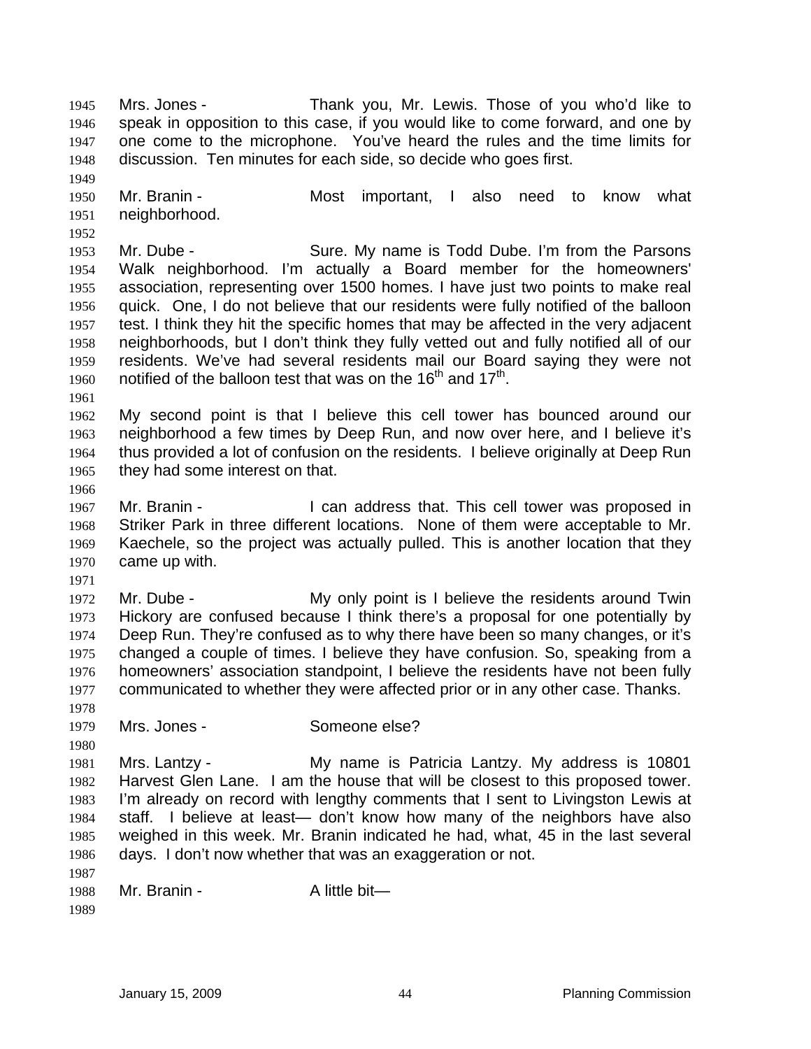Mrs. Jones - Thank you, Mr. Lewis. Those of you who'd like to speak in opposition to this case, if you would like to come forward, and one by one come to the microphone. You've heard the rules and the time limits for discussion. Ten minutes for each side, so decide who goes first.

Mr. Branin - Most important, I also need to know what neighborhood.

Mr. Dube - Sure. My name is Todd Dube. I'm from the Parsons Walk neighborhood. I'm actually a Board member for the homeowners' association, representing over 1500 homes. I have just two points to make real quick. One, I do not believe that our residents were fully notified of the balloon test. I think they hit the specific homes that may be affected in the very adjacent neighborhoods, but I don't think they fully vetted out and fully notified all of our residents. We've had several residents mail our Board saying they were not notified of the balloon test that was on the 16th and 17th.

My second point is that I believe this cell tower has bounced around our neighborhood a few times by Deep Run, and now over here, and I believe it's thus provided a lot of confusion on the residents. I believe originally at Deep Run they had some interest on that.

Mr. Branin - I can address that. This cell tower was proposed in Striker Park in three different locations. None of them were acceptable to Mr. Kaechele, so the project was actually pulled. This is another location that they came up with.

Mr. Dube - My only point is I believe the residents around Twin Hickory are confused because I think there's a proposal for one potentially by Deep Run. They're confused as to why there have been so many changes, or it's changed a couple of times. I believe they have confusion. So, speaking from a homeowners' association standpoint, I believe the residents have not been fully communicated to whether they were affected prior or in any other case. Thanks.

Mrs. Jones - Someone else?

Mrs. Lantzy - My name is Patricia Lantzy. My address is 10801 Harvest Glen Lane. I am the house that will be closest to this proposed tower. I'm already on record with lengthy comments that I sent to Livingston Lewis at staff. I believe at least— don't know how many of the neighbors have also weighed in this week. Mr. Branin indicated he had, what, 45 in the last several days. I don't now whether that was an exaggeration or not.

Mr. Branin - A little bit—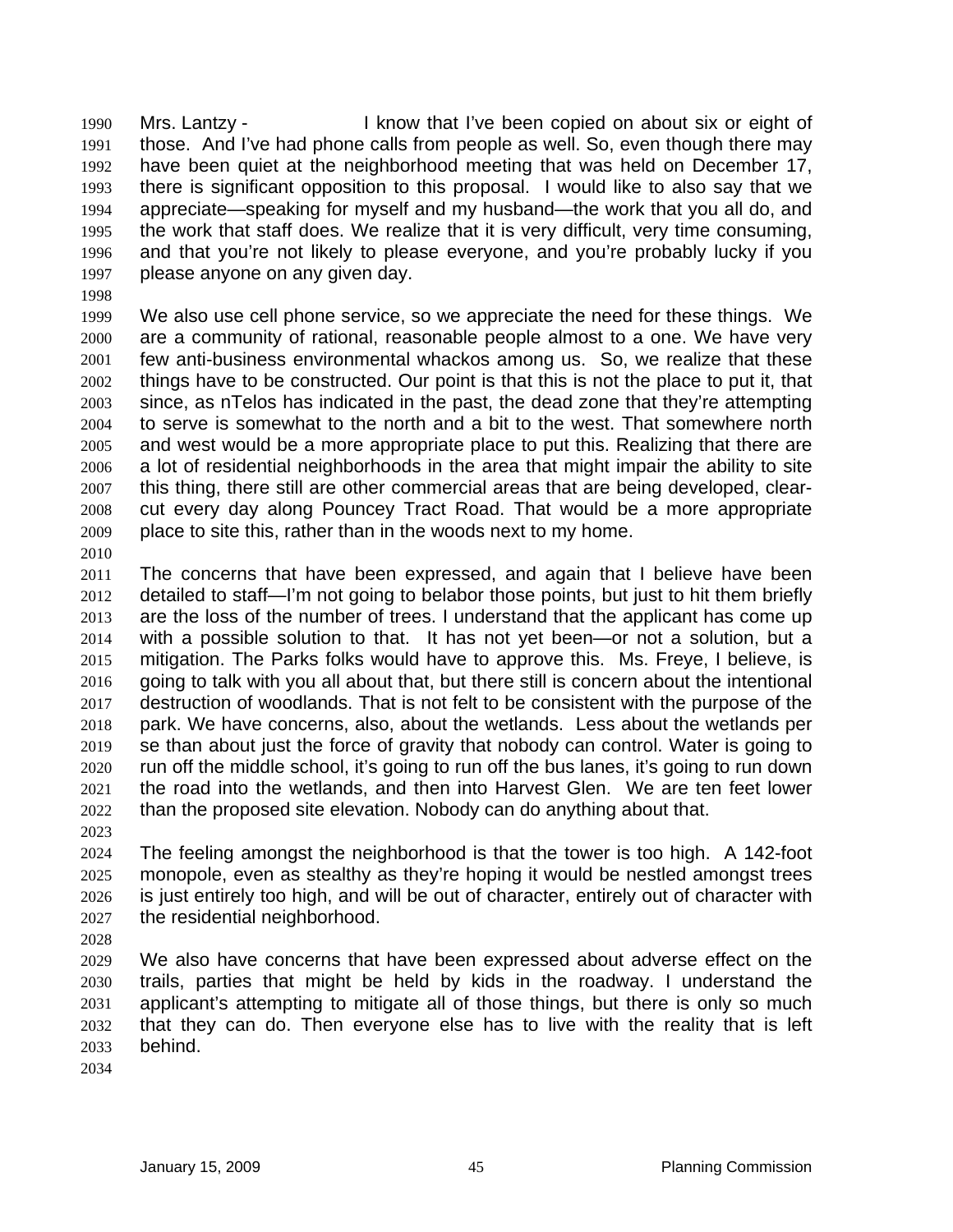Mrs. Lantzy - I know that I've been copied on about six or eight of those. And I've had phone calls from people as well. So, even though there may have been quiet at the neighborhood meeting that was held on December 17, there is significant opposition to this proposal. I would like to also say that we appreciate—speaking for myself and my husband—the work that you all do, and the work that staff does. We realize that it is very difficult, very time consuming, and that you're not likely to please everyone, and you're probably lucky if you please anyone on any given day.

We also use cell phone service, so we appreciate the need for these things. We are a community of rational, reasonable people almost to a one. We have very few anti-business environmental whackos among us. So, we realize that these things have to be constructed. Our point is that this is not the place to put it, that since, as nTelos has indicated in the past, the dead zone that they're attempting to serve is somewhat to the north and a bit to the west. That somewhere north and west would be a more appropriate place to put this. Realizing that there are a lot of residential neighborhoods in the area that might impair the ability to site this thing, there still are other commercial areas that are being developed, clear-cut every day along Pouncey Tract Road. That would be a more appropriate place to site this, rather than in the woods next to my home.

The concerns that have been expressed, and again that I believe have been detailed to staff—I'm not going to belabor those points, but just to hit them briefly are the loss of the number of trees. I understand that the applicant has come up with a possible solution to that. It has not yet been—or not a solution, but a mitigation. The Parks folks would have to approve this. Ms. Freye, I believe, is going to talk with you all about that, but there still is concern about the intentional destruction of woodlands. That is not felt to be consistent with the purpose of the park. We have concerns, also, about the wetlands. Less about the wetlands per se than about just the force of gravity that nobody can control. Water is going to run off the middle school, it's going to run off the bus lanes, it's going to run down the road into the wetlands, and then into Harvest Glen. We are ten feet lower than the proposed site elevation. Nobody can do anything about that.

The feeling amongst the neighborhood is that the tower is too high. A 142-foot monopole, even as stealthy as they're hoping it would be nestled amongst trees is just entirely too high, and will be out of character, entirely out of character with the residential neighborhood.

We also have concerns that have been expressed about adverse effect on the trails, parties that might be held by kids in the roadway. I understand the applicant's attempting to mitigate all of those things, but there is only so much that they can do. Then everyone else has to live with the reality that is left behind.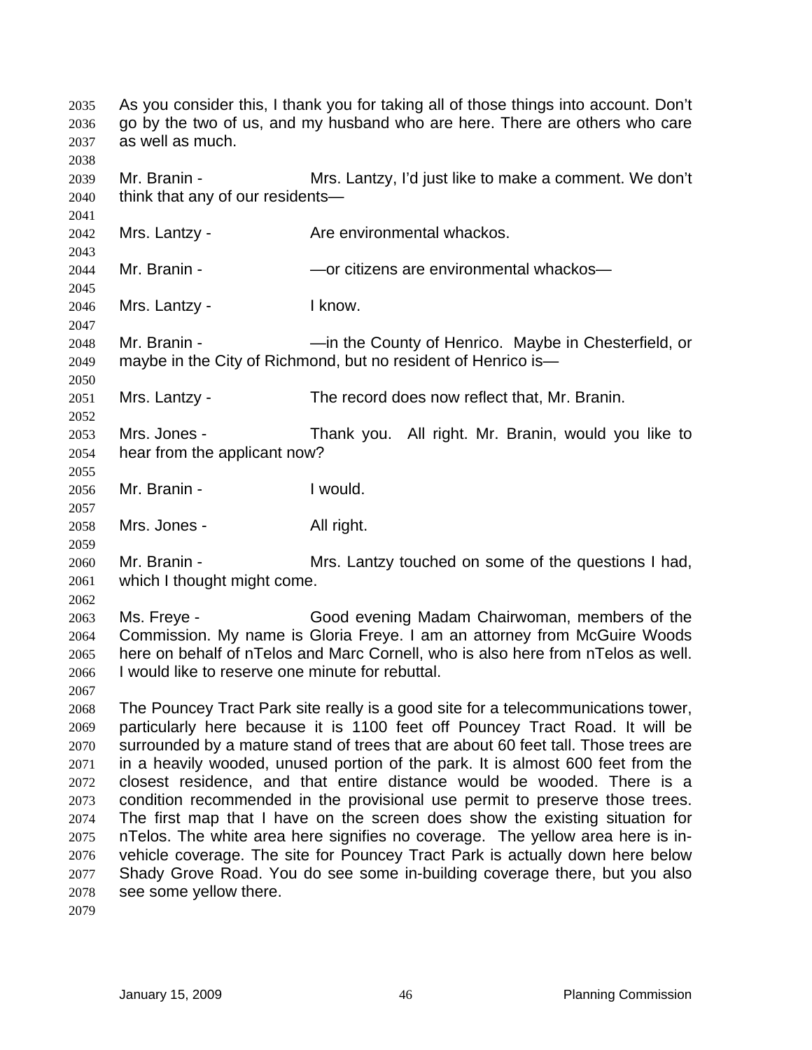As you consider this, I thank you for taking all of those things into account. Don't go by the two of us, and my husband who are here. There are others who care as well as much.

Mr. Branin - Mrs. Lantzy, I'd just like to make a comment. We don't think that any of our residents—

Mrs. Lantzy - Are environmental whackos.

Mr. Branin - —or citizens are environmental whackos—

Mrs. Lantzy - I know.

Mr. Branin - —in the County of Henrico. Maybe in Chesterfield, or maybe in the City of Richmond, but no resident of Henrico is—

Mrs. Lantzy - The record does now reflect that, Mr. Branin.

Mrs. Jones - Thank you. All right. Mr. Branin, would you like to hear from the applicant now?

Mr. Branin - I would.

Mrs. Jones - All right.

Mr. Branin - Mrs. Lantzy touched on some of the questions I had, which I thought might come.

Ms. Freye - Good evening Madam Chairwoman, members of the Commission. My name is Gloria Freye. I am an attorney from McGuire Woods here on behalf of nTelos and Marc Cornell, who is also here from nTelos as well. I would like to reserve one minute for rebuttal.

The Pouncey Tract Park site really is a good site for a telecommunications tower, particularly here because it is 1100 feet off Pouncey Tract Road. It will be surrounded by a mature stand of trees that are about 60 feet tall. Those trees are in a heavily wooded, unused portion of the park. It is almost 600 feet from the closest residence, and that entire distance would be wooded. There is a condition recommended in the provisional use permit to preserve those trees. The first map that I have on the screen does show the existing situation for nTelos. The white area here signifies no coverage. The yellow area here is in-vehicle coverage. The site for Pouncey Tract Park is actually down here below Shady Grove Road. You do see some in-building coverage there, but you also see some yellow there.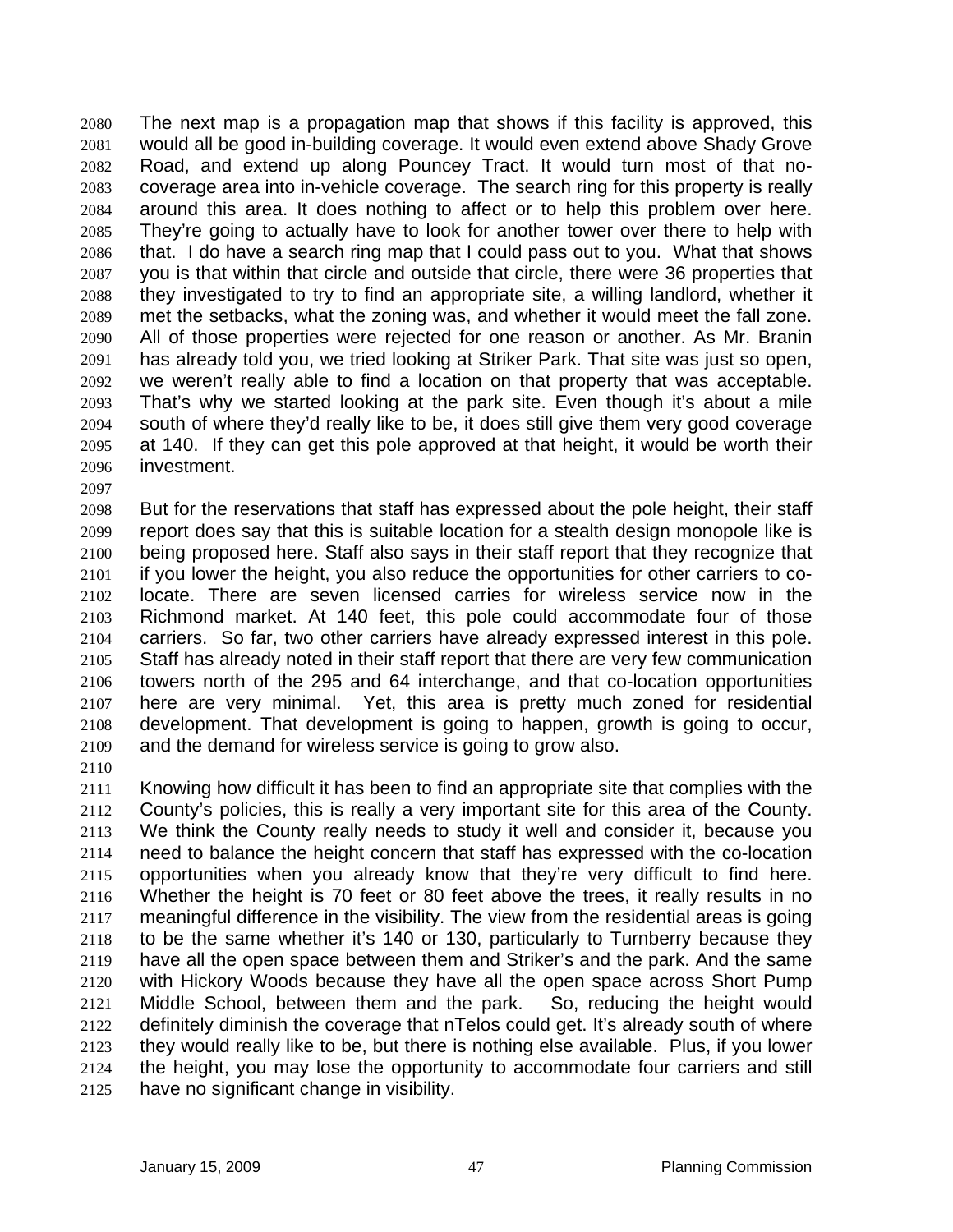The next map is a propagation map that shows if this facility is approved, this would all be good in-building coverage. It would even extend above Shady Grove Road, and extend up along Pouncey Tract. It would turn most of that no-coverage area into in-vehicle coverage. The search ring for this property is really around this area. It does nothing to affect or to help this problem over here. They're going to actually have to look for another tower over there to help with that. I do have a search ring map that I could pass out to you. What that shows you is that within that circle and outside that circle, there were 36 properties that they investigated to try to find an appropriate site, a willing landlord, whether it met the setbacks, what the zoning was, and whether it would meet the fall zone. All of those properties were rejected for one reason or another. As Mr. Branin has already told you, we tried looking at Striker Park. That site was just so open, we weren't really able to find a location on that property that was acceptable. That's why we started looking at the park site. Even though it's about a mile south of where they'd really like to be, it does still give them very good coverage at 140. If they can get this pole approved at that height, it would be worth their investment.

But for the reservations that staff has expressed about the pole height, their staff report does say that this is suitable location for a stealth design monopole like is being proposed here. Staff also says in their staff report that they recognize that if you lower the height, you also reduce the opportunities for other carriers to co-locate. There are seven licensed carries for wireless service now in the Richmond market. At 140 feet, this pole could accommodate four of those carriers. So far, two other carriers have already expressed interest in this pole. Staff has already noted in their staff report that there are very few communication towers north of the 295 and 64 interchange, and that co-location opportunities here are very minimal. Yet, this area is pretty much zoned for residential development. That development is going to happen, growth is going to occur, and the demand for wireless service is going to grow also.

Knowing how difficult it has been to find an appropriate site that complies with the County's policies, this is really a very important site for this area of the County. We think the County really needs to study it well and consider it, because you need to balance the height concern that staff has expressed with the co-location opportunities when you already know that they're very difficult to find here. Whether the height is 70 feet or 80 feet above the trees, it really results in no meaningful difference in the visibility. The view from the residential areas is going to be the same whether it's 140 or 130, particularly to Turnberry because they have all the open space between them and Striker's and the park. And the same with Hickory Woods because they have all the open space across Short Pump Middle School, between them and the park. So, reducing the height would definitely diminish the coverage that nTelos could get. It's already south of where they would really like to be, but there is nothing else available. Plus, if you lower the height, you may lose the opportunity to accommodate four carriers and still have no significant change in visibility.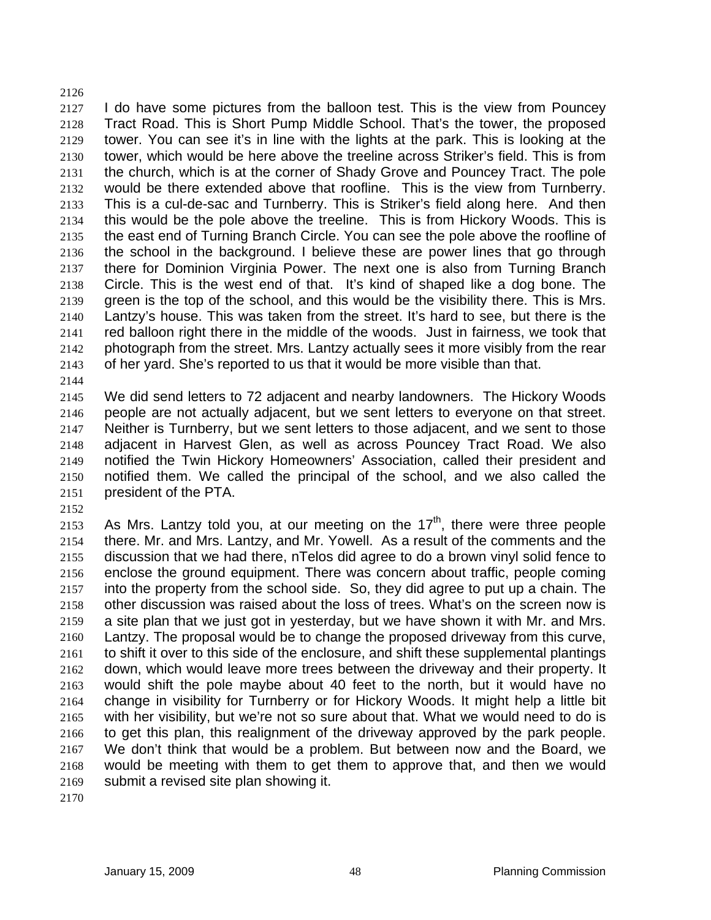I do have some pictures from the balloon test. This is the view from Pouncey Tract Road. This is Short Pump Middle School. That's the tower, the proposed tower. You can see it's in line with the lights at the park. This is looking at the tower, which would be here above the treeline across Striker's field. This is from the church, which is at the corner of Shady Grove and Pouncey Tract. The pole would be there extended above that roofline. This is the view from Turnberry. This is a cul-de-sac and Turnberry. This is Striker's field along here. And then this would be the pole above the treeline. This is from Hickory Woods. This is the east end of Turning Branch Circle. You can see the pole above the roofline of the school in the background. I believe these are power lines that go through there for Dominion Virginia Power. The next one is also from Turning Branch Circle. This is the west end of that. It's kind of shaped like a dog bone. The green is the top of the school, and this would be the visibility there. This is Mrs. Lantzy's house. This was taken from the street. It's hard to see, but there is the red balloon right there in the middle of the woods. Just in fairness, we took that photograph from the street. Mrs. Lantzy actually sees it more visibly from the rear of her yard. She's reported to us that it would be more visible than that.

We did send letters to 72 adjacent and nearby landowners. The Hickory Woods people are not actually adjacent, but we sent letters to everyone on that street. Neither is Turnberry, but we sent letters to those adjacent, and we sent to those adjacent in Harvest Glen, as well as across Pouncey Tract Road. We also notified the Twin Hickory Homeowners' Association, called their president and notified them. We called the principal of the school, and we also called the president of the PTA.

As Mrs. Lantzy told you, at our meeting on the 17th, there were three people there. Mr. and Mrs. Lantzy, and Mr. Yowell. As a result of the comments and the discussion that we had there, nTelos did agree to do a brown vinyl solid fence to enclose the ground equipment. There was concern about traffic, people coming into the property from the school side. So, they did agree to put up a chain. The other discussion was raised about the loss of trees. What's on the screen now is a site plan that we just got in yesterday, but we have shown it with Mr. and Mrs. Lantzy. The proposal would be to change the proposed driveway from this curve, to shift it over to this side of the enclosure, and shift these supplemental plantings down, which would leave more trees between the driveway and their property. It would shift the pole maybe about 40 feet to the north, but it would have no change in visibility for Turnberry or for Hickory Woods. It might help a little bit with her visibility, but we're not so sure about that. What we would need to do is to get this plan, this realignment of the driveway approved by the park people. We don't think that would be a problem. But between now and the Board, we would be meeting with them to get them to approve that, and then we would submit a revised site plan showing it.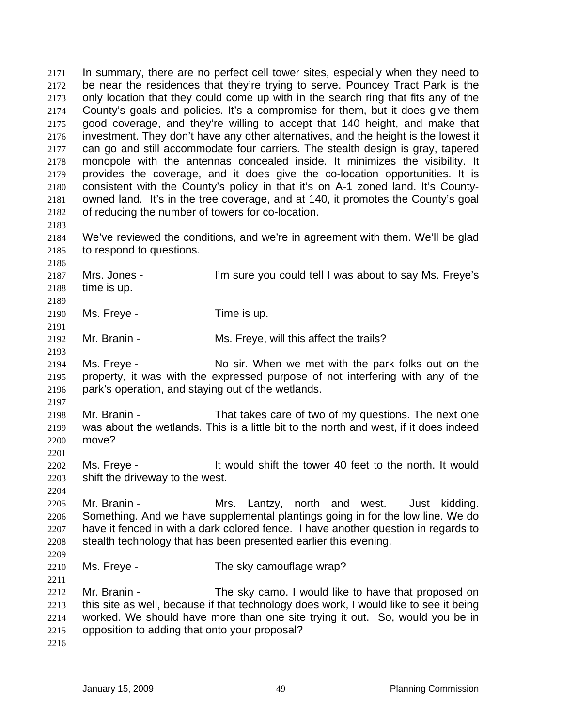In summary, there are no perfect cell tower sites, especially when they need to be near the residences that they're trying to serve. Pouncey Tract Park is the only location that they could come up with in the search ring that fits any of the County's goals and policies. It's a compromise for them, but it does give them good coverage, and they're willing to accept that 140 height, and make that investment. They don't have any other alternatives, and the height is the lowest it can go and still accommodate four carriers. The stealth design is gray, tapered monopole with the antennas concealed inside. It minimizes the visibility. It provides the coverage, and it does give the co-location opportunities. It is consistent with the County's policy in that it's on A-1 zoned land. It's County-owned land. It's in the tree coverage, and at 140, it promotes the County's goal of reducing the number of towers for co-location.

We've reviewed the conditions, and we're in agreement with them. We'll be glad to respond to questions.

Mrs. Jones - I'm sure you could tell I was about to say Ms. Freye's time is up.

Ms. Freye - Time is up.

Mr. Branin - Ms. Freye, will this affect the trails?

Ms. Freye - No sir. When we met with the park folks out on the property, it was with the expressed purpose of not interfering with any of the park's operation, and staying out of the wetlands.

Mr. Branin - That takes care of two of my questions. The next one was about the wetlands. This is a little bit to the north and west, if it does indeed move?

Ms. Freye - It would shift the tower 40 feet to the north. It would shift the driveway to the west.

Mr. Branin - Mrs. Lantzy, north and west. Just kidding. Something. And we have supplemental plantings going in for the low line. We do have it fenced in with a dark colored fence. I have another question in regards to stealth technology that has been presented earlier this evening.

Ms. Freye - The sky camouflage wrap?

Mr. Branin - The sky camo. I would like to have that proposed on this site as well, because if that technology does work, I would like to see it being worked. We should have more than one site trying it out. So, would you be in opposition to adding that onto your proposal?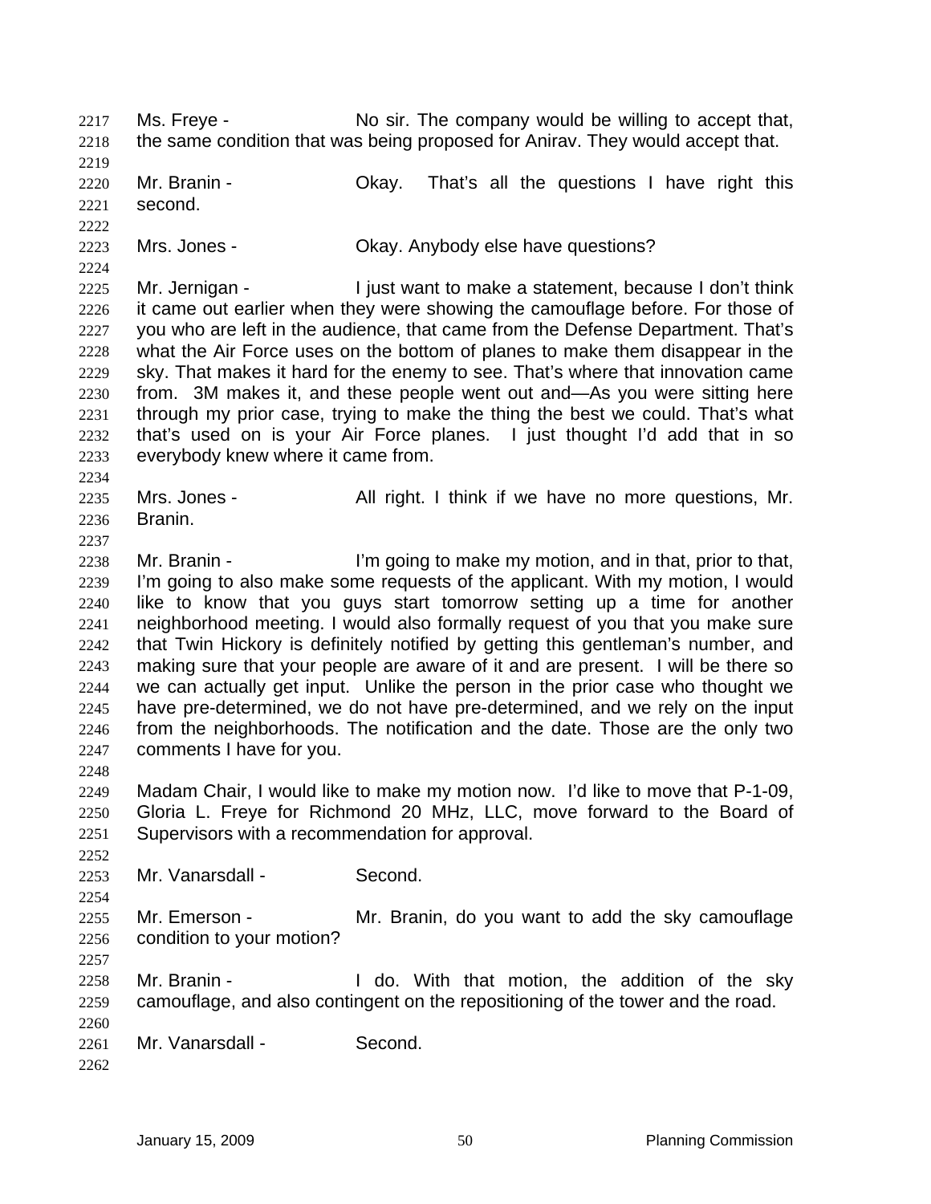Ms. Freye - No sir. The company would be willing to accept that, the same condition that was being proposed for Anirav. They would accept that.

Mr. Branin - Okay. That's all the questions I have right this second.

Mrs. Jones - Okay. Anybody else have questions?

Mr. Jernigan - I just want to make a statement, because I don't think it came out earlier when they were showing the camouflage before. For those of you who are left in the audience, that came from the Defense Department. That's what the Air Force uses on the bottom of planes to make them disappear in the sky. That makes it hard for the enemy to see. That's where that innovation came from. 3M makes it, and these people went out and—As you were sitting here through my prior case, trying to make the thing the best we could. That's what that's used on is your Air Force planes. I just thought I'd add that in so everybody knew where it came from.

Mrs. Jones - All right. I think if we have no more questions, Mr. Branin.

Mr. Branin - I'm going to make my motion, and in that, prior to that, I'm going to also make some requests of the applicant. With my motion, I would like to know that you guys start tomorrow setting up a time for another neighborhood meeting. I would also formally request of you that you make sure that Twin Hickory is definitely notified by getting this gentleman's number, and making sure that your people are aware of it and are present. I will be there so we can actually get input. Unlike the person in the prior case who thought we have pre-determined, we do not have pre-determined, and we rely on the input from the neighborhoods. The notification and the date. Those are the only two comments I have for you.

Madam Chair, I would like to make my motion now. I'd like to move that P-1-09, Gloria L. Freye for Richmond 20 MHz, LLC, move forward to the Board of Supervisors with a recommendation for approval.

Mr. Vanarsdall - Second.

Mr. Emerson - Mr. Branin, do you want to add the sky camouflage condition to your motion?

Mr. Branin - I do. With that motion, the addition of the sky camouflage, and also contingent on the repositioning of the tower and the road.

Mr. Vanarsdall - Second.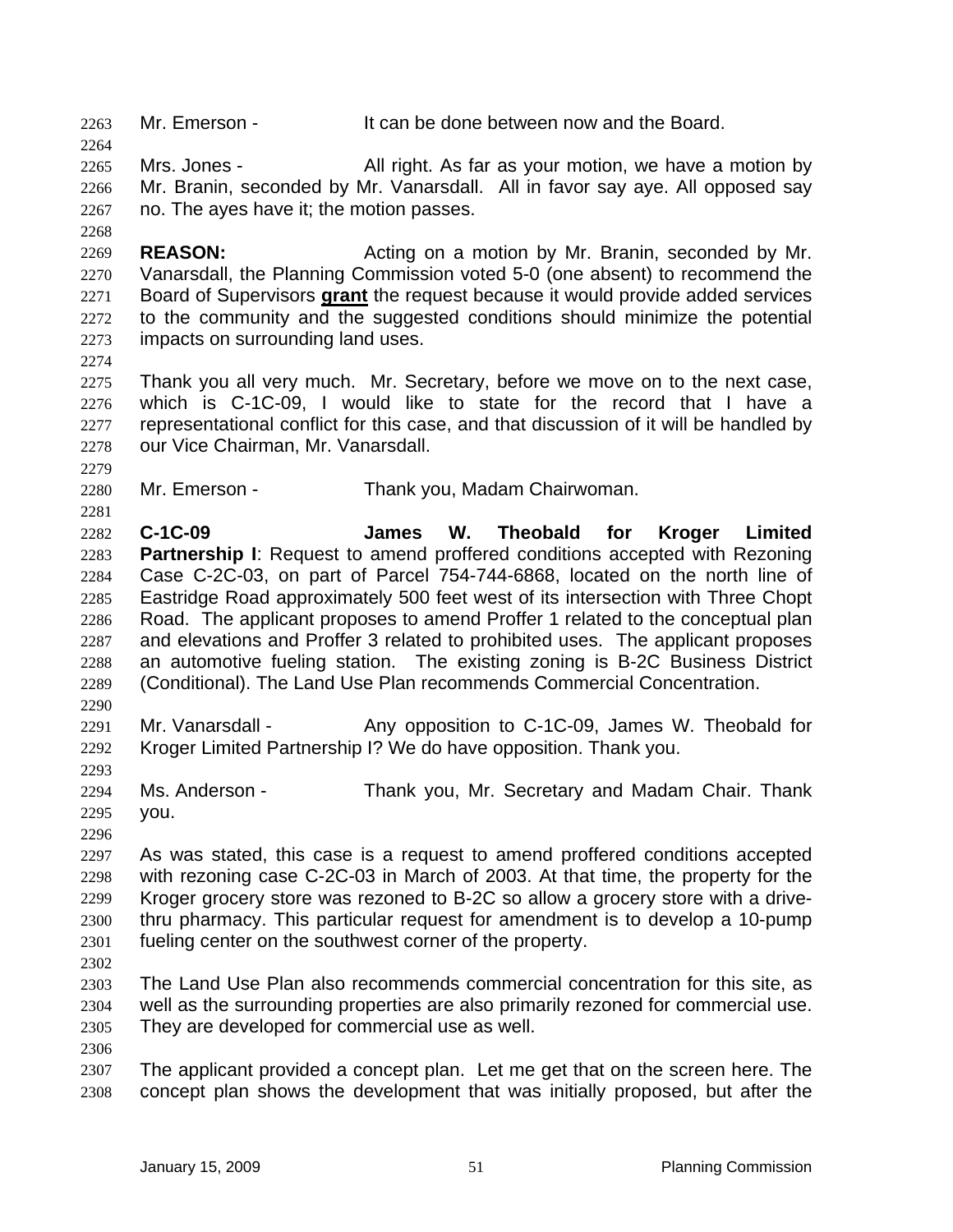Mr. Emerson - It can be done between now and the Board.

Mrs. Jones - All right. As far as your motion, we have a motion by Mr. Branin, seconded by Mr. Vanarsdall. All in favor say aye. All opposed say no. The ayes have it; the motion passes.

**REASON:** Acting on a motion by Mr. Branin, seconded by Mr. Vanarsdall, the Planning Commission voted 5-0 (one absent) to recommend the Board of Supervisors **grant** the request because it would provide added services to the community and the suggested conditions should minimize the potential impacts on surrounding land uses.

Thank you all very much. Mr. Secretary, before we move on to the next case, which is C-1C-09, I would like to state for the record that I have a representational conflict for this case, and that discussion of it will be handled by our Vice Chairman, Mr. Vanarsdall.

Mr. Emerson - Thank you, Madam Chairwoman.

**C-1C-09 James W. Theobald for Kroger Limited Partnership I**: Request to amend proffered conditions accepted with Rezoning Case C-2C-03, on part of Parcel 754-744-6868, located on the north line of Eastridge Road approximately 500 feet west of its intersection with Three Chopt Road. The applicant proposes to amend Proffer 1 related to the conceptual plan and elevations and Proffer 3 related to prohibited uses. The applicant proposes an automotive fueling station. The existing zoning is B-2C Business District (Conditional). The Land Use Plan recommends Commercial Concentration.

Mr. Vanarsdall - Any opposition to C-1C-09, James W. Theobald for Kroger Limited Partnership I? We do have opposition. Thank you.

Ms. Anderson - Thank you, Mr. Secretary and Madam Chair. Thank you.

As was stated, this case is a request to amend proffered conditions accepted with rezoning case C-2C-03 in March of 2003. At that time, the property for the Kroger grocery store was rezoned to B-2C so allow a grocery store with a drive-thru pharmacy. This particular request for amendment is to develop a 10-pump fueling center on the southwest corner of the property.

The Land Use Plan also recommends commercial concentration for this site, as well as the surrounding properties are also primarily rezoned for commercial use. They are developed for commercial use as well.

The applicant provided a concept plan. Let me get that on the screen here. The concept plan shows the development that was initially proposed, but after the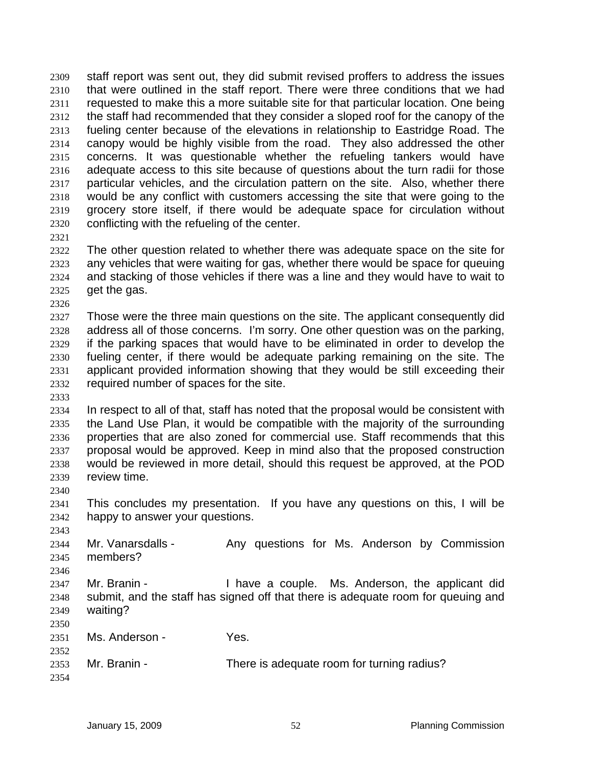staff report was sent out, they did submit revised proffers to address the issues that were outlined in the staff report. There were three conditions that we had requested to make this a more suitable site for that particular location. One being the staff had recommended that they consider a sloped roof for the canopy of the fueling center because of the elevations in relationship to Eastridge Road. The canopy would be highly visible from the road. They also addressed the other concerns. It was questionable whether the refueling tankers would have adequate access to this site because of questions about the turn radii for those particular vehicles, and the circulation pattern on the site. Also, whether there would be any conflict with customers accessing the site that were going to the grocery store itself, if there would be adequate space for circulation without conflicting with the refueling of the center.

The other question related to whether there was adequate space on the site for any vehicles that were waiting for gas, whether there would be space for queuing and stacking of those vehicles if there was a line and they would have to wait to get the gas.

Those were the three main questions on the site. The applicant consequently did address all of those concerns. I'm sorry. One other question was on the parking, if the parking spaces that would have to be eliminated in order to develop the fueling center, if there would be adequate parking remaining on the site. The applicant provided information showing that they would be still exceeding their required number of spaces for the site.

In respect to all of that, staff has noted that the proposal would be consistent with the Land Use Plan, it would be compatible with the majority of the surrounding properties that are also zoned for commercial use. Staff recommends that this proposal would be approved. Keep in mind also that the proposed construction would be reviewed in more detail, should this request be approved, at the POD review time.

This concludes my presentation. If you have any questions on this, I will be happy to answer your questions.

Mr. Vanarsdalls - Any questions for Ms. Anderson by Commission members?

Mr. Branin - I have a couple. Ms. Anderson, the applicant did submit, and the staff has signed off that there is adequate room for queuing and waiting?

Ms. Anderson - Yes.

Mr. Branin - There is adequate room for turning radius?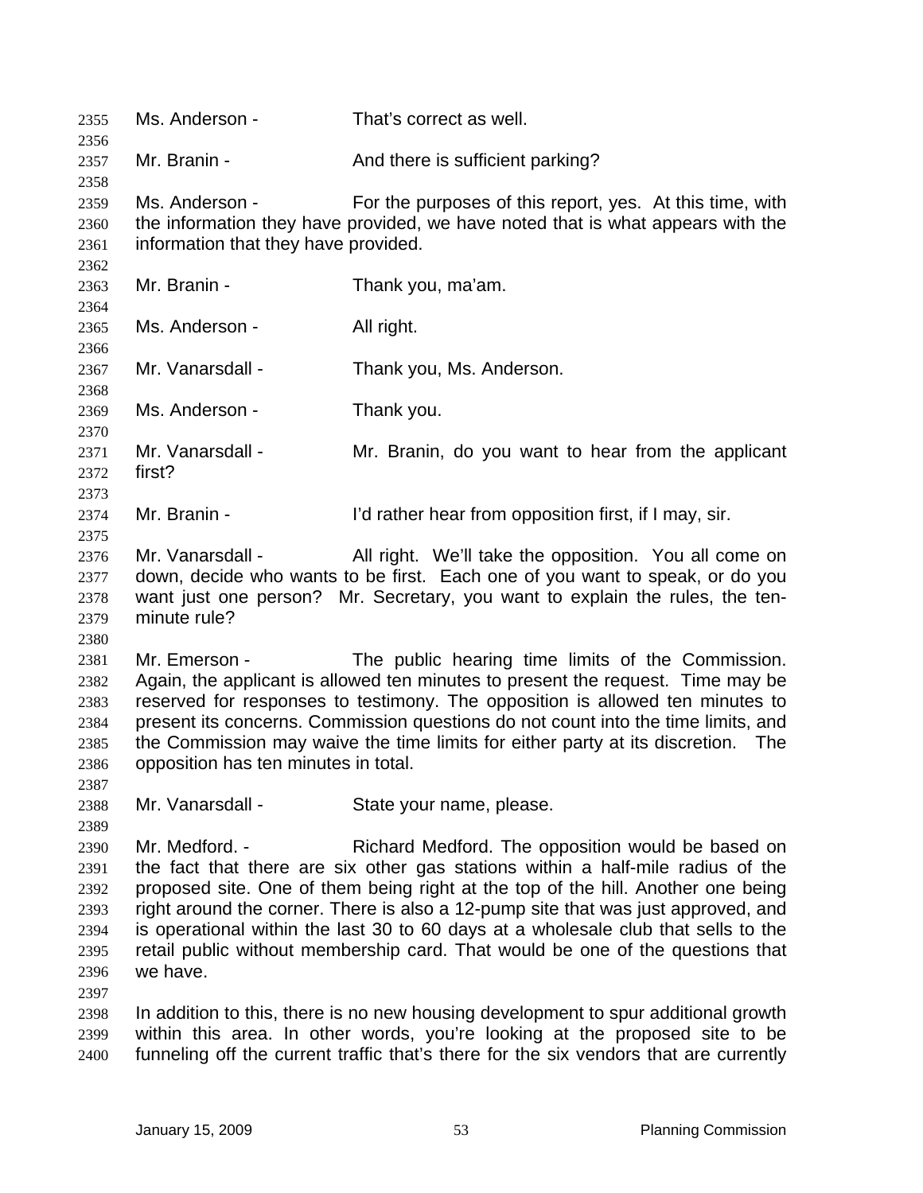Ms. Anderson - That's correct as well.

Mr. Branin - And there is sufficient parking?

Ms. Anderson - For the purposes of this report, yes. At this time, with the information they have provided, we have noted that is what appears with the information that they have provided.

Mr. Branin - Thank you, ma'am.

Ms. Anderson - All right.

Mr. Vanarsdall - Thank you, Ms. Anderson.

Ms. Anderson - Thank you.

Mr. Vanarsdall - Mr. Branin, do you want to hear from the applicant first?

Mr. Branin - I'd rather hear from opposition first, if I may, sir.

Mr. Vanarsdall - All right. We'll take the opposition. You all come on down, decide who wants to be first. Each one of you want to speak, or do you want just one person? Mr. Secretary, you want to explain the rules, the ten-minute rule?

Mr. Emerson - The public hearing time limits of the Commission. Again, the applicant is allowed ten minutes to present the request. Time may be reserved for responses to testimony. The opposition is allowed ten minutes to present its concerns. Commission questions do not count into the time limits, and the Commission may waive the time limits for either party at its discretion. The opposition has ten minutes in total.

Mr. Vanarsdall - State your name, please.

Mr. Medford. - Richard Medford. The opposition would be based on the fact that there are six other gas stations within a half-mile radius of the proposed site. One of them being right at the top of the hill. Another one being right around the corner. There is also a 12-pump site that was just approved, and is operational within the last 30 to 60 days at a wholesale club that sells to the retail public without membership card. That would be one of the questions that we have.

In addition to this, there is no new housing development to spur additional growth within this area. In other words, you're looking at the proposed site to be funneling off the current traffic that's there for the six vendors that are currently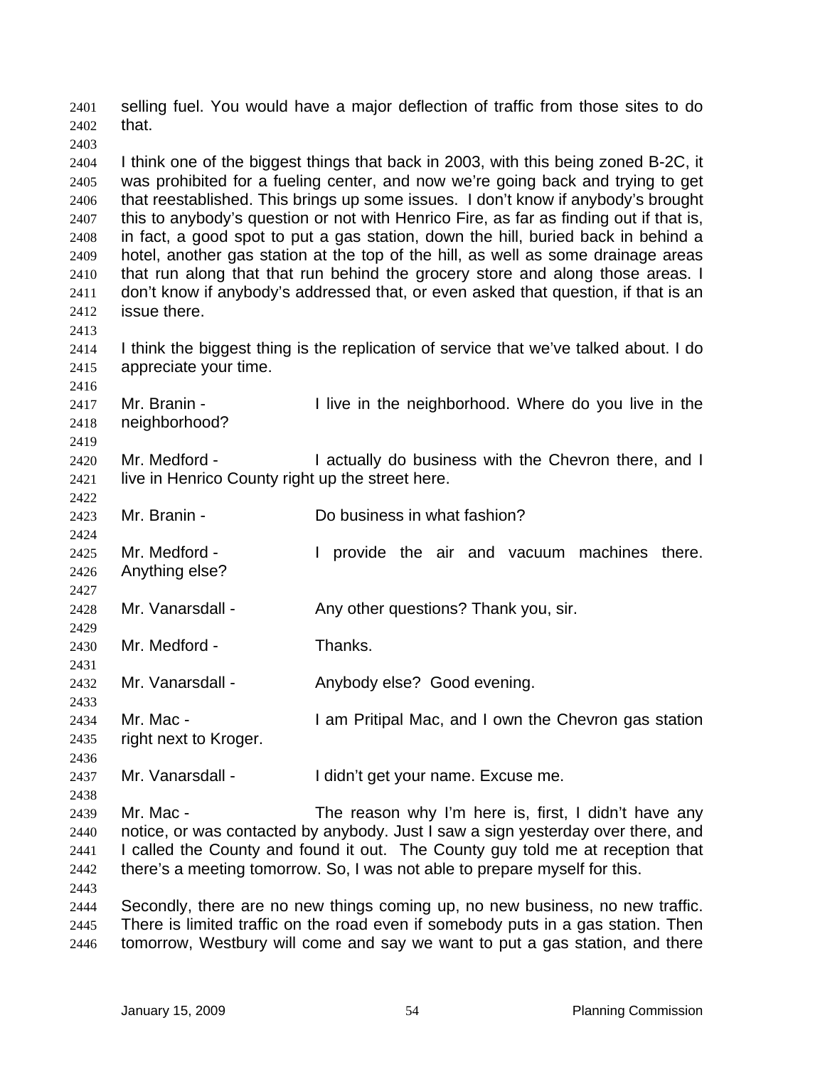selling fuel. You would have a major deflection of traffic from those sites to do that.

I think one of the biggest things that back in 2003, with this being zoned B-2C, it was prohibited for a fueling center, and now we're going back and trying to get that reestablished. This brings up some issues. I don't know if anybody's brought this to anybody's question or not with Henrico Fire, as far as finding out if that is, in fact, a good spot to put a gas station, down the hill, buried back in behind a hotel, another gas station at the top of the hill, as well as some drainage areas that run along that that run behind the grocery store and along those areas. I don't know if anybody's addressed that, or even asked that question, if that is an issue there.

I think the biggest thing is the replication of service that we've talked about. I do appreciate your time.

Mr. Branin - I live in the neighborhood. Where do you live in the neighborhood?

Mr. Medford - I actually do business with the Chevron there, and I live in Henrico County right up the street here.

Mr. Branin - Do business in what fashion?

Mr. Medford - I provide the air and vacuum machines there. Anything else?

Mr. Vanarsdall - Any other questions? Thank you, sir.

Mr. Medford - Thanks.

Mr. Vanarsdall - Anybody else? Good evening.

Mr. Mac - I am Pritipal Mac, and I own the Chevron gas station right next to Kroger.

Mr. Vanarsdall - I didn't get your name. Excuse me.

Mr. Mac - The reason why I'm here is, first, I didn't have any notice, or was contacted by anybody. Just I saw a sign yesterday over there, and I called the County and found it out. The County guy told me at reception that there's a meeting tomorrow. So, I was not able to prepare myself for this.

Secondly, there are no new things coming up, no new business, no new traffic. There is limited traffic on the road even if somebody puts in a gas station. Then tomorrow, Westbury will come and say we want to put a gas station, and there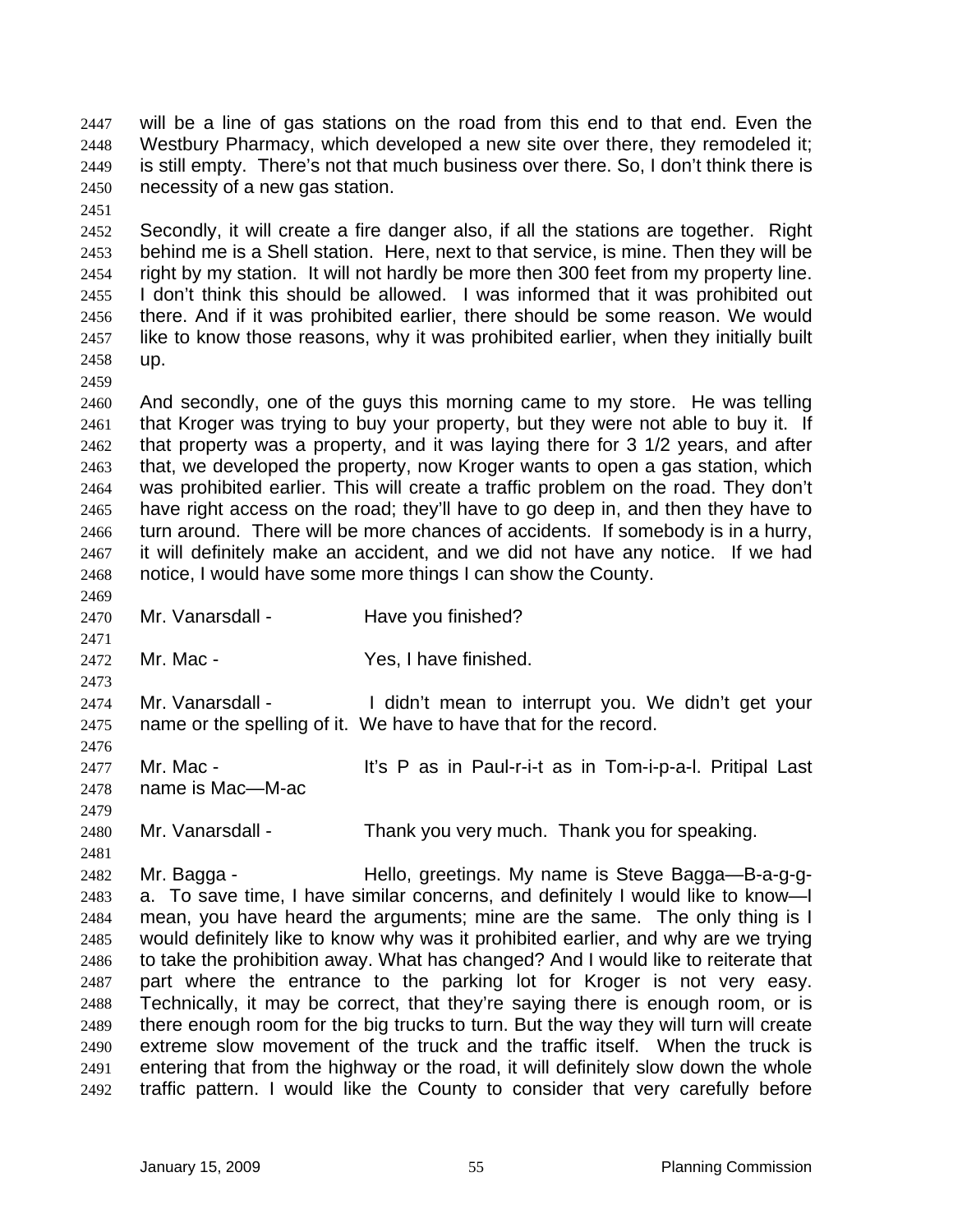will be a line of gas stations on the road from this end to that end. Even the Westbury Pharmacy, which developed a new site over there, they remodeled it; is still empty. There's not that much business over there. So, I don't think there is necessity of a new gas station.

Secondly, it will create a fire danger also, if all the stations are together. Right behind me is a Shell station. Here, next to that service, is mine. Then they will be right by my station. It will not hardly be more then 300 feet from my property line. I don't think this should be allowed. I was informed that it was prohibited out there. And if it was prohibited earlier, there should be some reason. We would like to know those reasons, why it was prohibited earlier, when they initially built up.

And secondly, one of the guys this morning came to my store. He was telling that Kroger was trying to buy your property, but they were not able to buy it. If that property was a property, and it was laying there for 3 1/2 years, and after that, we developed the property, now Kroger wants to open a gas station, which was prohibited earlier. This will create a traffic problem on the road. They don't have right access on the road; they'll have to go deep in, and then they have to turn around. There will be more chances of accidents. If somebody is in a hurry, it will definitely make an accident, and we did not have any notice. If we had notice, I would have some more things I can show the County.

Mr. Vanarsdall - Have you finished?

Mr. Mac - Yes, I have finished.

Mr. Vanarsdall - I didn't mean to interrupt you. We didn't get your name or the spelling of it. We have to have that for the record.

Mr. Mac - It's P as in Paul-r-i-t as in Tom-i-p-a-l. Pritipal Last name is Mac—M-ac

Mr. Vanarsdall - Thank you very much. Thank you for speaking.

Mr. Bagga - Hello, greetings. My name is Steve Bagga—B-a-g-g-a. To save time, I have similar concerns, and definitely I would like to know—I mean, you have heard the arguments; mine are the same. The only thing is I would definitely like to know why was it prohibited earlier, and why are we trying to take the prohibition away. What has changed? And I would like to reiterate that part where the entrance to the parking lot for Kroger is not very easy. Technically, it may be correct, that they're saying there is enough room, or is there enough room for the big trucks to turn. But the way they will turn will create extreme slow movement of the truck and the traffic itself. When the truck is entering that from the highway or the road, it will definitely slow down the whole traffic pattern. I would like the County to consider that very carefully before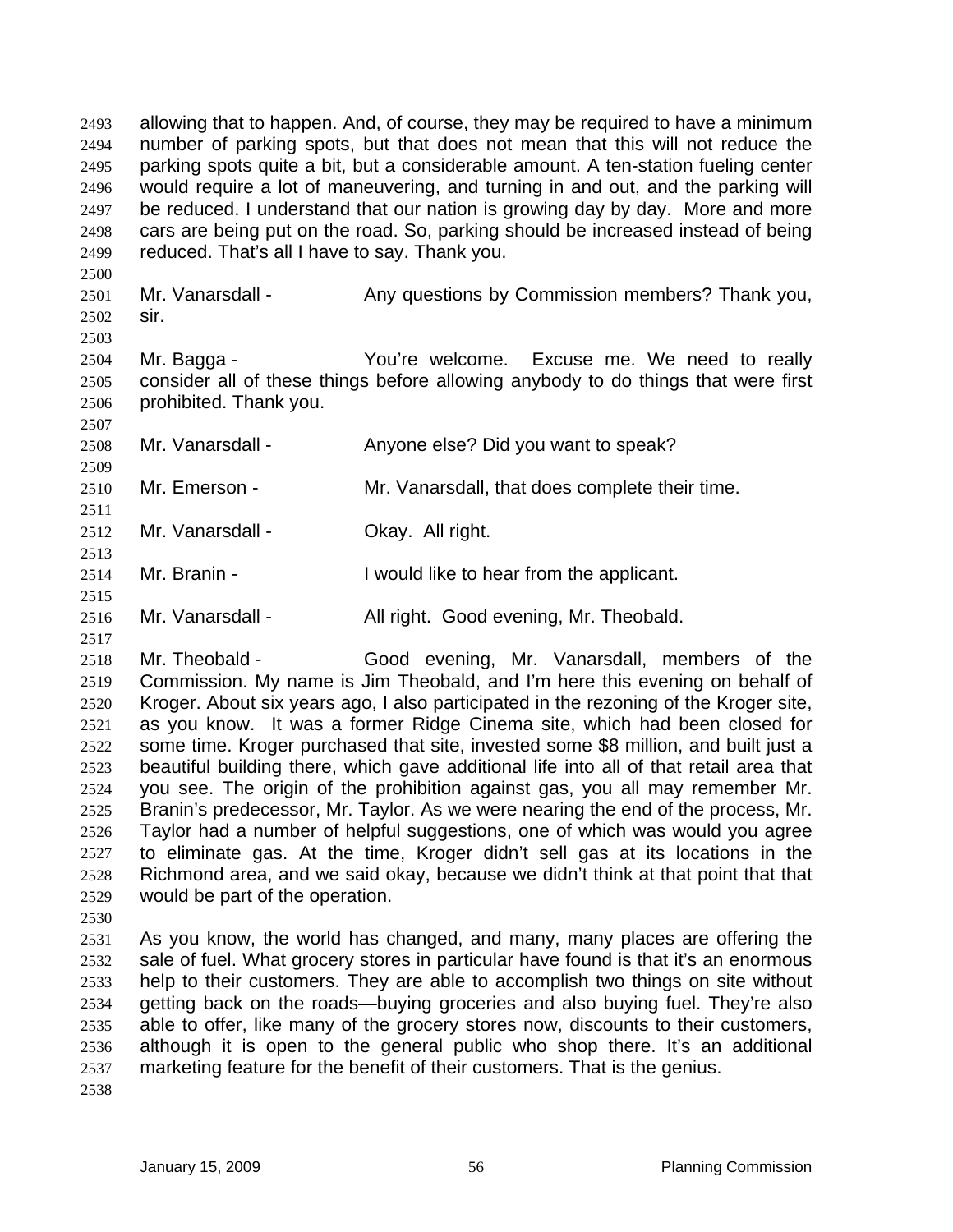allowing that to happen. And, of course, they may be required to have a minimum number of parking spots, but that does not mean that this will not reduce the parking spots quite a bit, but a considerable amount. A ten-station fueling center would require a lot of maneuvering, and turning in and out, and the parking will be reduced. I understand that our nation is growing day by day. More and more cars are being put on the road. So, parking should be increased instead of being reduced. That's all I have to say. Thank you.

Mr. Vanarsdall - Any questions by Commission members? Thank you, sir.

Mr. Bagga - You're welcome. Excuse me. We need to really consider all of these things before allowing anybody to do things that were first prohibited. Thank you.

Mr. Vanarsdall - Anyone else? Did you want to speak?

Mr. Emerson - Mr. Vanarsdall, that does complete their time.

Mr. Vanarsdall - Okay. All right.

Mr. Branin - I would like to hear from the applicant.

Mr. Vanarsdall - All right. Good evening, Mr. Theobald.

Mr. Theobald - Good evening, Mr. Vanarsdall, members of the Commission. My name is Jim Theobald, and I'm here this evening on behalf of Kroger. About six years ago, I also participated in the rezoning of the Kroger site, as you know. It was a former Ridge Cinema site, which had been closed for some time. Kroger purchased that site, invested some $8 million, and built just a beautiful building there, which gave additional life into all of that retail area that you see. The origin of the prohibition against gas, you all may remember Mr. Branin's predecessor, Mr. Taylor. As we were nearing the end of the process, Mr. Taylor had a number of helpful suggestions, one of which was would you agree to eliminate gas. At the time, Kroger didn't sell gas at its locations in the Richmond area, and we said okay, because we didn't think at that point that that would be part of the operation.

As you know, the world has changed, and many, many places are offering the sale of fuel. What grocery stores in particular have found is that it's an enormous help to their customers. They are able to accomplish two things on site without getting back on the roads—buying groceries and also buying fuel. They're also able to offer, like many of the grocery stores now, discounts to their customers, although it is open to the general public who shop there. It's an additional marketing feature for the benefit of their customers. That is the genius.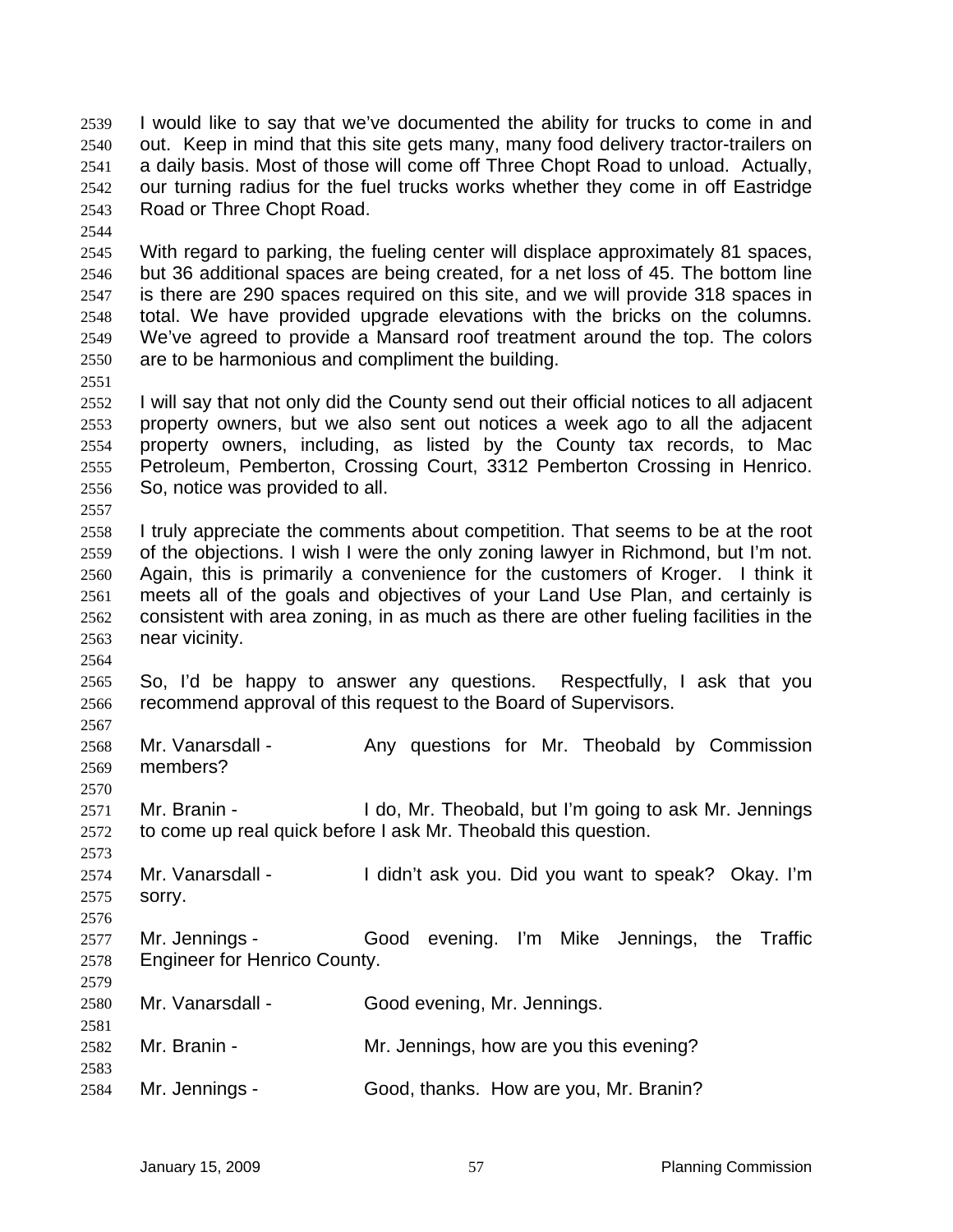I would like to say that we've documented the ability for trucks to come in and out. Keep in mind that this site gets many, many food delivery tractor-trailers on a daily basis. Most of those will come off Three Chopt Road to unload. Actually, our turning radius for the fuel trucks works whether they come in off Eastridge Road or Three Chopt Road.

With regard to parking, the fueling center will displace approximately 81 spaces, but 36 additional spaces are being created, for a net loss of 45. The bottom line is there are 290 spaces required on this site, and we will provide 318 spaces in total. We have provided upgrade elevations with the bricks on the columns. We've agreed to provide a Mansard roof treatment around the top. The colors are to be harmonious and compliment the building.

I will say that not only did the County send out their official notices to all adjacent property owners, but we also sent out notices a week ago to all the adjacent property owners, including, as listed by the County tax records, to Mac Petroleum, Pemberton, Crossing Court, 3312 Pemberton Crossing in Henrico. So, notice was provided to all.

I truly appreciate the comments about competition. That seems to be at the root of the objections. I wish I were the only zoning lawyer in Richmond, but I'm not. Again, this is primarily a convenience for the customers of Kroger. I think it meets all of the goals and objectives of your Land Use Plan, and certainly is consistent with area zoning, in as much as there are other fueling facilities in the near vicinity.

So, I'd be happy to answer any questions. Respectfully, I ask that you recommend approval of this request to the Board of Supervisors.

Mr. Vanarsdall - Any questions for Mr. Theobald by Commission members?

Mr. Branin - I do, Mr. Theobald, but I'm going to ask Mr. Jennings to come up real quick before I ask Mr. Theobald this question.

Mr. Vanarsdall - I didn't ask you. Did you want to speak? Okay. I'm sorry.

Mr. Jennings - Good evening. I'm Mike Jennings, the Traffic Engineer for Henrico County.

Mr. Vanarsdall - Good evening, Mr. Jennings.

Mr. Branin - Mr. Jennings, how are you this evening?

Mr. Jennings - Good, thanks. How are you, Mr. Branin?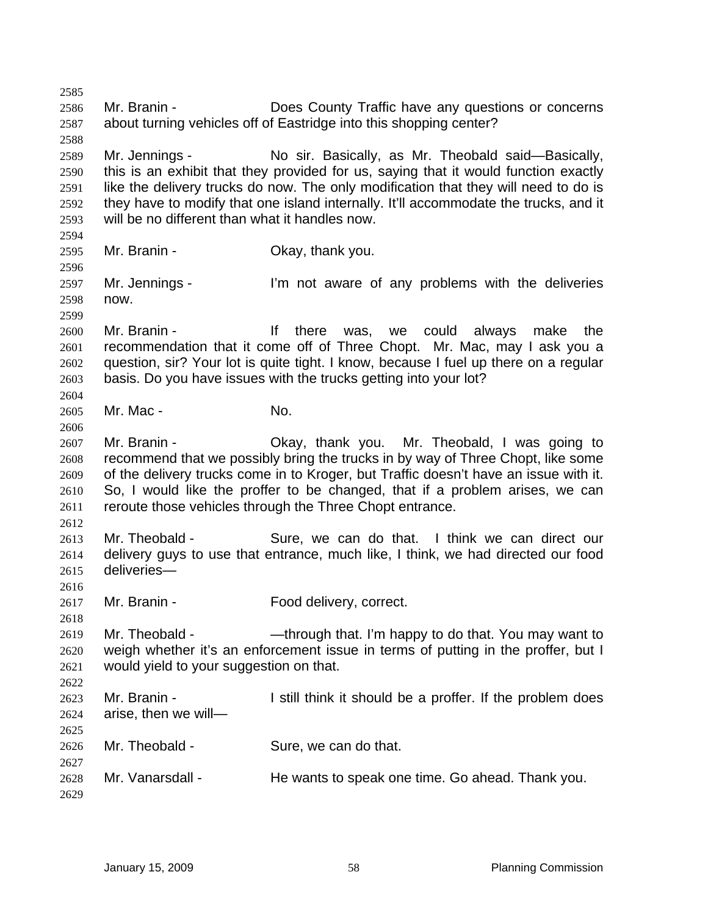Mr. Branin - Does County Traffic have any questions or concerns about turning vehicles off of Eastridge into this shopping center?

Mr. Jennings - No sir. Basically, as Mr. Theobald said—Basically, this is an exhibit that they provided for us, saying that it would function exactly like the delivery trucks do now. The only modification that they will need to do is they have to modify that one island internally. It'll accommodate the trucks, and it will be no different than what it handles now.

Mr. Branin - Okay, thank you.

Mr. Jennings - I'm not aware of any problems with the deliveries now.

Mr. Branin - If there was, we could always make the recommendation that it come off of Three Chopt. Mr. Mac, may I ask you a question, sir? Your lot is quite tight. I know, because I fuel up there on a regular basis. Do you have issues with the trucks getting into your lot?

Mr. Mac - No.

Mr. Branin - Okay, thank you. Mr. Theobald, I was going to recommend that we possibly bring the trucks in by way of Three Chopt, like some of the delivery trucks come in to Kroger, but Traffic doesn't have an issue with it. So, I would like the proffer to be changed, that if a problem arises, we can reroute those vehicles through the Three Chopt entrance.

Mr. Theobald - Sure, we can do that. I think we can direct our delivery guys to use that entrance, much like, I think, we had directed our food deliveries—

Mr. Branin - Food delivery, correct.

Mr. Theobald - —through that. I'm happy to do that. You may want to weigh whether it's an enforcement issue in terms of putting in the proffer, but I would yield to your suggestion on that.

Mr. Branin - I still think it should be a proffer. If the problem does arise, then we will—

Mr. Theobald - Sure, we can do that.

Mr. Vanarsdall - He wants to speak one time. Go ahead. Thank you.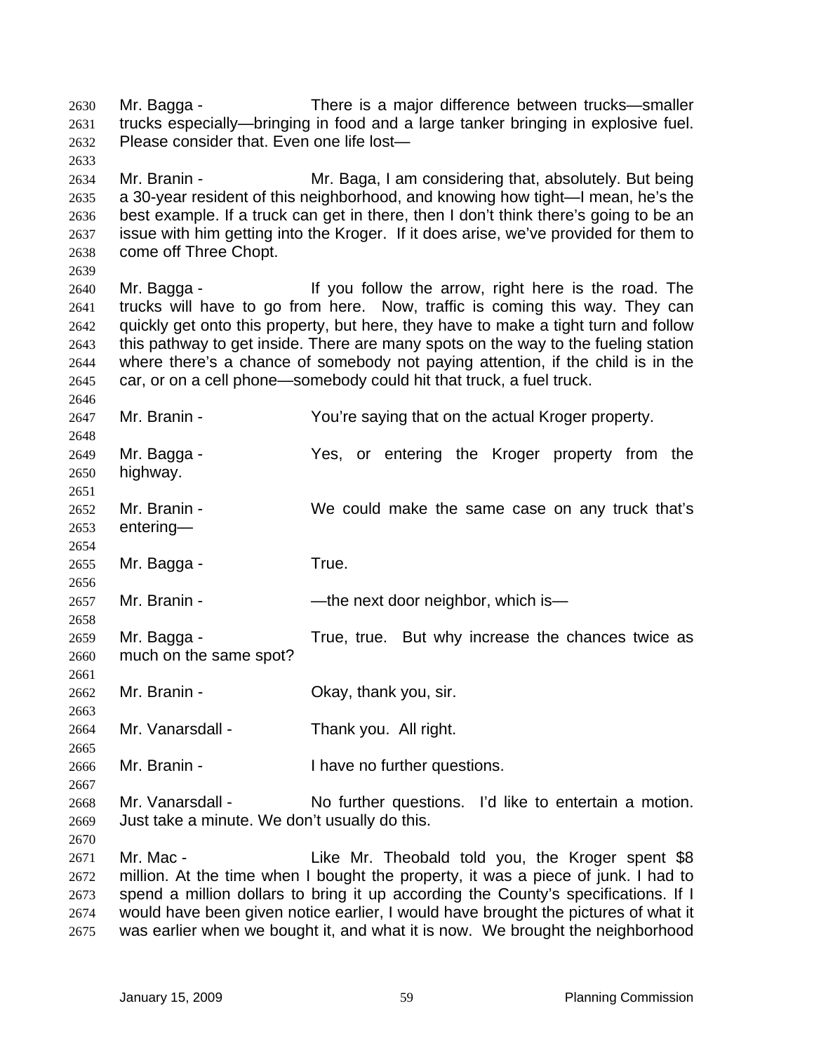Mr. Bagga - There is a major difference between trucks—smaller trucks especially—bringing in food and a large tanker bringing in explosive fuel. Please consider that. Even one life lost—

Mr. Branin - Mr. Baga, I am considering that, absolutely. But being a 30-year resident of this neighborhood, and knowing how tight—I mean, he's the best example. If a truck can get in there, then I don't think there's going to be an issue with him getting into the Kroger. If it does arise, we've provided for them to come off Three Chopt.

Mr. Bagga - If you follow the arrow, right here is the road. The trucks will have to go from here. Now, traffic is coming this way. They can quickly get onto this property, but here, they have to make a tight turn and follow this pathway to get inside. There are many spots on the way to the fueling station where there's a chance of somebody not paying attention, if the child is in the car, or on a cell phone—somebody could hit that truck, a fuel truck.

Mr. Branin - You're saying that on the actual Kroger property.

Mr. Bagga - Yes, or entering the Kroger property from the highway.

Mr. Branin - We could make the same case on any truck that's entering—

Mr. Bagga - True.

Mr. Branin - —the next door neighbor, which is—

Mr. Bagga - True, true. But why increase the chances twice as much on the same spot?

Mr. Branin - Okay, thank you, sir.

Mr. Vanarsdall - Thank you. All right.

Mr. Branin - I have no further questions.

Mr. Vanarsdall - No further questions. I'd like to entertain a motion. Just take a minute. We don't usually do this.

Mr. Mac - Like Mr. Theobald told you, the Kroger spent $8 million. At the time when I bought the property, it was a piece of junk. I had to spend a million dollars to bring it up according the County's specifications. If I would have been given notice earlier, I would have brought the pictures of what it was earlier when we bought it, and what it is now. We brought the neighborhood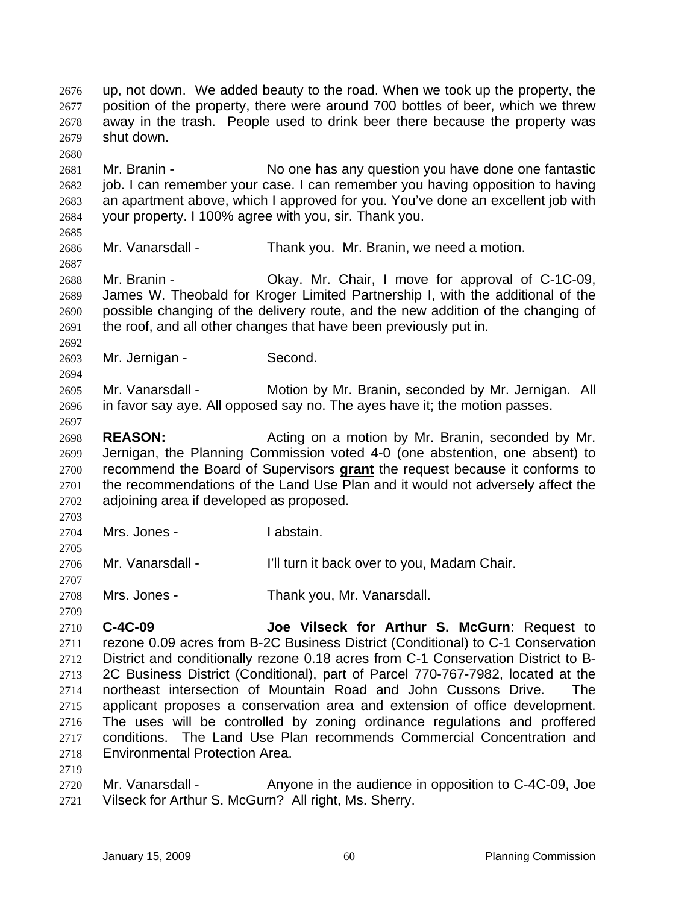up, not down. We added beauty to the road. When we took up the property, the position of the property, there were around 700 bottles of beer, which we threw away in the trash. People used to drink beer there because the property was shut down.

Mr. Branin - No one has any question you have done one fantastic job. I can remember your case. I can remember you having opposition to having an apartment above, which I approved for you. You've done an excellent job with your property. I 100% agree with you, sir. Thank you.

Mr. Vanarsdall - Thank you. Mr. Branin, we need a motion.

Mr. Branin - Okay. Mr. Chair, I move for approval of C-1C-09, James W. Theobald for Kroger Limited Partnership I, with the additional of the possible changing of the delivery route, and the new addition of the changing of the roof, and all other changes that have been previously put in.

Mr. Jernigan - Second.

Mr. Vanarsdall - Motion by Mr. Branin, seconded by Mr. Jernigan. All in favor say aye. All opposed say no. The ayes have it; the motion passes.

**REASON:** Acting on a motion by Mr. Branin, seconded by Mr. Jernigan, the Planning Commission voted 4-0 (one abstention, one absent) to recommend the Board of Supervisors **grant** the request because it conforms to the recommendations of the Land Use Plan and it would not adversely affect the adjoining area if developed as proposed.

Mrs. Jones - I abstain.

Mr. Vanarsdall - I'll turn it back over to you, Madam Chair.

Mrs. Jones - Thank you, Mr. Vanarsdall.

**C-4C-09** **Joe Vilseck for Arthur S. McGurn**: Request to rezone 0.09 acres from B-2C Business District (Conditional) to C-1 Conservation District and conditionally rezone 0.18 acres from C-1 Conservation District to B-2C Business District (Conditional), part of Parcel 770-767-7982, located at the northeast intersection of Mountain Road and John Cussons Drive. The applicant proposes a conservation area and extension of office development. The uses will be controlled by zoning ordinance regulations and proffered conditions. The Land Use Plan recommends Commercial Concentration and Environmental Protection Area.

Mr. Vanarsdall - Anyone in the audience in opposition to C-4C-09, Joe Vilseck for Arthur S. McGurn? All right, Ms. Sherry.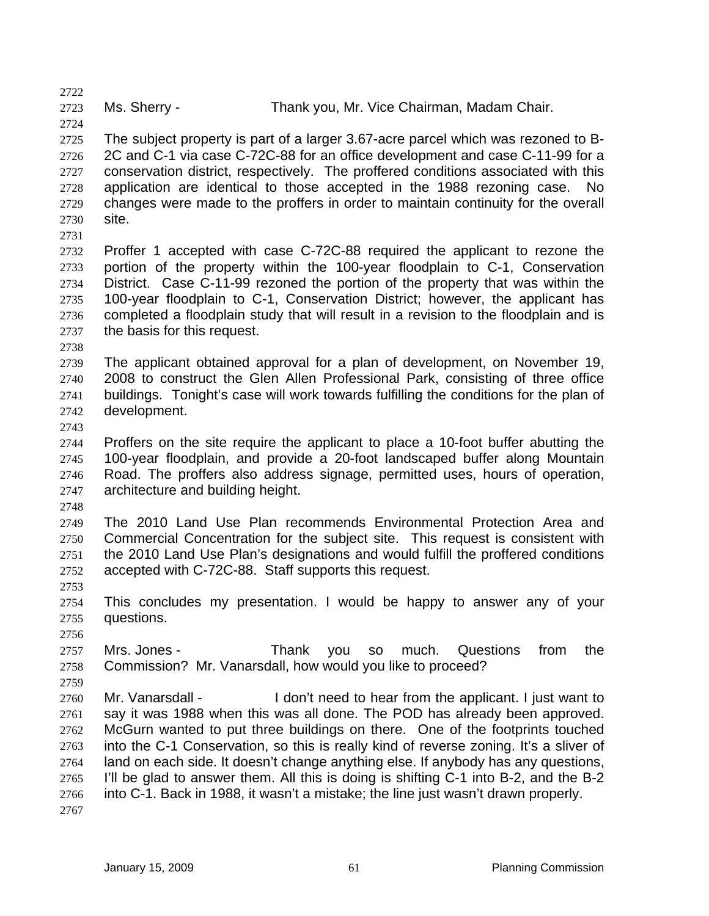Ms. Sherry - Thank you, Mr. Vice Chairman, Madam Chair.

The subject property is part of a larger 3.67-acre parcel which was rezoned to B-2C and C-1 via case C-72C-88 for an office development and case C-11-99 for a conservation district, respectively. The proffered conditions associated with this application are identical to those accepted in the 1988 rezoning case. No changes were made to the proffers in order to maintain continuity for the overall site.

Proffer 1 accepted with case C-72C-88 required the applicant to rezone the portion of the property within the 100-year floodplain to C-1, Conservation District. Case C-11-99 rezoned the portion of the property that was within the 100-year floodplain to C-1, Conservation District; however, the applicant has completed a floodplain study that will result in a revision to the floodplain and is the basis for this request.

The applicant obtained approval for a plan of development, on November 19, 2008 to construct the Glen Allen Professional Park, consisting of three office buildings. Tonight's case will work towards fulfilling the conditions for the plan of development.

Proffers on the site require the applicant to place a 10-foot buffer abutting the 100-year floodplain, and provide a 20-foot landscaped buffer along Mountain Road. The proffers also address signage, permitted uses, hours of operation, architecture and building height.

The 2010 Land Use Plan recommends Environmental Protection Area and Commercial Concentration for the subject site. This request is consistent with the 2010 Land Use Plan's designations and would fulfill the proffered conditions accepted with C-72C-88. Staff supports this request.

This concludes my presentation. I would be happy to answer any of your questions.

Mrs. Jones - Thank you so much. Questions from the Commission? Mr. Vanarsdall, how would you like to proceed?

Mr. Vanarsdall - I don't need to hear from the applicant. I just want to say it was 1988 when this was all done. The POD has already been approved. McGurn wanted to put three buildings on there. One of the footprints touched into the C-1 Conservation, so this is really kind of reverse zoning. It's a sliver of land on each side. It doesn't change anything else. If anybody has any questions, I'll be glad to answer them. All this is doing is shifting C-1 into B-2, and the B-2 into C-1. Back in 1988, it wasn't a mistake; the line just wasn't drawn properly.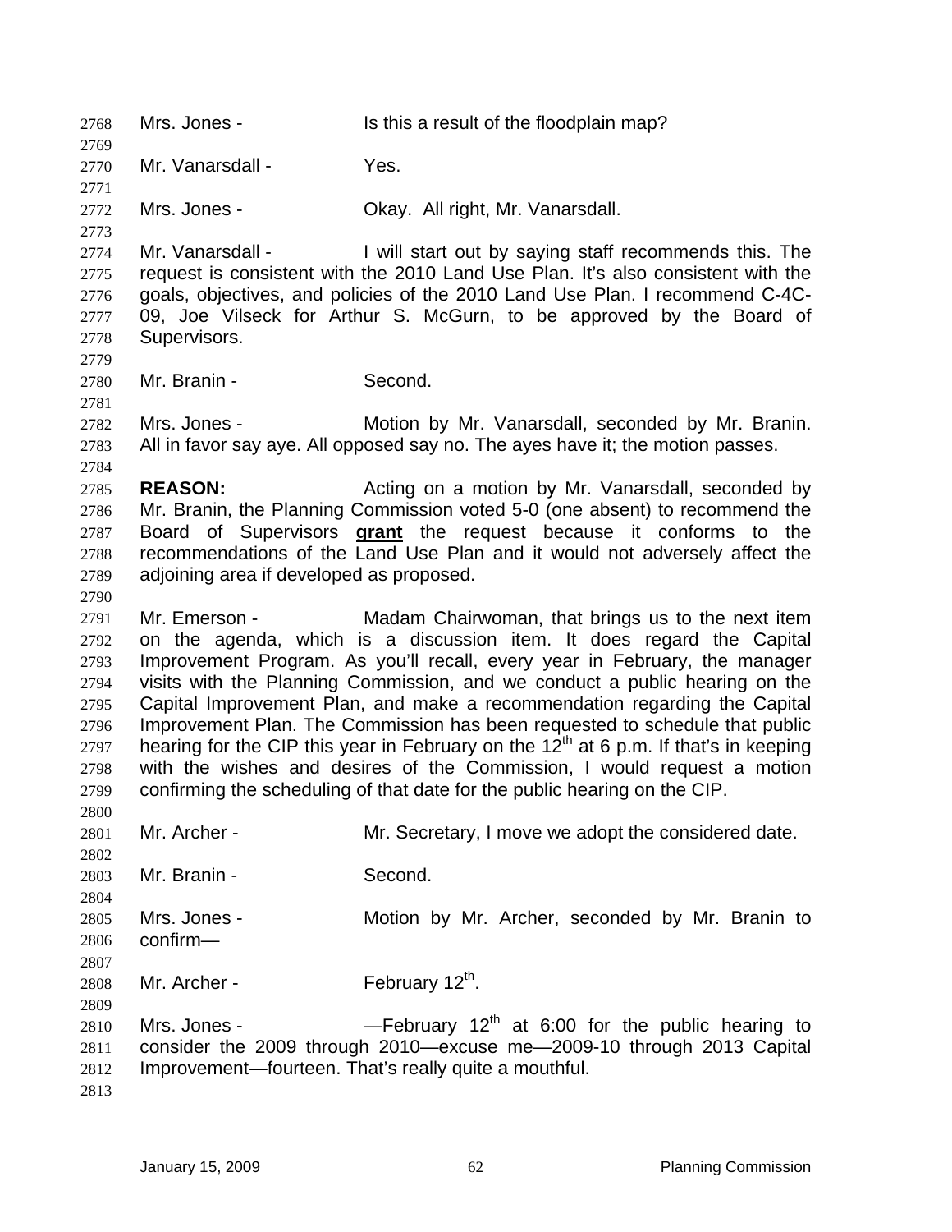Mrs. Jones - Is this a result of the floodplain map?

Mr. Vanarsdall - Yes.

Mrs. Jones - Okay. All right, Mr. Vanarsdall.

Mr. Vanarsdall - I will start out by saying staff recommends this. The request is consistent with the 2010 Land Use Plan. It's also consistent with the goals, objectives, and policies of the 2010 Land Use Plan. I recommend C-4C-09, Joe Vilseck for Arthur S. McGurn, to be approved by the Board of Supervisors.

Mr. Branin - Second.

Mrs. Jones - Motion by Mr. Vanarsdall, seconded by Mr. Branin. All in favor say aye. All opposed say no. The ayes have it; the motion passes.

**REASON:** Acting on a motion by Mr. Vanarsdall, seconded by Mr. Branin, the Planning Commission voted 5-0 (one absent) to recommend the Board of Supervisors **grant** the request because it conforms to the recommendations of the Land Use Plan and it would not adversely affect the adjoining area if developed as proposed.

Mr. Emerson - Madam Chairwoman, that brings us to the next item on the agenda, which is a discussion item. It does regard the Capital Improvement Program. As you'll recall, every year in February, the manager visits with the Planning Commission, and we conduct a public hearing on the Capital Improvement Plan, and make a recommendation regarding the Capital Improvement Plan. The Commission has been requested to schedule that public hearing for the CIP this year in February on the 12th at 6 p.m. If that's in keeping with the wishes and desires of the Commission, I would request a motion confirming the scheduling of that date for the public hearing on the CIP.

Mr. Archer - Mr. Secretary, I move we adopt the considered date.

Mr. Branin - Second.

Mrs. Jones - Motion by Mr. Archer, seconded by Mr. Branin to confirm—

Mr. Archer - February 12th.

Mrs. Jones - —February 12th at 6:00 for the public hearing to consider the 2009 through 2010—excuse me—2009-10 through 2013 Capital Improvement—fourteen. That's really quite a mouthful.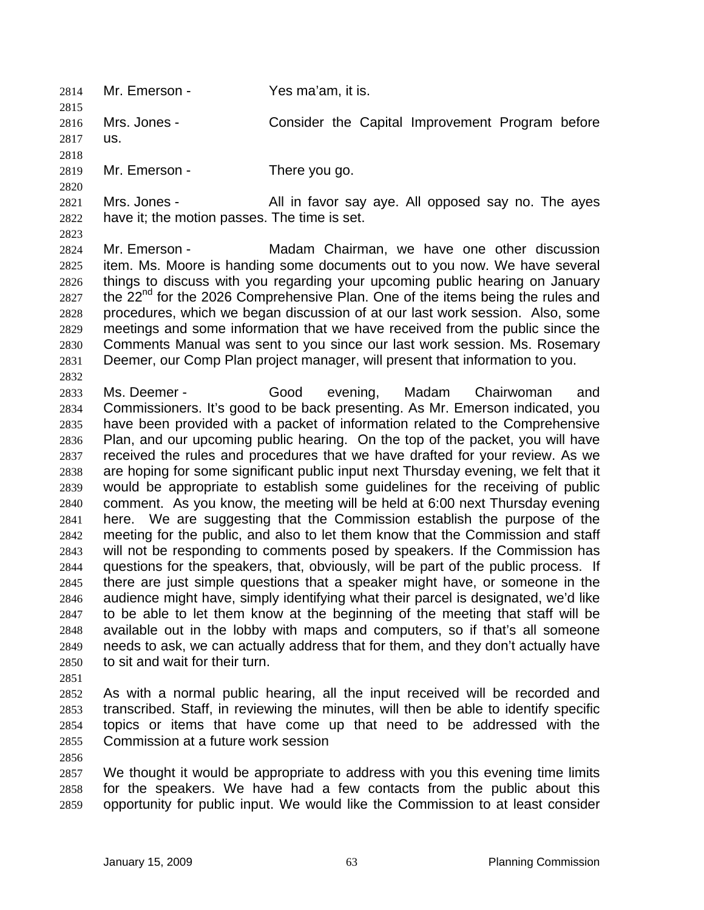Mr. Emerson - Yes ma'am, it is.

Mrs. Jones - Consider the Capital Improvement Program before us.

Mr. Emerson - There you go.

Mrs. Jones - All in favor say aye. All opposed say no. The ayes have it; the motion passes. The time is set.

Mr. Emerson - Madam Chairman, we have one other discussion item. Ms. Moore is handing some documents out to you now. We have several things to discuss with you regarding your upcoming public hearing on January the 22nd for the 2026 Comprehensive Plan. One of the items being the rules and procedures, which we began discussion of at our last work session. Also, some meetings and some information that we have received from the public since the Comments Manual was sent to you since our last work session. Ms. Rosemary Deemer, our Comp Plan project manager, will present that information to you.

Ms. Deemer - Good evening, Madam Chairwoman and Commissioners. It's good to be back presenting. As Mr. Emerson indicated, you have been provided with a packet of information related to the Comprehensive Plan, and our upcoming public hearing. On the top of the packet, you will have received the rules and procedures that we have drafted for your review. As we are hoping for some significant public input next Thursday evening, we felt that it would be appropriate to establish some guidelines for the receiving of public comment. As you know, the meeting will be held at 6:00 next Thursday evening here. We are suggesting that the Commission establish the purpose of the meeting for the public, and also to let them know that the Commission and staff will not be responding to comments posed by speakers. If the Commission has questions for the speakers, that, obviously, will be part of the public process. If there are just simple questions that a speaker might have, or someone in the audience might have, simply identifying what their parcel is designated, we'd like to be able to let them know at the beginning of the meeting that staff will be available out in the lobby with maps and computers, so if that's all someone needs to ask, we can actually address that for them, and they don't actually have to sit and wait for their turn.

As with a normal public hearing, all the input received will be recorded and transcribed. Staff, in reviewing the minutes, will then be able to identify specific topics or items that have come up that need to be addressed with the Commission at a future work session

We thought it would be appropriate to address with you this evening time limits for the speakers. We have had a few contacts from the public about this opportunity for public input. We would like the Commission to at least consider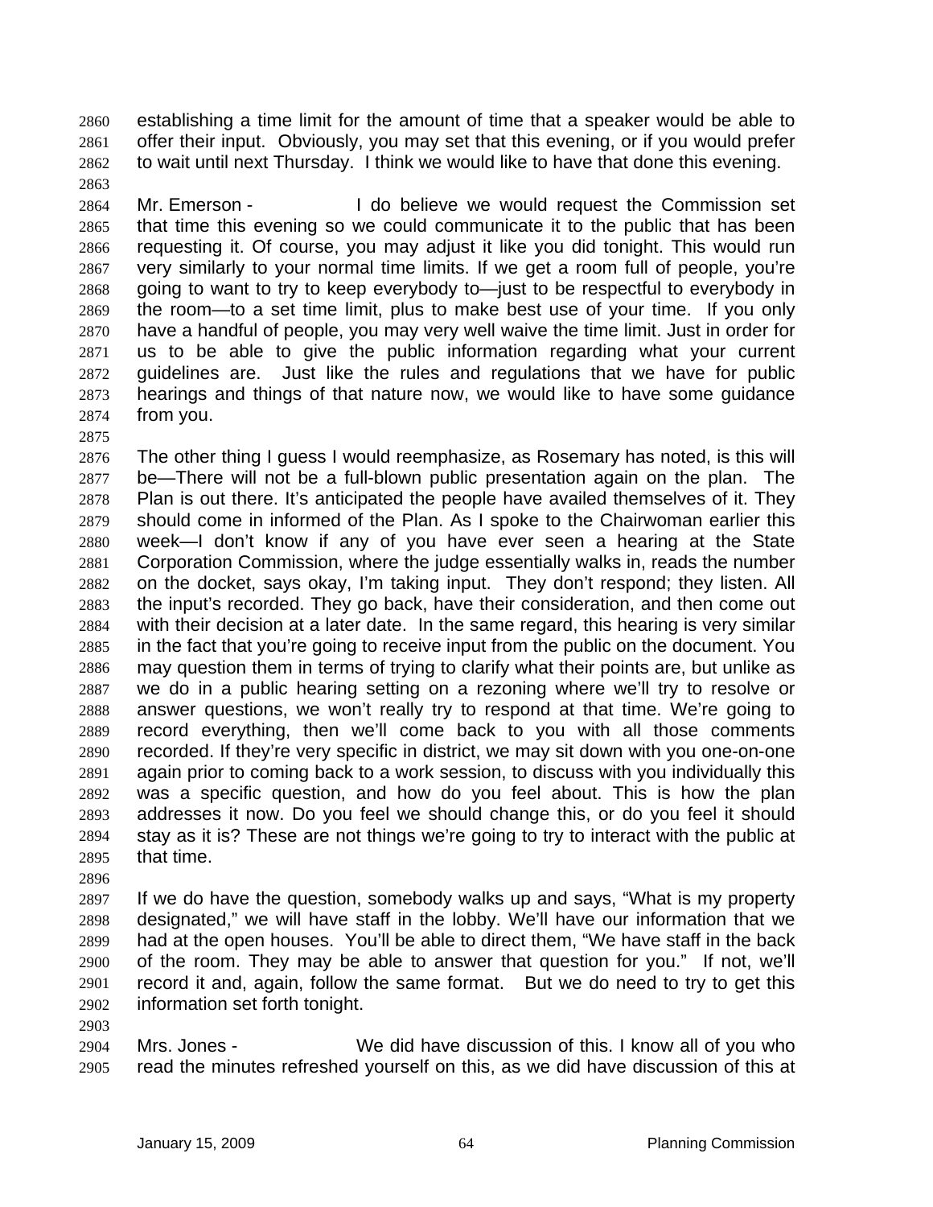establishing a time limit for the amount of time that a speaker would be able to offer their input. Obviously, you may set that this evening, or if you would prefer to wait until next Thursday. I think we would like to have that done this evening.

Mr. Emerson - I do believe we would request the Commission set that time this evening so we could communicate it to the public that has been requesting it. Of course, you may adjust it like you did tonight. This would run very similarly to your normal time limits. If we get a room full of people, you're going to want to try to keep everybody to—just to be respectful to everybody in the room—to a set time limit, plus to make best use of your time. If you only have a handful of people, you may very well waive the time limit. Just in order for us to be able to give the public information regarding what your current guidelines are. Just like the rules and regulations that we have for public hearings and things of that nature now, we would like to have some guidance from you.

The other thing I guess I would reemphasize, as Rosemary has noted, is this will be—There will not be a full-blown public presentation again on the plan. The Plan is out there. It's anticipated the people have availed themselves of it. They should come in informed of the Plan. As I spoke to the Chairwoman earlier this week—I don't know if any of you have ever seen a hearing at the State Corporation Commission, where the judge essentially walks in, reads the number on the docket, says okay, I'm taking input. They don't respond; they listen. All the input's recorded. They go back, have their consideration, and then come out with their decision at a later date. In the same regard, this hearing is very similar in the fact that you're going to receive input from the public on the document. You may question them in terms of trying to clarify what their points are, but unlike as we do in a public hearing setting on a rezoning where we'll try to resolve or answer questions, we won't really try to respond at that time. We're going to record everything, then we'll come back to you with all those comments recorded. If they're very specific in district, we may sit down with you one-on-one again prior to coming back to a work session, to discuss with you individually this was a specific question, and how do you feel about. This is how the plan addresses it now. Do you feel we should change this, or do you feel it should stay as it is? These are not things we're going to try to interact with the public at that time.

If we do have the question, somebody walks up and says, "What is my property designated," we will have staff in the lobby. We'll have our information that we had at the open houses. You'll be able to direct them, "We have staff in the back of the room. They may be able to answer that question for you." If not, we'll record it and, again, follow the same format. But we do need to try to get this information set forth tonight.

Mrs. Jones - We did have discussion of this. I know all of you who read the minutes refreshed yourself on this, as we did have discussion of this at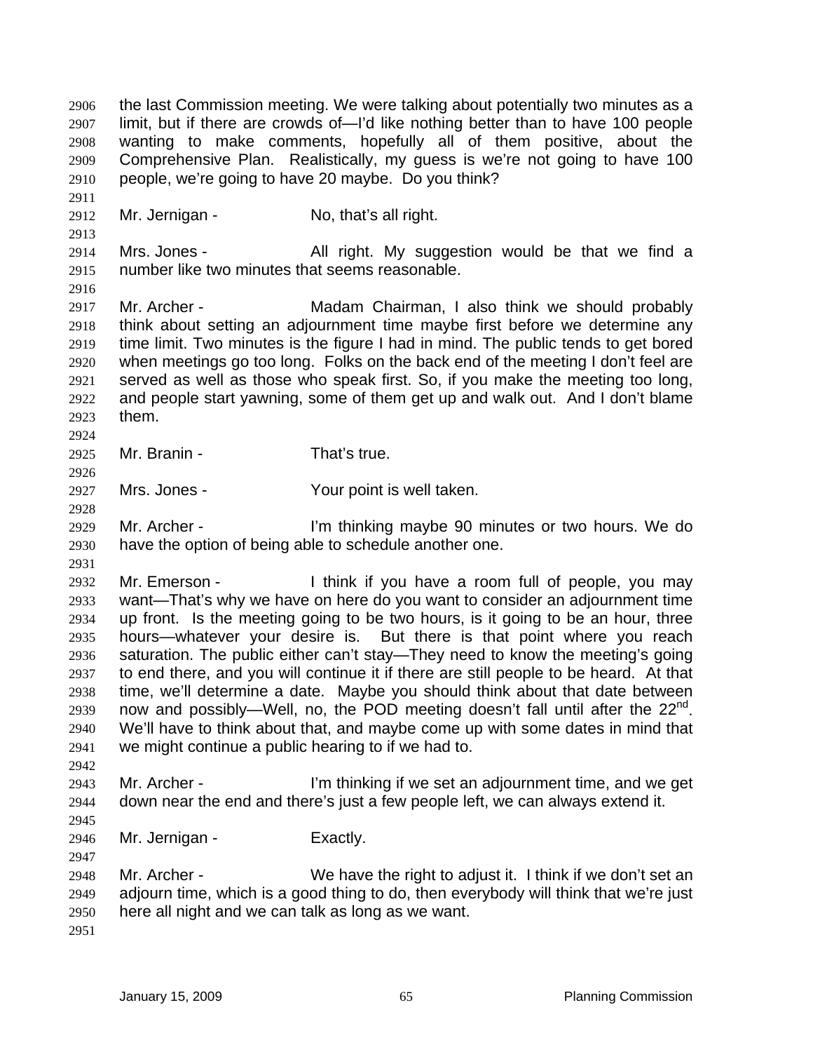the last Commission meeting. We were talking about potentially two minutes as a limit, but if there are crowds of—I'd like nothing better than to have 100 people wanting to make comments, hopefully all of them positive, about the Comprehensive Plan. Realistically, my guess is we're not going to have 100 people, we're going to have 20 maybe. Do you think?

Mr. Jernigan - No, that's all right.

Mrs. Jones - All right. My suggestion would be that we find a number like two minutes that seems reasonable.

Mr. Archer - Madam Chairman, I also think we should probably think about setting an adjournment time maybe first before we determine any time limit. Two minutes is the figure I had in mind. The public tends to get bored when meetings go too long. Folks on the back end of the meeting I don't feel are served as well as those who speak first. So, if you make the meeting too long, and people start yawning, some of them get up and walk out. And I don't blame them.

Mr. Branin - That's true.

Mrs. Jones - Your point is well taken.

Mr. Archer - I'm thinking maybe 90 minutes or two hours. We do have the option of being able to schedule another one.

Mr. Emerson - I think if you have a room full of people, you may want—That's why we have on here do you want to consider an adjournment time up front. Is the meeting going to be two hours, is it going to be an hour, three hours—whatever your desire is. But there is that point where you reach saturation. The public either can't stay—They need to know the meeting's going to end there, and you will continue it if there are still people to be heard. At that time, we'll determine a date. Maybe you should think about that date between now and possibly—Well, no, the POD meeting doesn't fall until after the 22nd. We'll have to think about that, and maybe come up with some dates in mind that we might continue a public hearing to if we had to.

Mr. Archer - I'm thinking if we set an adjournment time, and we get down near the end and there's just a few people left, we can always extend it.

Mr. Jernigan - Exactly.

Mr. Archer - We have the right to adjust it. I think if we don't set an adjourn time, which is a good thing to do, then everybody will think that we're just here all night and we can talk as long as we want.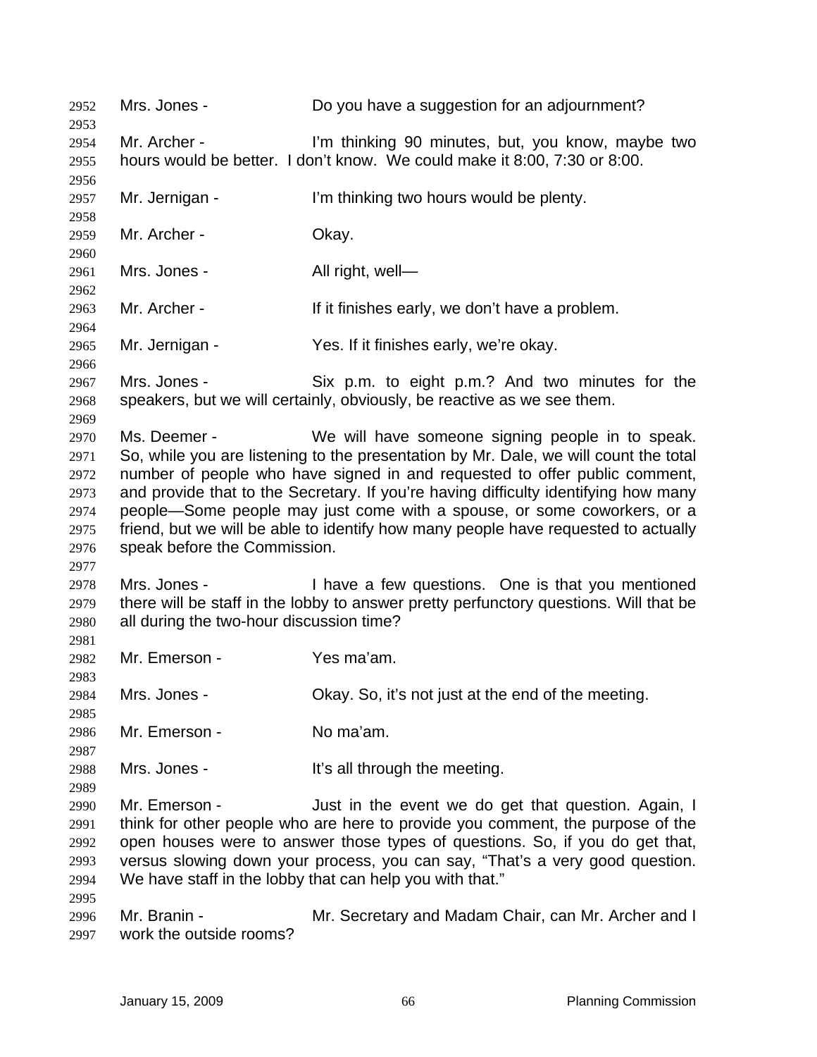Mrs. Jones - Do you have a suggestion for an adjournment?

Mr. Archer - I'm thinking 90 minutes, but, you know, maybe two hours would be better. I don't know. We could make it 8:00, 7:30 or 8:00.

Mr. Jernigan - I'm thinking two hours would be plenty.

Mr. Archer - Okay.

Mrs. Jones - All right, well—

Mr. Archer - If it finishes early, we don't have a problem.

Mr. Jernigan - Yes. If it finishes early, we're okay.

Mrs. Jones - Six p.m. to eight p.m.? And two minutes for the speakers, but we will certainly, obviously, be reactive as we see them.

Ms. Deemer - We will have someone signing people in to speak. So, while you are listening to the presentation by Mr. Dale, we will count the total number of people who have signed in and requested to offer public comment, and provide that to the Secretary. If you're having difficulty identifying how many people—Some people may just come with a spouse, or some coworkers, or a friend, but we will be able to identify how many people have requested to actually speak before the Commission.

Mrs. Jones - I have a few questions. One is that you mentioned there will be staff in the lobby to answer pretty perfunctory questions. Will that be all during the two-hour discussion time?

Mr. Emerson - Yes ma'am.

Mrs. Jones - Okay. So, it's not just at the end of the meeting.

Mr. Emerson - No ma'am.

Mrs. Jones - It's all through the meeting.

Mr. Emerson - Just in the event we do get that question. Again, I think for other people who are here to provide you comment, the purpose of the open houses were to answer those types of questions. So, if you do get that, versus slowing down your process, you can say, "That's a very good question. We have staff in the lobby that can help you with that."

Mr. Branin - Mr. Secretary and Madam Chair, can Mr. Archer and I work the outside rooms?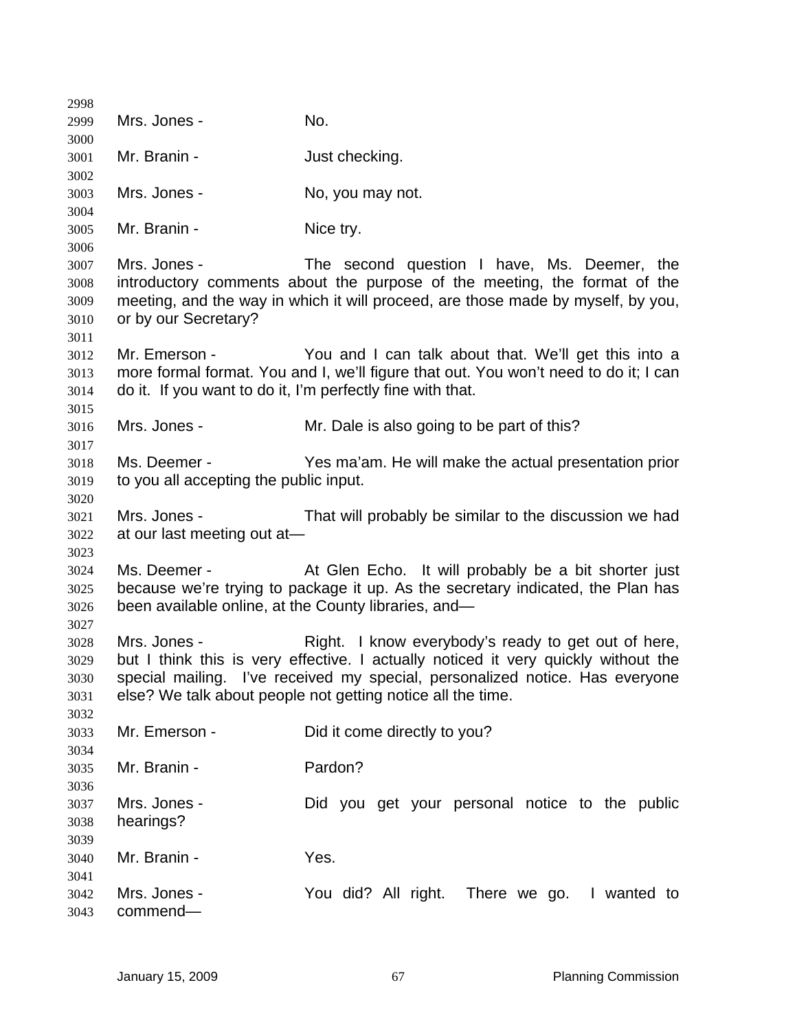Mrs. Jones - No.

Mr. Branin - Just checking.

Mrs. Jones - No, you may not.

Mr. Branin - Nice try.

Mrs. Jones - The second question I have, Ms. Deemer, the introductory comments about the purpose of the meeting, the format of the meeting, and the way in which it will proceed, are those made by myself, by you, or by our Secretary?

Mr. Emerson - You and I can talk about that. We'll get this into a more formal format. You and I, we'll figure that out. You won't need to do it; I can do it. If you want to do it, I'm perfectly fine with that.

Mrs. Jones - Mr. Dale is also going to be part of this?

Ms. Deemer - Yes ma'am. He will make the actual presentation prior to you all accepting the public input.

Mrs. Jones - That will probably be similar to the discussion we had at our last meeting out at—

Ms. Deemer - At Glen Echo. It will probably be a bit shorter just because we're trying to package it up. As the secretary indicated, the Plan has been available online, at the County libraries, and—

Mrs. Jones - Right. I know everybody's ready to get out of here, but I think this is very effective. I actually noticed it very quickly without the special mailing. I've received my special, personalized notice. Has everyone else? We talk about people not getting notice all the time.

Mr. Emerson - Did it come directly to you?

Mr. Branin - Pardon?

Mrs. Jones - Did you get your personal notice to the public hearings?

Mr. Branin - Yes.

Mrs. Jones - You did? All right. There we go. I wanted to commend—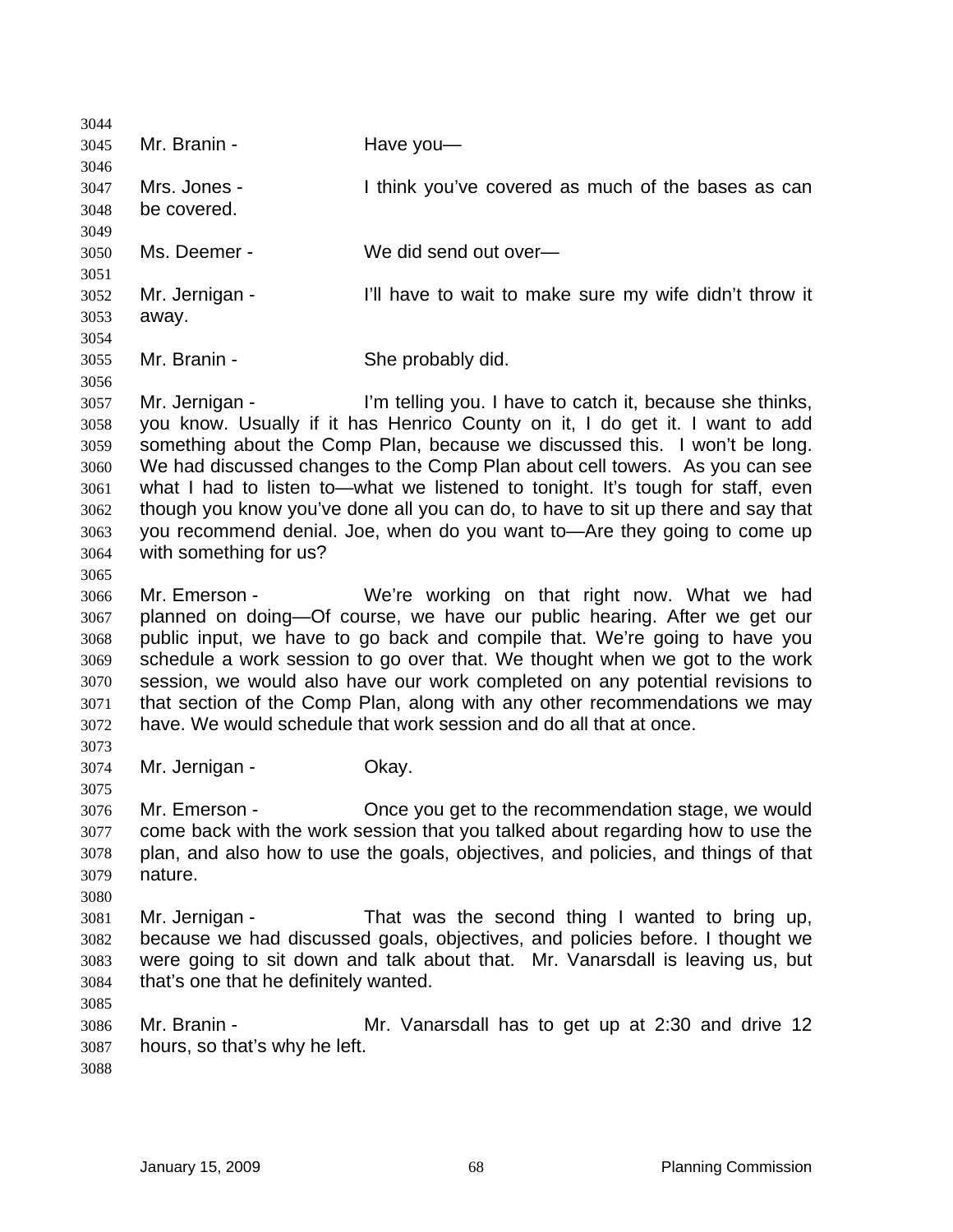Mr. Branin - Have you—

Mrs. Jones - I think you've covered as much of the bases as can be covered.

Ms. Deemer - We did send out over—

Mr. Jernigan - I'll have to wait to make sure my wife didn't throw it away.

Mr. Branin - She probably did.

Mr. Jernigan - I'm telling you. I have to catch it, because she thinks, you know. Usually if it has Henrico County on it, I do get it. I want to add something about the Comp Plan, because we discussed this. I won't be long. We had discussed changes to the Comp Plan about cell towers. As you can see what I had to listen to—what we listened to tonight. It's tough for staff, even though you know you've done all you can do, to have to sit up there and say that you recommend denial. Joe, when do you want to—Are they going to come up with something for us?

Mr. Emerson - We're working on that right now. What we had planned on doing—Of course, we have our public hearing. After we get our public input, we have to go back and compile that. We're going to have you schedule a work session to go over that. We thought when we got to the work session, we would also have our work completed on any potential revisions to that section of the Comp Plan, along with any other recommendations we may have. We would schedule that work session and do all that at once.

Mr. Jernigan - Okay.

Mr. Emerson - Once you get to the recommendation stage, we would come back with the work session that you talked about regarding how to use the plan, and also how to use the goals, objectives, and policies, and things of that nature.

Mr. Jernigan - That was the second thing I wanted to bring up, because we had discussed goals, objectives, and policies before. I thought we were going to sit down and talk about that. Mr. Vanarsdall is leaving us, but that's one that he definitely wanted.

Mr. Branin - Mr. Vanarsdall has to get up at 2:30 and drive 12 hours, so that's why he left.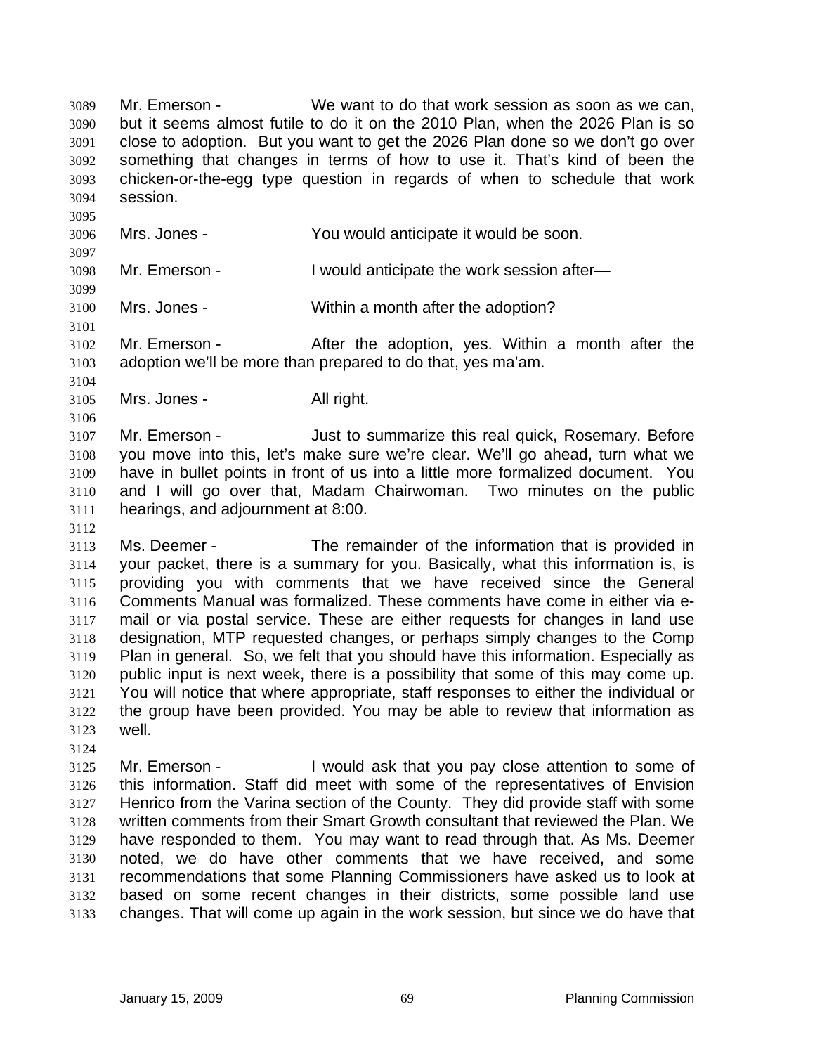Mr. Emerson - We want to do that work session as soon as we can, but it seems almost futile to do it on the 2010 Plan, when the 2026 Plan is so close to adoption. But you want to get the 2026 Plan done so we don't go over something that changes in terms of how to use it. That's kind of been the chicken-or-the-egg type question in regards of when to schedule that work session.

Mrs. Jones - You would anticipate it would be soon.

Mr. Emerson - I would anticipate the work session after—

Mrs. Jones - Within a month after the adoption?

Mr. Emerson - After the adoption, yes. Within a month after the adoption we'll be more than prepared to do that, yes ma'am.

Mrs. Jones - All right.

Mr. Emerson - Just to summarize this real quick, Rosemary. Before you move into this, let's make sure we're clear. We'll go ahead, turn what we have in bullet points in front of us into a little more formalized document. You and I will go over that, Madam Chairwoman. Two minutes on the public hearings, and adjournment at 8:00.

Ms. Deemer - The remainder of the information that is provided in your packet, there is a summary for you. Basically, what this information is, is providing you with comments that we have received since the General Comments Manual was formalized. These comments have come in either via e-mail or via postal service. These are either requests for changes in land use designation, MTP requested changes, or perhaps simply changes to the Comp Plan in general. So, we felt that you should have this information. Especially as public input is next week, there is a possibility that some of this may come up. You will notice that where appropriate, staff responses to either the individual or the group have been provided. You may be able to review that information as well.

Mr. Emerson - I would ask that you pay close attention to some of this information. Staff did meet with some of the representatives of Envision Henrico from the Varina section of the County. They did provide staff with some written comments from their Smart Growth consultant that reviewed the Plan. We have responded to them. You may want to read through that. As Ms. Deemer noted, we do have other comments that we have received, and some recommendations that some Planning Commissioners have asked us to look at based on some recent changes in their districts, some possible land use changes. That will come up again in the work session, but since we do have that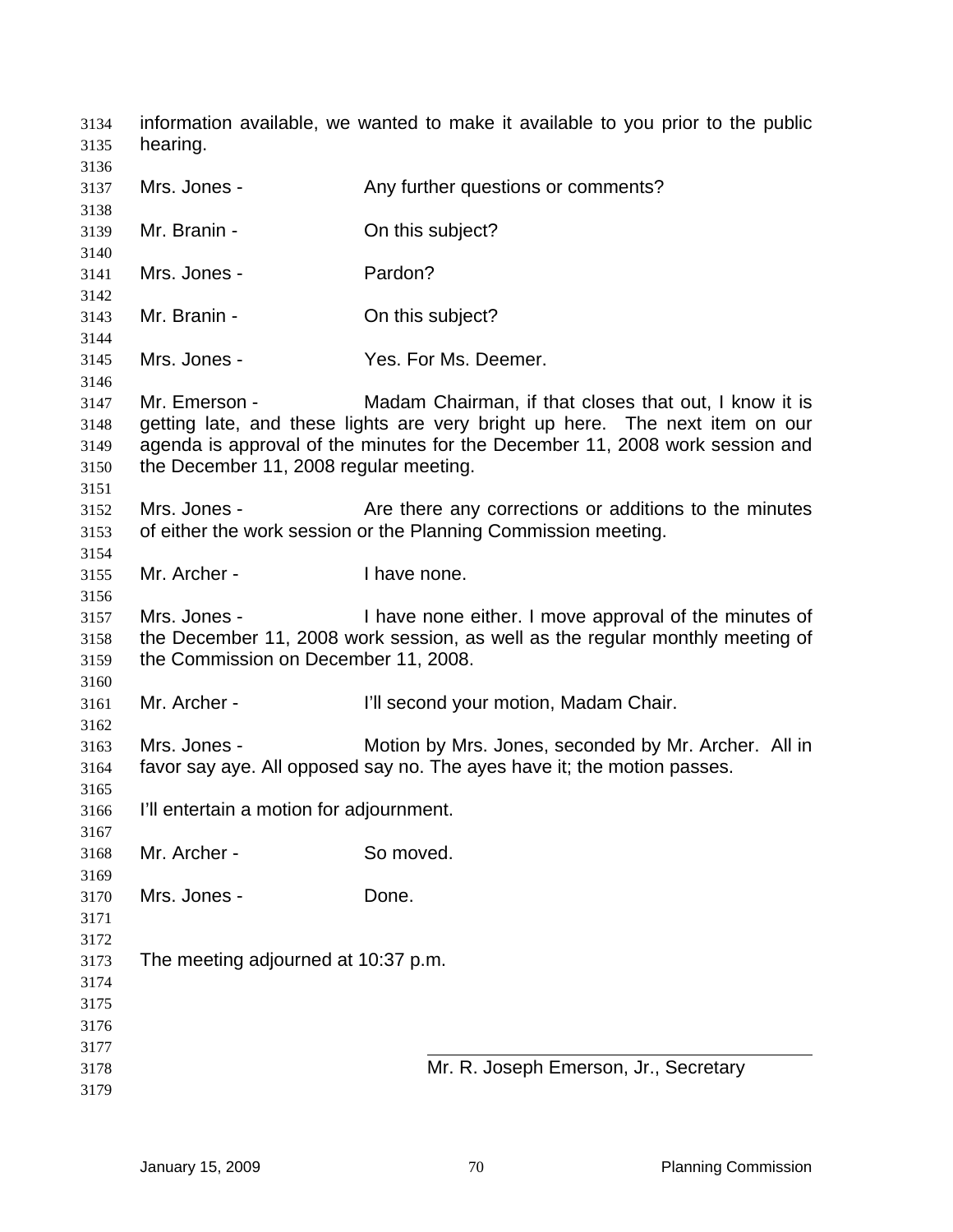information available, we wanted to make it available to you prior to the public hearing.

Mrs. Jones - Any further questions or comments?

Mr. Branin - On this subject?

Mrs. Jones - Pardon?

Mr. Branin - On this subject?

Mrs. Jones - Yes. For Ms. Deemer.

Mr. Emerson - Madam Chairman, if that closes that out, I know it is getting late, and these lights are very bright up here. The next item on our agenda is approval of the minutes for the December 11, 2008 work session and the December 11, 2008 regular meeting.

Mrs. Jones - Are there any corrections or additions to the minutes of either the work session or the Planning Commission meeting.

Mr. Archer - I have none.

Mrs. Jones - I have none either. I move approval of the minutes of the December 11, 2008 work session, as well as the regular monthly meeting of the Commission on December 11, 2008.

Mr. Archer - I'll second your motion, Madam Chair.

Mrs. Jones - Motion by Mrs. Jones, seconded by Mr. Archer. All in favor say aye. All opposed say no. The ayes have it; the motion passes.

I'll entertain a motion for adjournment.

Mr. Archer - So moved.

Mrs. Jones - Done.

The meeting adjourned at 10:37 p.m.

Mr. R. Joseph Emerson, Jr., Secretary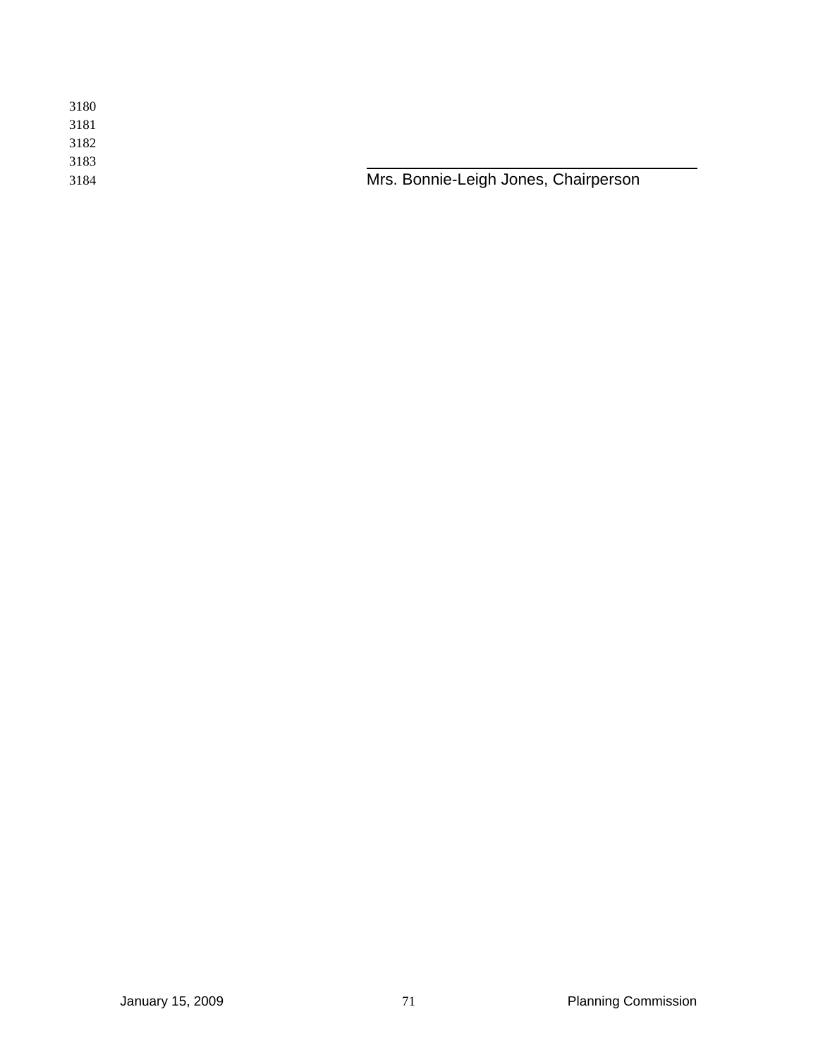\_\_\_\_\_\_\_\_\_\_\_\_\_\_\_\_\_\_\_\_\_\_\_\_\_\_\_\_\_\_\_\_\_\_\_\_\_\_

Mrs. Bonnie-Leigh Jones, Chairperson